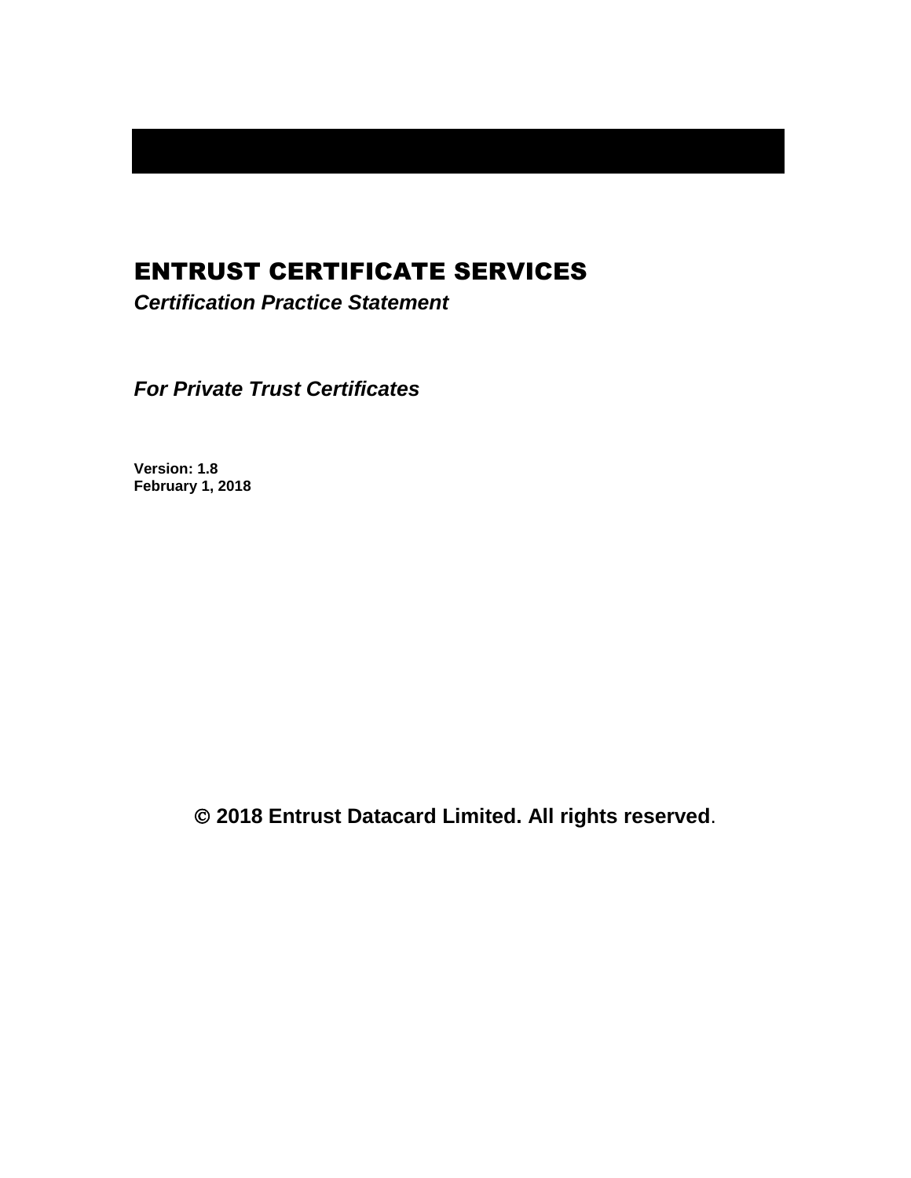# ENTRUST CERTIFICATE SERVICES

***Certification Practice Statement***

***For Private Trust Certificates***

**Version: 1.8**
**February 1, 2018**

**© 2018 Entrust Datacard Limited. All rights reserved**.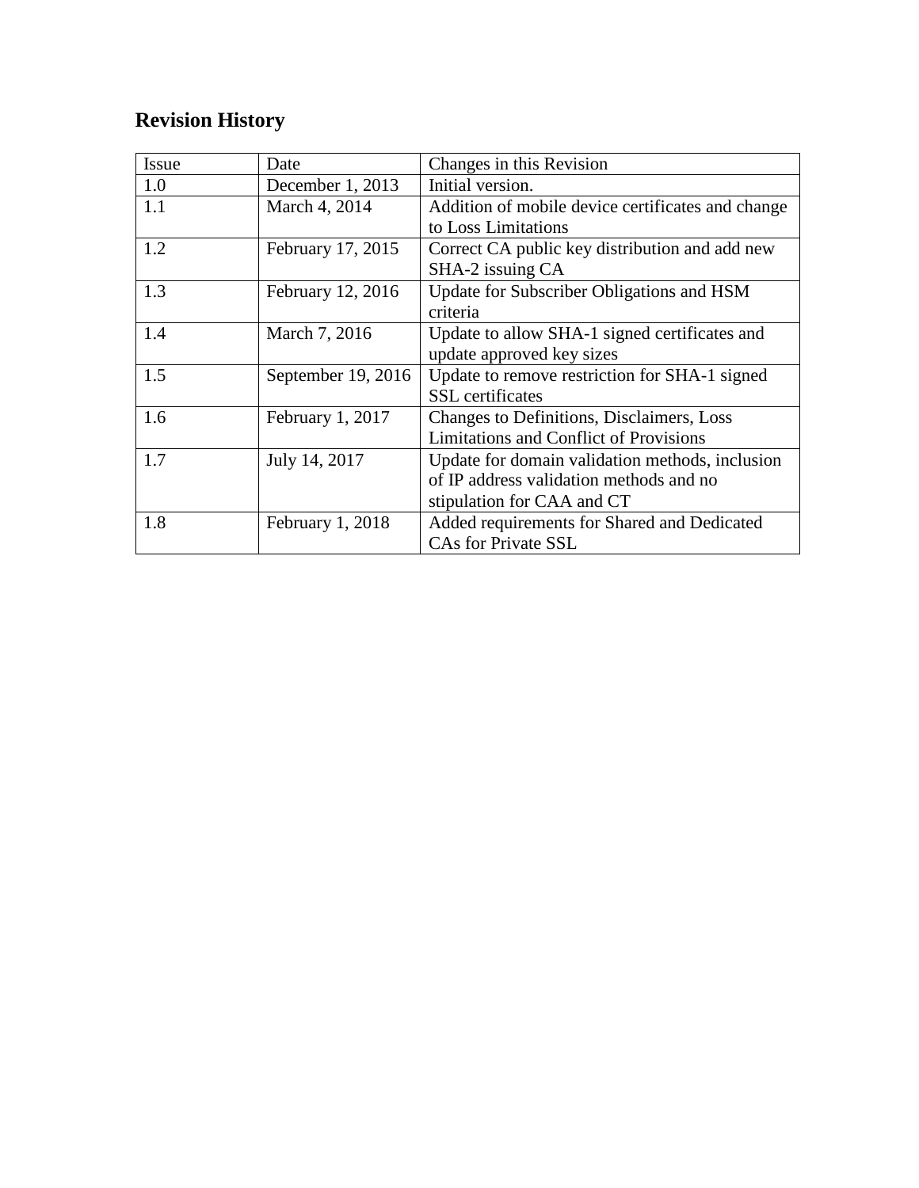## Revision History

| Issue | Date | Changes in this Revision |
|---|---|---|
| 1.0 | December 1, 2013 | Initial version. |
| 1.1 | March 4, 2014 | Addition of mobile device certificates and change to Loss Limitations |
| 1.2 | February 17, 2015 | Correct CA public key distribution and add new SHA-2 issuing CA |
| 1.3 | February 12, 2016 | Update for Subscriber Obligations and HSM criteria |
| 1.4 | March 7, 2016 | Update to allow SHA-1 signed certificates and update approved key sizes |
| 1.5 | September 19, 2016 | Update to remove restriction for SHA-1 signed SSL certificates |
| 1.6 | February 1, 2017 | Changes to Definitions, Disclaimers, Loss Limitations and Conflict of Provisions |
| 1.7 | July 14, 2017 | Update for domain validation methods, inclusion of IP address validation methods and no stipulation for CAA and CT |
| 1.8 | February 1, 2018 | Added requirements for Shared and Dedicated CAs for Private SSL |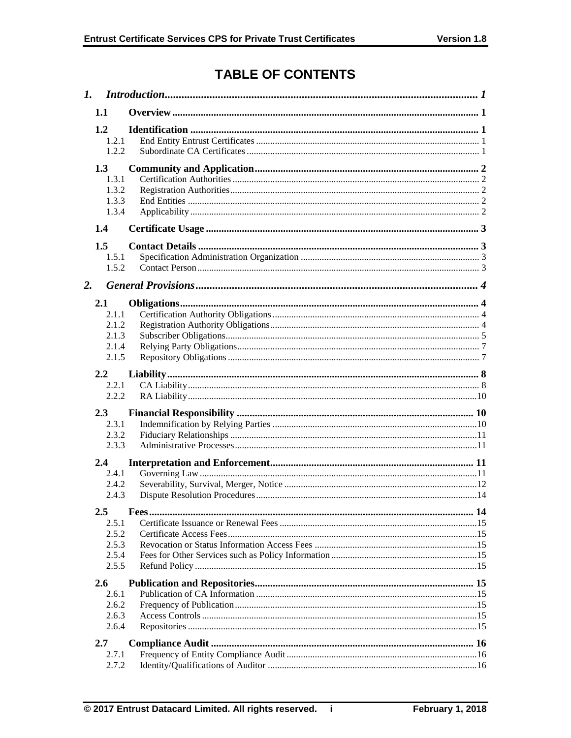# TABLE OF CONTENTS

*1. Introduction* ........ *1*

**1.1 Overview** ........ **1**

**1.2 Identification** ........ **1**

- 1.2.1 End Entity Entrust Certificates ........ 1
- 1.2.2 Subordinate CA Certificates ........ 1

**1.3 Community and Application** ........ **2**

- 1.3.1 Certification Authorities ........ 2
- 1.3.2 Registration Authorities ........ 2
- 1.3.3 End Entities ........ 2
- 1.3.4 Applicability ........ 2

**1.4 Certificate Usage** ........ **3**

**1.5 Contact Details** ........ **3**

- 1.5.1 Specification Administration Organization ........ 3
- 1.5.2 Contact Person ........ 3

*2. General Provisions* ........ *4*

**2.1 Obligations** ........ **4**

- 2.1.1 Certification Authority Obligations ........ 4
- 2.1.2 Registration Authority Obligations ........ 4
- 2.1.3 Subscriber Obligations ........ 5
- 2.1.4 Relying Party Obligations ........ 7
- 2.1.5 Repository Obligations ........ 7

**2.2 Liability** ........ **8**

- 2.2.1 CA Liability ........ 8
- 2.2.2 RA Liability ........ 10

**2.3 Financial Responsibility** ........ **10**

- 2.3.1 Indemnification by Relying Parties ........ 10
- 2.3.2 Fiduciary Relationships ........ 11
- 2.3.3 Administrative Processes ........ 11

**2.4 Interpretation and Enforcement** ........ **11**

- 2.4.1 Governing Law ........ 11
- 2.4.2 Severability, Survival, Merger, Notice ........ 12
- 2.4.3 Dispute Resolution Procedures ........ 14

**2.5 Fees** ........ **14**

- 2.5.1 Certificate Issuance or Renewal Fees ........ 15
- 2.5.2 Certificate Access Fees ........ 15
- 2.5.3 Revocation or Status Information Access Fees ........ 15
- 2.5.4 Fees for Other Services such as Policy Information ........ 15
- 2.5.5 Refund Policy ........ 15

**2.6 Publication and Repositories** ........ **15**

- 2.6.1 Publication of CA Information ........ 15
- 2.6.2 Frequency of Publication ........ 15
- 2.6.3 Access Controls ........ 15
- 2.6.4 Repositories ........ 15

**2.7 Compliance Audit** ........ **16**

- 2.7.1 Frequency of Entity Compliance Audit ........ 16
- 2.7.2 Identity/Qualifications of Auditor ........ 16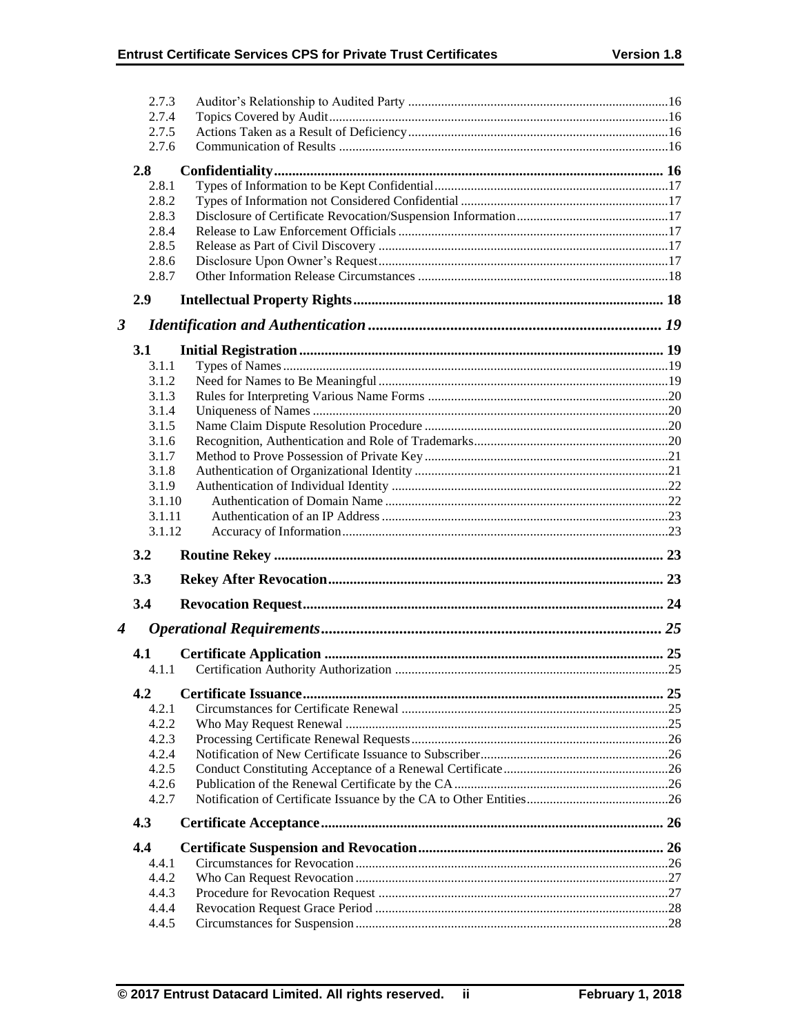2.7.3 Auditor's Relationship to Audited Party ....16
2.7.4 Topics Covered by Audit ....16
2.7.5 Actions Taken as a Result of Deficiency ....16
2.7.6 Communication of Results ....16

**2.8 Confidentiality .... 16**
2.8.1 Types of Information to be Kept Confidential ....17
2.8.2 Types of Information not Considered Confidential ....17
2.8.3 Disclosure of Certificate Revocation/Suspension Information ....17
2.8.4 Release to Law Enforcement Officials ....17
2.8.5 Release as Part of Civil Discovery ....17
2.8.6 Disclosure Upon Owner's Request ....17
2.8.7 Other Information Release Circumstances ....18

**2.9 Intellectual Property Rights .... 18**

***3 Identification and Authentication .... 19***

**3.1 Initial Registration .... 19**
3.1.1 Types of Names ....19
3.1.2 Need for Names to Be Meaningful ....19
3.1.3 Rules for Interpreting Various Name Forms ....20
3.1.4 Uniqueness of Names ....20
3.1.5 Name Claim Dispute Resolution Procedure ....20
3.1.6 Recognition, Authentication and Role of Trademarks ....20
3.1.7 Method to Prove Possession of Private Key ....21
3.1.8 Authentication of Organizational Identity ....21
3.1.9 Authentication of Individual Identity ....22
3.1.10 Authentication of Domain Name ....22
3.1.11 Authentication of an IP Address ....23
3.1.12 Accuracy of Information ....23

**3.2 Routine Rekey .... 23**

**3.3 Rekey After Revocation .... 23**

**3.4 Revocation Request .... 24**

***4 Operational Requirements .... 25***

**4.1 Certificate Application .... 25**
4.1.1 Certification Authority Authorization ....25

**4.2 Certificate Issuance .... 25**
4.2.1 Circumstances for Certificate Renewal ....25
4.2.2 Who May Request Renewal ....25
4.2.3 Processing Certificate Renewal Requests ....26
4.2.4 Notification of New Certificate Issuance to Subscriber ....26
4.2.5 Conduct Constituting Acceptance of a Renewal Certificate ....26
4.2.6 Publication of the Renewal Certificate by the CA ....26
4.2.7 Notification of Certificate Issuance by the CA to Other Entities ....26

**4.3 Certificate Acceptance .... 26**

**4.4 Certificate Suspension and Revocation .... 26**
4.4.1 Circumstances for Revocation ....26
4.4.2 Who Can Request Revocation ....27
4.4.3 Procedure for Revocation Request ....27
4.4.4 Revocation Request Grace Period ....28
4.4.5 Circumstances for Suspension ....28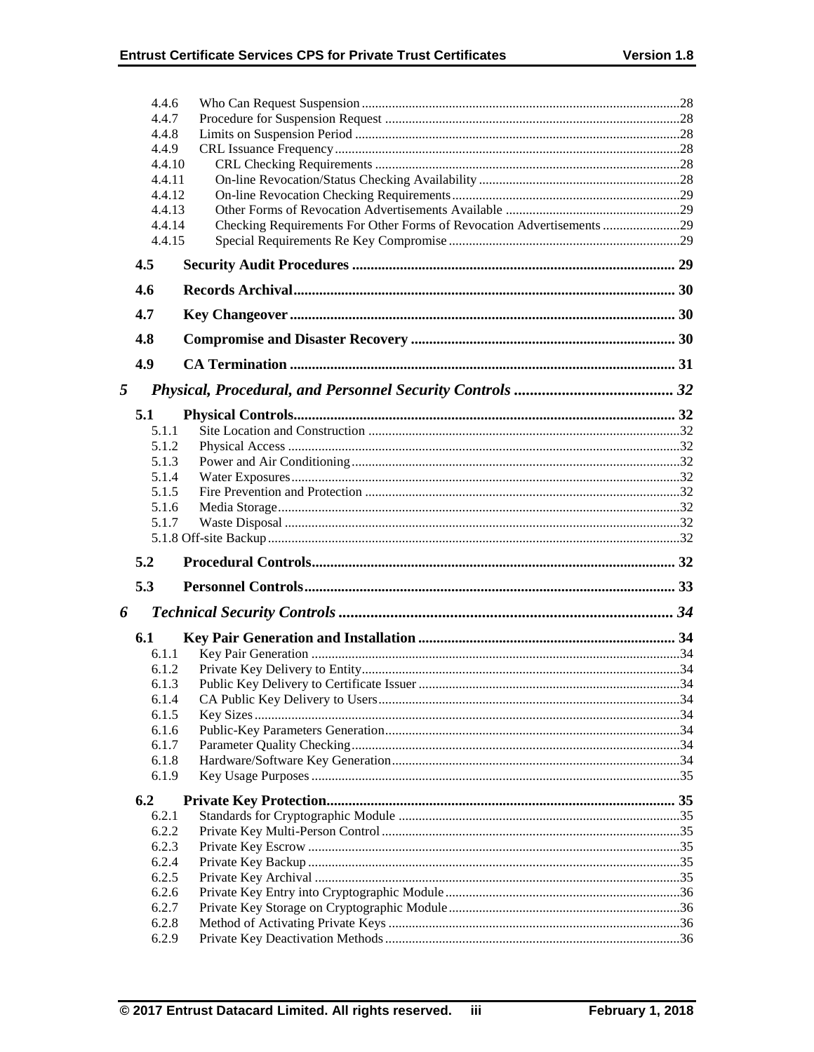4.4.6 Who Can Request Suspension ............ 28
4.4.7 Procedure for Suspension Request ............ 28
4.4.8 Limits on Suspension Period ............ 28
4.4.9 CRL Issuance Frequency ............ 28
4.4.10 CRL Checking Requirements ............ 28
4.4.11 On-line Revocation/Status Checking Availability ............ 28
4.4.12 On-line Revocation Checking Requirements ............ 29
4.4.13 Other Forms of Revocation Advertisements Available ............ 29
4.4.14 Checking Requirements For Other Forms of Revocation Advertisements ............ 29
4.4.15 Special Requirements Re Key Compromise ............ 29

**4.5 Security Audit Procedures ............ 29**

**4.6 Records Archival ............ 30**

**4.7 Key Changeover ............ 30**

**4.8 Compromise and Disaster Recovery ............ 30**

**4.9 CA Termination ............ 31**

***5 Physical, Procedural, and Personnel Security Controls ............ 32***

**5.1 Physical Controls ............ 32**
5.1.1 Site Location and Construction ............ 32
5.1.2 Physical Access ............ 32
5.1.3 Power and Air Conditioning ............ 32
5.1.4 Water Exposures ............ 32
5.1.5 Fire Prevention and Protection ............ 32
5.1.6 Media Storage ............ 32
5.1.7 Waste Disposal ............ 32
5.1.8 Off-site Backup ............ 32

**5.2 Procedural Controls ............ 32**

**5.3 Personnel Controls ............ 33**

***6 Technical Security Controls ............ 34***

**6.1 Key Pair Generation and Installation ............ 34**
6.1.1 Key Pair Generation ............ 34
6.1.2 Private Key Delivery to Entity ............ 34
6.1.3 Public Key Delivery to Certificate Issuer ............ 34
6.1.4 CA Public Key Delivery to Users ............ 34
6.1.5 Key Sizes ............ 34
6.1.6 Public-Key Parameters Generation ............ 34
6.1.7 Parameter Quality Checking ............ 34
6.1.8 Hardware/Software Key Generation ............ 34
6.1.9 Key Usage Purposes ............ 35

**6.2 Private Key Protection ............ 35**
6.2.1 Standards for Cryptographic Module ............ 35
6.2.2 Private Key Multi-Person Control ............ 35
6.2.3 Private Key Escrow ............ 35
6.2.4 Private Key Backup ............ 35
6.2.5 Private Key Archival ............ 35
6.2.6 Private Key Entry into Cryptographic Module ............ 36
6.2.7 Private Key Storage on Cryptographic Module ............ 36
6.2.8 Method of Activating Private Keys ............ 36
6.2.9 Private Key Deactivation Methods ............ 36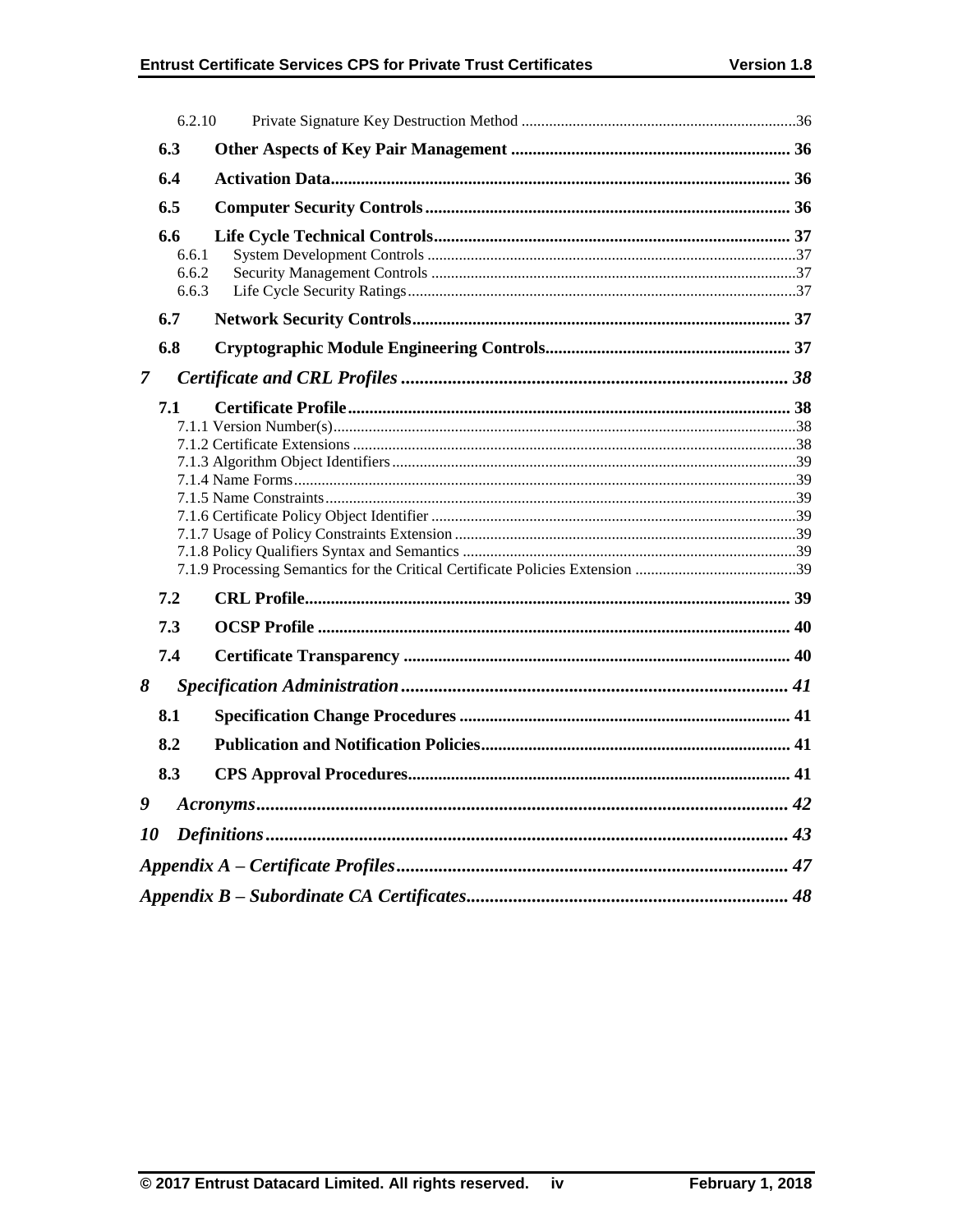6.2.10 Private Signature Key Destruction Method .....36

**6.3 Other Aspects of Key Pair Management ..... 36**

**6.4 Activation Data..... 36**

**6.5 Computer Security Controls..... 36**

**6.6 Life Cycle Technical Controls..... 37**

6.6.1 System Development Controls .....37

6.6.2 Security Management Controls .....37

6.6.3 Life Cycle Security Ratings.....37

**6.7 Network Security Controls..... 37**

**6.8 Cryptographic Module Engineering Controls..... 37**

***7 Certificate and CRL Profiles ..... 38***

**7.1 Certificate Profile..... 38**

7.1.1 Version Number(s).....38

7.1.2 Certificate Extensions .....38

7.1.3 Algorithm Object Identifiers.....39

7.1.4 Name Forms.....39

7.1.5 Name Constraints.....39

7.1.6 Certificate Policy Object Identifier .....39

7.1.7 Usage of Policy Constraints Extension .....39

7.1.8 Policy Qualifiers Syntax and Semantics .....39

7.1.9 Processing Semantics for the Critical Certificate Policies Extension .....39

**7.2 CRL Profile..... 39**

**7.3 OCSP Profile ..... 40**

**7.4 Certificate Transparency ..... 40**

***8 Specification Administration..... 41***

**8.1 Specification Change Procedures ..... 41**

**8.2 Publication and Notification Policies..... 41**

**8.3 CPS Approval Procedures..... 41**

***9 Acronyms..... 42***

***10 Definitions..... 43***

***Appendix A – Certificate Profiles..... 47***

***Appendix B – Subordinate CA Certificates..... 48***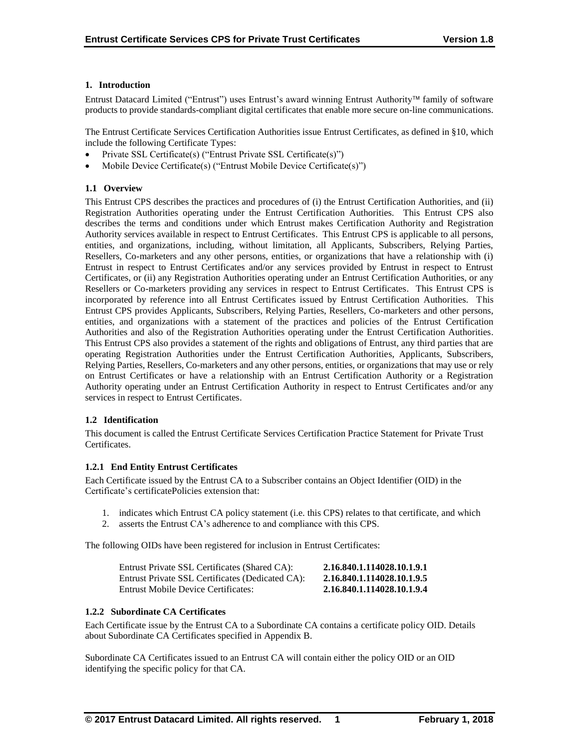## 1. Introduction

Entrust Datacard Limited ("Entrust") uses Entrust's award winning Entrust Authority™ family of software products to provide standards-compliant digital certificates that enable more secure on-line communications.

The Entrust Certificate Services Certification Authorities issue Entrust Certificates, as defined in §10, which include the following Certificate Types:

- Private SSL Certificate(s) ("Entrust Private SSL Certificate(s)")
- Mobile Device Certificate(s) ("Entrust Mobile Device Certificate(s)")

### 1.1 Overview

This Entrust CPS describes the practices and procedures of (i) the Entrust Certification Authorities, and (ii) Registration Authorities operating under the Entrust Certification Authorities. This Entrust CPS also describes the terms and conditions under which Entrust makes Certification Authority and Registration Authority services available in respect to Entrust Certificates. This Entrust CPS is applicable to all persons, entities, and organizations, including, without limitation, all Applicants, Subscribers, Relying Parties, Resellers, Co-marketers and any other persons, entities, or organizations that have a relationship with (i) Entrust in respect to Entrust Certificates and/or any services provided by Entrust in respect to Entrust Certificates, or (ii) any Registration Authorities operating under an Entrust Certification Authorities, or any Resellers or Co-marketers providing any services in respect to Entrust Certificates. This Entrust CPS is incorporated by reference into all Entrust Certificates issued by Entrust Certification Authorities. This Entrust CPS provides Applicants, Subscribers, Relying Parties, Resellers, Co-marketers and other persons, entities, and organizations with a statement of the practices and policies of the Entrust Certification Authorities and also of the Registration Authorities operating under the Entrust Certification Authorities. This Entrust CPS also provides a statement of the rights and obligations of Entrust, any third parties that are operating Registration Authorities under the Entrust Certification Authorities, Applicants, Subscribers, Relying Parties, Resellers, Co-marketers and any other persons, entities, or organizations that may use or rely on Entrust Certificates or have a relationship with an Entrust Certification Authority or a Registration Authority operating under an Entrust Certification Authority in respect to Entrust Certificates and/or any services in respect to Entrust Certificates.

### 1.2 Identification

This document is called the Entrust Certificate Services Certification Practice Statement for Private Trust Certificates.

#### 1.2.1 End Entity Entrust Certificates

Each Certificate issued by the Entrust CA to a Subscriber contains an Object Identifier (OID) in the Certificate's certificatePolicies extension that:

1. indicates which Entrust CA policy statement (i.e. this CPS) relates to that certificate, and which
2. asserts the Entrust CA's adherence to and compliance with this CPS.

The following OIDs have been registered for inclusion in Entrust Certificates:

| | |
|---|---|
| Entrust Private SSL Certificates (Shared CA): | **2.16.840.1.114028.10.1.9.1** |
| Entrust Private SSL Certificates (Dedicated CA): | **2.16.840.1.114028.10.1.9.5** |
| Entrust Mobile Device Certificates: | **2.16.840.1.114028.10.1.9.4** |

#### 1.2.2 Subordinate CA Certificates

Each Certificate issue by the Entrust CA to a Subordinate CA contains a certificate policy OID. Details about Subordinate CA Certificates specified in Appendix B.

Subordinate CA Certificates issued to an Entrust CA will contain either the policy OID or an OID identifying the specific policy for that CA.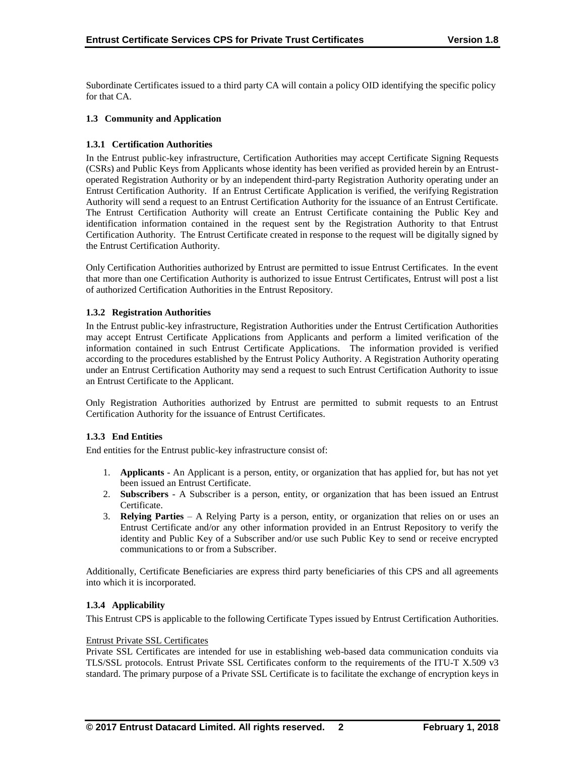Subordinate Certificates issued to a third party CA will contain a policy OID identifying the specific policy for that CA.

### 1.3 Community and Application

#### 1.3.1 Certification Authorities

In the Entrust public-key infrastructure, Certification Authorities may accept Certificate Signing Requests (CSRs) and Public Keys from Applicants whose identity has been verified as provided herein by an Entrust-operated Registration Authority or by an independent third-party Registration Authority operating under an Entrust Certification Authority. If an Entrust Certificate Application is verified, the verifying Registration Authority will send a request to an Entrust Certification Authority for the issuance of an Entrust Certificate. The Entrust Certification Authority will create an Entrust Certificate containing the Public Key and identification information contained in the request sent by the Registration Authority to that Entrust Certification Authority. The Entrust Certificate created in response to the request will be digitally signed by the Entrust Certification Authority.

Only Certification Authorities authorized by Entrust are permitted to issue Entrust Certificates. In the event that more than one Certification Authority is authorized to issue Entrust Certificates, Entrust will post a list of authorized Certification Authorities in the Entrust Repository.

#### 1.3.2 Registration Authorities

In the Entrust public-key infrastructure, Registration Authorities under the Entrust Certification Authorities may accept Entrust Certificate Applications from Applicants and perform a limited verification of the information contained in such Entrust Certificate Applications. The information provided is verified according to the procedures established by the Entrust Policy Authority. A Registration Authority operating under an Entrust Certification Authority may send a request to such Entrust Certification Authority to issue an Entrust Certificate to the Applicant.

Only Registration Authorities authorized by Entrust are permitted to submit requests to an Entrust Certification Authority for the issuance of Entrust Certificates.

#### 1.3.3 End Entities

End entities for the Entrust public-key infrastructure consist of:

1. **Applicants** - An Applicant is a person, entity, or organization that has applied for, but has not yet been issued an Entrust Certificate.
2. **Subscribers** - A Subscriber is a person, entity, or organization that has been issued an Entrust Certificate.
3. **Relying Parties** – A Relying Party is a person, entity, or organization that relies on or uses an Entrust Certificate and/or any other information provided in an Entrust Repository to verify the identity and Public Key of a Subscriber and/or use such Public Key to send or receive encrypted communications to or from a Subscriber.

Additionally, Certificate Beneficiaries are express third party beneficiaries of this CPS and all agreements into which it is incorporated.

#### 1.3.4 Applicability

This Entrust CPS is applicable to the following Certificate Types issued by Entrust Certification Authorities.

Entrust Private SSL Certificates

Private SSL Certificates are intended for use in establishing web-based data communication conduits via TLS/SSL protocols. Entrust Private SSL Certificates conform to the requirements of the ITU-T X.509 v3 standard. The primary purpose of a Private SSL Certificate is to facilitate the exchange of encryption keys in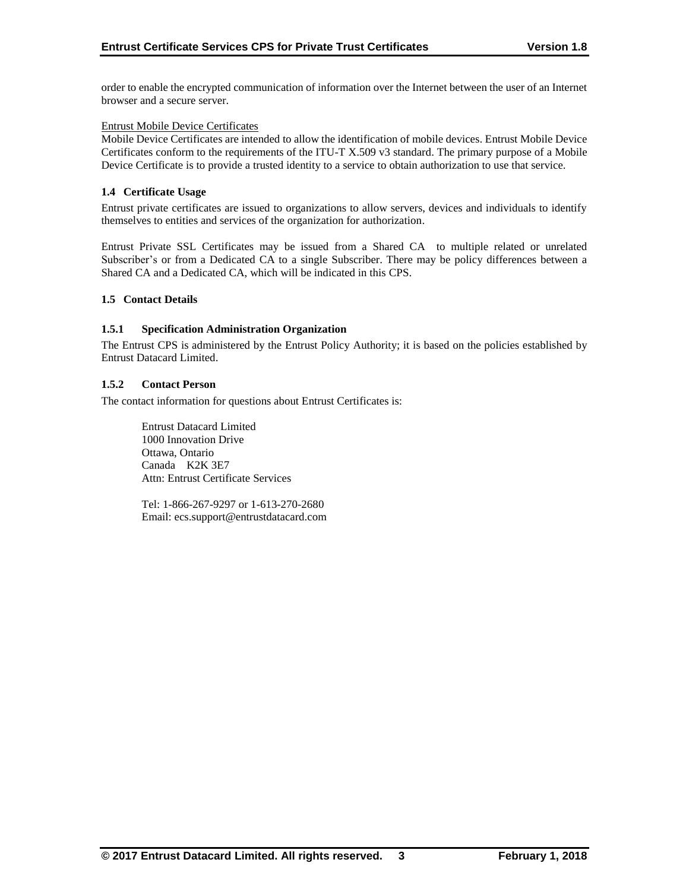order to enable the encrypted communication of information over the Internet between the user of an Internet browser and a secure server.

Entrust Mobile Device Certificates

Mobile Device Certificates are intended to allow the identification of mobile devices. Entrust Mobile Device Certificates conform to the requirements of the ITU-T X.509 v3 standard. The primary purpose of a Mobile Device Certificate is to provide a trusted identity to a service to obtain authorization to use that service.

### 1.4 Certificate Usage

Entrust private certificates are issued to organizations to allow servers, devices and individuals to identify themselves to entities and services of the organization for authorization.

Entrust Private SSL Certificates may be issued from a Shared CA to multiple related or unrelated Subscriber's or from a Dedicated CA to a single Subscriber. There may be policy differences between a Shared CA and a Dedicated CA, which will be indicated in this CPS.

### 1.5 Contact Details

#### 1.5.1 Specification Administration Organization

The Entrust CPS is administered by the Entrust Policy Authority; it is based on the policies established by Entrust Datacard Limited.

#### 1.5.2 Contact Person

The contact information for questions about Entrust Certificates is:

Entrust Datacard Limited
1000 Innovation Drive
Ottawa, Ontario
Canada K2K 3E7
Attn: Entrust Certificate Services

Tel: 1-866-267-9297 or 1-613-270-2680
Email: ecs.support@entrustdatacard.com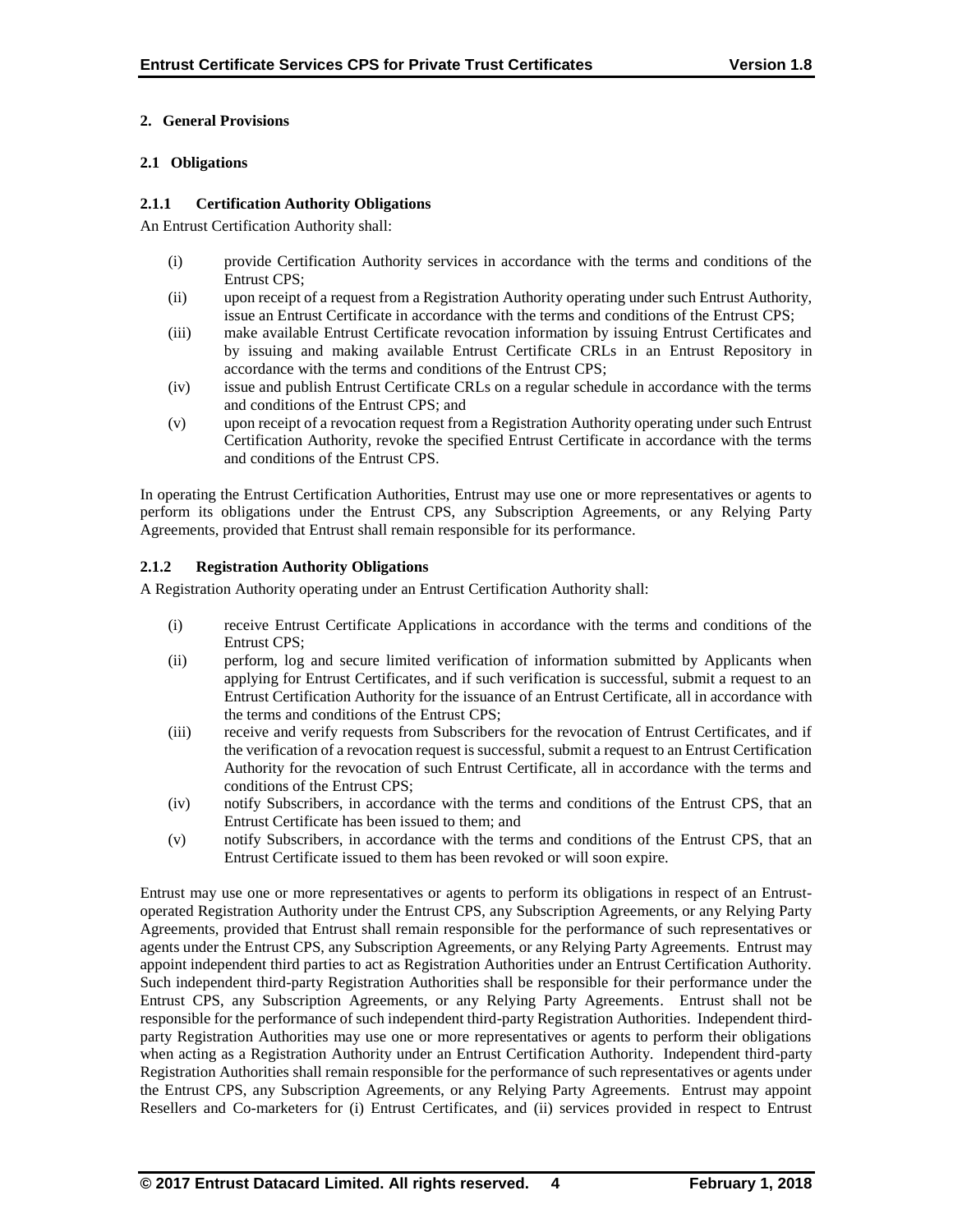## 2. General Provisions

### 2.1 Obligations

#### 2.1.1 Certification Authority Obligations

An Entrust Certification Authority shall:

- (i) provide Certification Authority services in accordance with the terms and conditions of the Entrust CPS;
- (ii) upon receipt of a request from a Registration Authority operating under such Entrust Authority, issue an Entrust Certificate in accordance with the terms and conditions of the Entrust CPS;
- (iii) make available Entrust Certificate revocation information by issuing Entrust Certificates and by issuing and making available Entrust Certificate CRLs in an Entrust Repository in accordance with the terms and conditions of the Entrust CPS;
- (iv) issue and publish Entrust Certificate CRLs on a regular schedule in accordance with the terms and conditions of the Entrust CPS; and
- (v) upon receipt of a revocation request from a Registration Authority operating under such Entrust Certification Authority, revoke the specified Entrust Certificate in accordance with the terms and conditions of the Entrust CPS.

In operating the Entrust Certification Authorities, Entrust may use one or more representatives or agents to perform its obligations under the Entrust CPS, any Subscription Agreements, or any Relying Party Agreements, provided that Entrust shall remain responsible for its performance.

#### 2.1.2 Registration Authority Obligations

A Registration Authority operating under an Entrust Certification Authority shall:

- (i) receive Entrust Certificate Applications in accordance with the terms and conditions of the Entrust CPS;
- (ii) perform, log and secure limited verification of information submitted by Applicants when applying for Entrust Certificates, and if such verification is successful, submit a request to an Entrust Certification Authority for the issuance of an Entrust Certificate, all in accordance with the terms and conditions of the Entrust CPS;
- (iii) receive and verify requests from Subscribers for the revocation of Entrust Certificates, and if the verification of a revocation request is successful, submit a request to an Entrust Certification Authority for the revocation of such Entrust Certificate, all in accordance with the terms and conditions of the Entrust CPS;
- (iv) notify Subscribers, in accordance with the terms and conditions of the Entrust CPS, that an Entrust Certificate has been issued to them; and
- (v) notify Subscribers, in accordance with the terms and conditions of the Entrust CPS, that an Entrust Certificate issued to them has been revoked or will soon expire.

Entrust may use one or more representatives or agents to perform its obligations in respect of an Entrust-operated Registration Authority under the Entrust CPS, any Subscription Agreements, or any Relying Party Agreements, provided that Entrust shall remain responsible for the performance of such representatives or agents under the Entrust CPS, any Subscription Agreements, or any Relying Party Agreements. Entrust may appoint independent third parties to act as Registration Authorities under an Entrust Certification Authority. Such independent third-party Registration Authorities shall be responsible for their performance under the Entrust CPS, any Subscription Agreements, or any Relying Party Agreements. Entrust shall not be responsible for the performance of such independent third-party Registration Authorities. Independent third-party Registration Authorities may use one or more representatives or agents to perform their obligations when acting as a Registration Authority under an Entrust Certification Authority. Independent third-party Registration Authorities shall remain responsible for the performance of such representatives or agents under the Entrust CPS, any Subscription Agreements, or any Relying Party Agreements. Entrust may appoint Resellers and Co-marketers for (i) Entrust Certificates, and (ii) services provided in respect to Entrust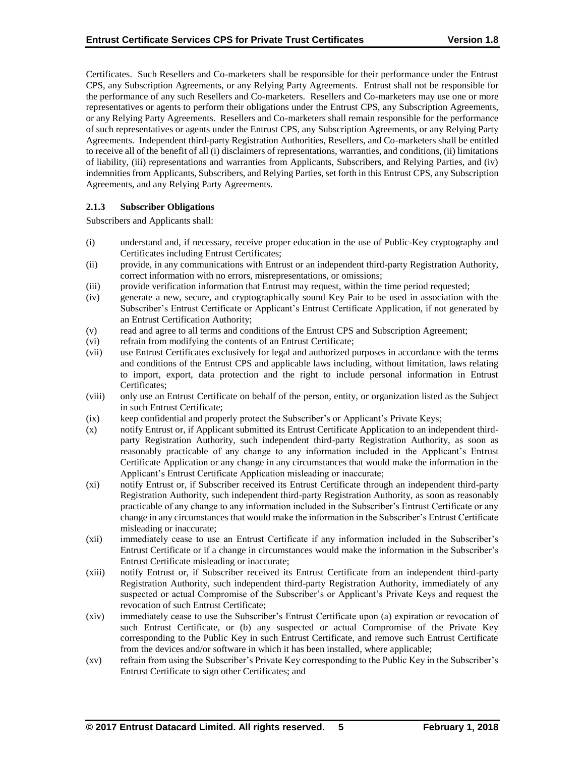Certificates. Such Resellers and Co-marketers shall be responsible for their performance under the Entrust CPS, any Subscription Agreements, or any Relying Party Agreements. Entrust shall not be responsible for the performance of any such Resellers and Co-marketers. Resellers and Co-marketers may use one or more representatives or agents to perform their obligations under the Entrust CPS, any Subscription Agreements, or any Relying Party Agreements. Resellers and Co-marketers shall remain responsible for the performance of such representatives or agents under the Entrust CPS, any Subscription Agreements, or any Relying Party Agreements. Independent third-party Registration Authorities, Resellers, and Co-marketers shall be entitled to receive all of the benefit of all (i) disclaimers of representations, warranties, and conditions, (ii) limitations of liability, (iii) representations and warranties from Applicants, Subscribers, and Relying Parties, and (iv) indemnities from Applicants, Subscribers, and Relying Parties, set forth in this Entrust CPS, any Subscription Agreements, and any Relying Party Agreements.

### 2.1.3 Subscriber Obligations

Subscribers and Applicants shall:

(i) understand and, if necessary, receive proper education in the use of Public-Key cryptography and Certificates including Entrust Certificates;

(ii) provide, in any communications with Entrust or an independent third-party Registration Authority, correct information with no errors, misrepresentations, or omissions;

(iii) provide verification information that Entrust may request, within the time period requested;

(iv) generate a new, secure, and cryptographically sound Key Pair to be used in association with the Subscriber's Entrust Certificate or Applicant's Entrust Certificate Application, if not generated by an Entrust Certification Authority;

(v) read and agree to all terms and conditions of the Entrust CPS and Subscription Agreement;

(vi) refrain from modifying the contents of an Entrust Certificate;

(vii) use Entrust Certificates exclusively for legal and authorized purposes in accordance with the terms and conditions of the Entrust CPS and applicable laws including, without limitation, laws relating to import, export, data protection and the right to include personal information in Entrust Certificates;

(viii) only use an Entrust Certificate on behalf of the person, entity, or organization listed as the Subject in such Entrust Certificate;

(ix) keep confidential and properly protect the Subscriber's or Applicant's Private Keys;

(x) notify Entrust or, if Applicant submitted its Entrust Certificate Application to an independent third-party Registration Authority, such independent third-party Registration Authority, as soon as reasonably practicable of any change to any information included in the Applicant's Entrust Certificate Application or any change in any circumstances that would make the information in the Applicant's Entrust Certificate Application misleading or inaccurate;

(xi) notify Entrust or, if Subscriber received its Entrust Certificate through an independent third-party Registration Authority, such independent third-party Registration Authority, as soon as reasonably practicable of any change to any information included in the Subscriber's Entrust Certificate or any change in any circumstances that would make the information in the Subscriber's Entrust Certificate misleading or inaccurate;

(xii) immediately cease to use an Entrust Certificate if any information included in the Subscriber's Entrust Certificate or if a change in circumstances would make the information in the Subscriber's Entrust Certificate misleading or inaccurate;

(xiii) notify Entrust or, if Subscriber received its Entrust Certificate from an independent third-party Registration Authority, such independent third-party Registration Authority, immediately of any suspected or actual Compromise of the Subscriber's or Applicant's Private Keys and request the revocation of such Entrust Certificate;

(xiv) immediately cease to use the Subscriber's Entrust Certificate upon (a) expiration or revocation of such Entrust Certificate, or (b) any suspected or actual Compromise of the Private Key corresponding to the Public Key in such Entrust Certificate, and remove such Entrust Certificate from the devices and/or software in which it has been installed, where applicable;

(xv) refrain from using the Subscriber's Private Key corresponding to the Public Key in the Subscriber's Entrust Certificate to sign other Certificates; and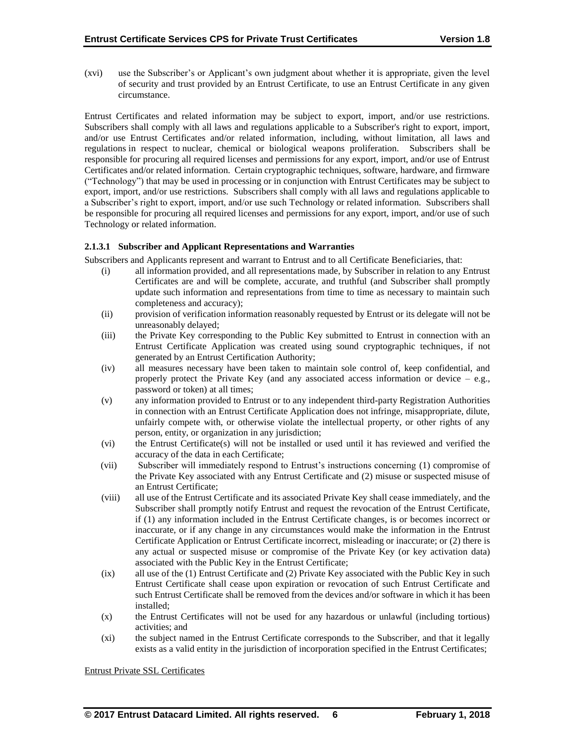(xvi) use the Subscriber's or Applicant's own judgment about whether it is appropriate, given the level of security and trust provided by an Entrust Certificate, to use an Entrust Certificate in any given circumstance.

Entrust Certificates and related information may be subject to export, import, and/or use restrictions. Subscribers shall comply with all laws and regulations applicable to a Subscriber's right to export, import, and/or use Entrust Certificates and/or related information, including, without limitation, all laws and regulations in respect to nuclear, chemical or biological weapons proliferation. Subscribers shall be responsible for procuring all required licenses and permissions for any export, import, and/or use of Entrust Certificates and/or related information. Certain cryptographic techniques, software, hardware, and firmware ("Technology") that may be used in processing or in conjunction with Entrust Certificates may be subject to export, import, and/or use restrictions. Subscribers shall comply with all laws and regulations applicable to a Subscriber's right to export, import, and/or use such Technology or related information. Subscribers shall be responsible for procuring all required licenses and permissions for any export, import, and/or use of such Technology or related information.

#### 2.1.3.1 Subscriber and Applicant Representations and Warranties

Subscribers and Applicants represent and warrant to Entrust and to all Certificate Beneficiaries, that:

(i) all information provided, and all representations made, by Subscriber in relation to any Entrust Certificates are and will be complete, accurate, and truthful (and Subscriber shall promptly update such information and representations from time to time as necessary to maintain such completeness and accuracy);

(ii) provision of verification information reasonably requested by Entrust or its delegate will not be unreasonably delayed;

(iii) the Private Key corresponding to the Public Key submitted to Entrust in connection with an Entrust Certificate Application was created using sound cryptographic techniques, if not generated by an Entrust Certification Authority;

(iv) all measures necessary have been taken to maintain sole control of, keep confidential, and properly protect the Private Key (and any associated access information or device – e.g., password or token) at all times;

(v) any information provided to Entrust or to any independent third-party Registration Authorities in connection with an Entrust Certificate Application does not infringe, misappropriate, dilute, unfairly compete with, or otherwise violate the intellectual property, or other rights of any person, entity, or organization in any jurisdiction;

(vi) the Entrust Certificate(s) will not be installed or used until it has reviewed and verified the accuracy of the data in each Certificate;

(vii) Subscriber will immediately respond to Entrust's instructions concerning (1) compromise of the Private Key associated with any Entrust Certificate and (2) misuse or suspected misuse of an Entrust Certificate;

(viii) all use of the Entrust Certificate and its associated Private Key shall cease immediately, and the Subscriber shall promptly notify Entrust and request the revocation of the Entrust Certificate, if (1) any information included in the Entrust Certificate changes, is or becomes incorrect or inaccurate, or if any change in any circumstances would make the information in the Entrust Certificate Application or Entrust Certificate incorrect, misleading or inaccurate; or (2) there is any actual or suspected misuse or compromise of the Private Key (or key activation data) associated with the Public Key in the Entrust Certificate;

(ix) all use of the (1) Entrust Certificate and (2) Private Key associated with the Public Key in such Entrust Certificate shall cease upon expiration or revocation of such Entrust Certificate and such Entrust Certificate shall be removed from the devices and/or software in which it has been installed;

(x) the Entrust Certificates will not be used for any hazardous or unlawful (including tortious) activities; and

(xi) the subject named in the Entrust Certificate corresponds to the Subscriber, and that it legally exists as a valid entity in the jurisdiction of incorporation specified in the Entrust Certificates;

Entrust Private SSL Certificates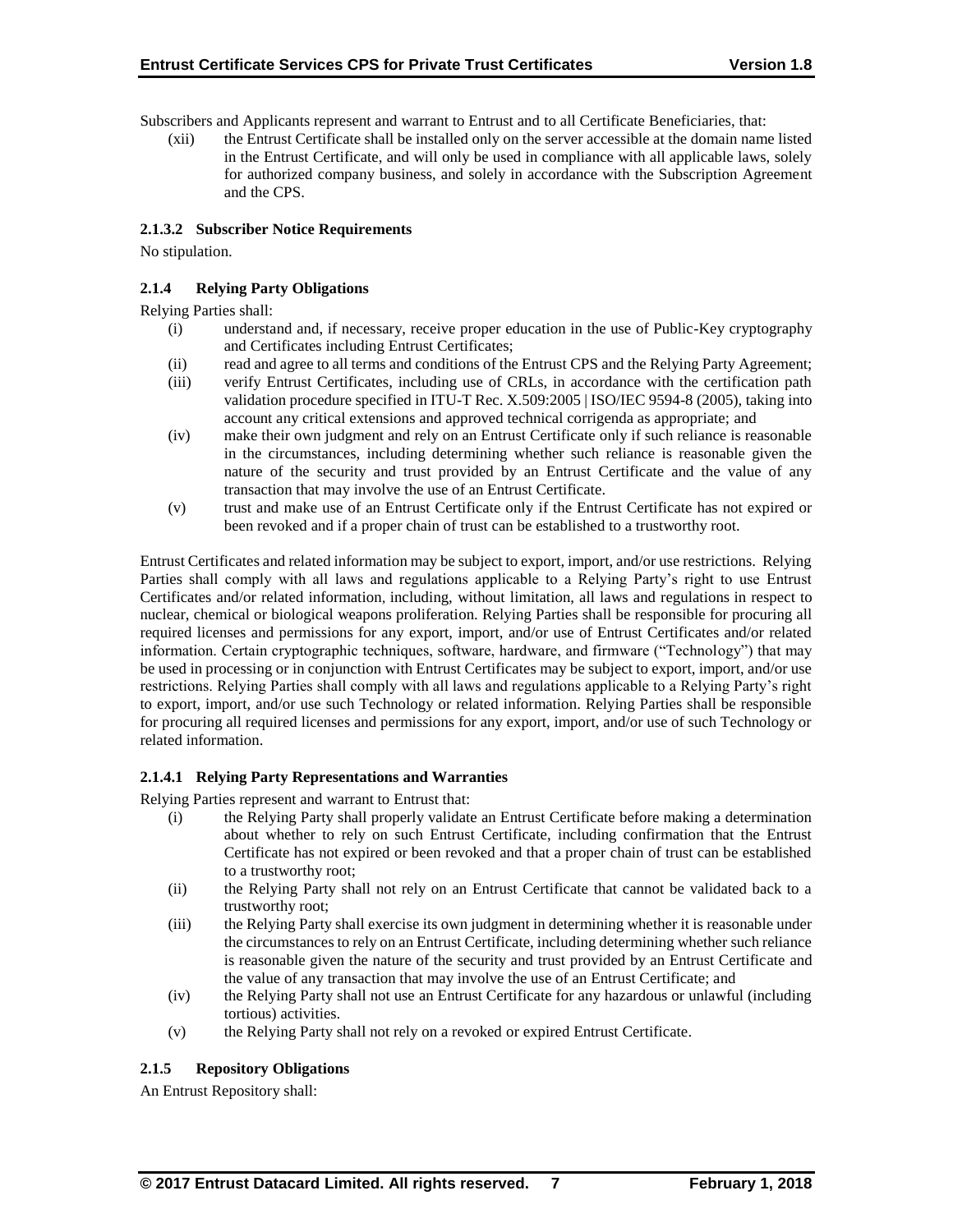Subscribers and Applicants represent and warrant to Entrust and to all Certificate Beneficiaries, that:

(xii) the Entrust Certificate shall be installed only on the server accessible at the domain name listed in the Entrust Certificate, and will only be used in compliance with all applicable laws, solely for authorized company business, and solely in accordance with the Subscription Agreement and the CPS.

#### 2.1.3.2 Subscriber Notice Requirements

No stipulation.

### 2.1.4 Relying Party Obligations

Relying Parties shall:

(i) understand and, if necessary, receive proper education in the use of Public-Key cryptography and Certificates including Entrust Certificates;

(ii) read and agree to all terms and conditions of the Entrust CPS and the Relying Party Agreement;

(iii) verify Entrust Certificates, including use of CRLs, in accordance with the certification path validation procedure specified in ITU-T Rec. X.509:2005 | ISO/IEC 9594-8 (2005), taking into account any critical extensions and approved technical corrigenda as appropriate; and

(iv) make their own judgment and rely on an Entrust Certificate only if such reliance is reasonable in the circumstances, including determining whether such reliance is reasonable given the nature of the security and trust provided by an Entrust Certificate and the value of any transaction that may involve the use of an Entrust Certificate.

(v) trust and make use of an Entrust Certificate only if the Entrust Certificate has not expired or been revoked and if a proper chain of trust can be established to a trustworthy root.

Entrust Certificates and related information may be subject to export, import, and/or use restrictions. Relying Parties shall comply with all laws and regulations applicable to a Relying Party's right to use Entrust Certificates and/or related information, including, without limitation, all laws and regulations in respect to nuclear, chemical or biological weapons proliferation. Relying Parties shall be responsible for procuring all required licenses and permissions for any export, import, and/or use of Entrust Certificates and/or related information. Certain cryptographic techniques, software, hardware, and firmware ("Technology") that may be used in processing or in conjunction with Entrust Certificates may be subject to export, import, and/or use restrictions. Relying Parties shall comply with all laws and regulations applicable to a Relying Party's right to export, import, and/or use such Technology or related information. Relying Parties shall be responsible for procuring all required licenses and permissions for any export, import, and/or use of such Technology or related information.

#### 2.1.4.1 Relying Party Representations and Warranties

Relying Parties represent and warrant to Entrust that:

(i) the Relying Party shall properly validate an Entrust Certificate before making a determination about whether to rely on such Entrust Certificate, including confirmation that the Entrust Certificate has not expired or been revoked and that a proper chain of trust can be established to a trustworthy root;

(ii) the Relying Party shall not rely on an Entrust Certificate that cannot be validated back to a trustworthy root;

(iii) the Relying Party shall exercise its own judgment in determining whether it is reasonable under the circumstances to rely on an Entrust Certificate, including determining whether such reliance is reasonable given the nature of the security and trust provided by an Entrust Certificate and the value of any transaction that may involve the use of an Entrust Certificate; and

(iv) the Relying Party shall not use an Entrust Certificate for any hazardous or unlawful (including tortious) activities.

(v) the Relying Party shall not rely on a revoked or expired Entrust Certificate.

### 2.1.5 Repository Obligations

An Entrust Repository shall: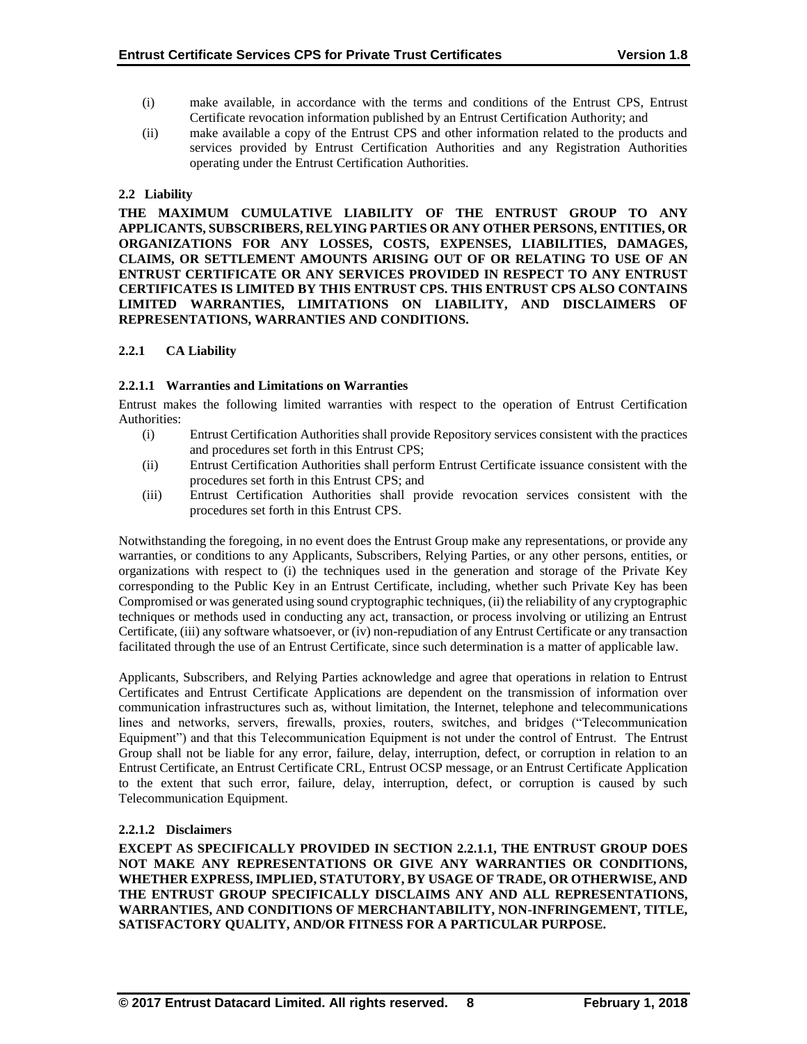(i) make available, in accordance with the terms and conditions of the Entrust CPS, Entrust Certificate revocation information published by an Entrust Certification Authority; and

(ii) make available a copy of the Entrust CPS and other information related to the products and services provided by Entrust Certification Authorities and any Registration Authorities operating under the Entrust Certification Authorities.

### 2.2 Liability

**THE MAXIMUM CUMULATIVE LIABILITY OF THE ENTRUST GROUP TO ANY APPLICANTS, SUBSCRIBERS, RELYING PARTIES OR ANY OTHER PERSONS, ENTITIES, OR ORGANIZATIONS FOR ANY LOSSES, COSTS, EXPENSES, LIABILITIES, DAMAGES, CLAIMS, OR SETTLEMENT AMOUNTS ARISING OUT OF OR RELATING TO USE OF AN ENTRUST CERTIFICATE OR ANY SERVICES PROVIDED IN RESPECT TO ANY ENTRUST CERTIFICATES IS LIMITED BY THIS ENTRUST CPS. THIS ENTRUST CPS ALSO CONTAINS LIMITED WARRANTIES, LIMITATIONS ON LIABILITY, AND DISCLAIMERS OF REPRESENTATIONS, WARRANTIES AND CONDITIONS.**

### 2.2.1 CA Liability

#### 2.2.1.1 Warranties and Limitations on Warranties

Entrust makes the following limited warranties with respect to the operation of Entrust Certification Authorities:

(i) Entrust Certification Authorities shall provide Repository services consistent with the practices and procedures set forth in this Entrust CPS;

(ii) Entrust Certification Authorities shall perform Entrust Certificate issuance consistent with the procedures set forth in this Entrust CPS; and

(iii) Entrust Certification Authorities shall provide revocation services consistent with the procedures set forth in this Entrust CPS.

Notwithstanding the foregoing, in no event does the Entrust Group make any representations, or provide any warranties, or conditions to any Applicants, Subscribers, Relying Parties, or any other persons, entities, or organizations with respect to (i) the techniques used in the generation and storage of the Private Key corresponding to the Public Key in an Entrust Certificate, including, whether such Private Key has been Compromised or was generated using sound cryptographic techniques, (ii) the reliability of any cryptographic techniques or methods used in conducting any act, transaction, or process involving or utilizing an Entrust Certificate, (iii) any software whatsoever, or (iv) non-repudiation of any Entrust Certificate or any transaction facilitated through the use of an Entrust Certificate, since such determination is a matter of applicable law.

Applicants, Subscribers, and Relying Parties acknowledge and agree that operations in relation to Entrust Certificates and Entrust Certificate Applications are dependent on the transmission of information over communication infrastructures such as, without limitation, the Internet, telephone and telecommunications lines and networks, servers, firewalls, proxies, routers, switches, and bridges ("Telecommunication Equipment") and that this Telecommunication Equipment is not under the control of Entrust. The Entrust Group shall not be liable for any error, failure, delay, interruption, defect, or corruption in relation to an Entrust Certificate, an Entrust Certificate CRL, Entrust OCSP message, or an Entrust Certificate Application to the extent that such error, failure, delay, interruption, defect, or corruption is caused by such Telecommunication Equipment.

#### 2.2.1.2 Disclaimers

**EXCEPT AS SPECIFICALLY PROVIDED IN SECTION 2.2.1.1, THE ENTRUST GROUP DOES NOT MAKE ANY REPRESENTATIONS OR GIVE ANY WARRANTIES OR CONDITIONS, WHETHER EXPRESS, IMPLIED, STATUTORY, BY USAGE OF TRADE, OR OTHERWISE, AND THE ENTRUST GROUP SPECIFICALLY DISCLAIMS ANY AND ALL REPRESENTATIONS, WARRANTIES, AND CONDITIONS OF MERCHANTABILITY, NON-INFRINGEMENT, TITLE, SATISFACTORY QUALITY, AND/OR FITNESS FOR A PARTICULAR PURPOSE.**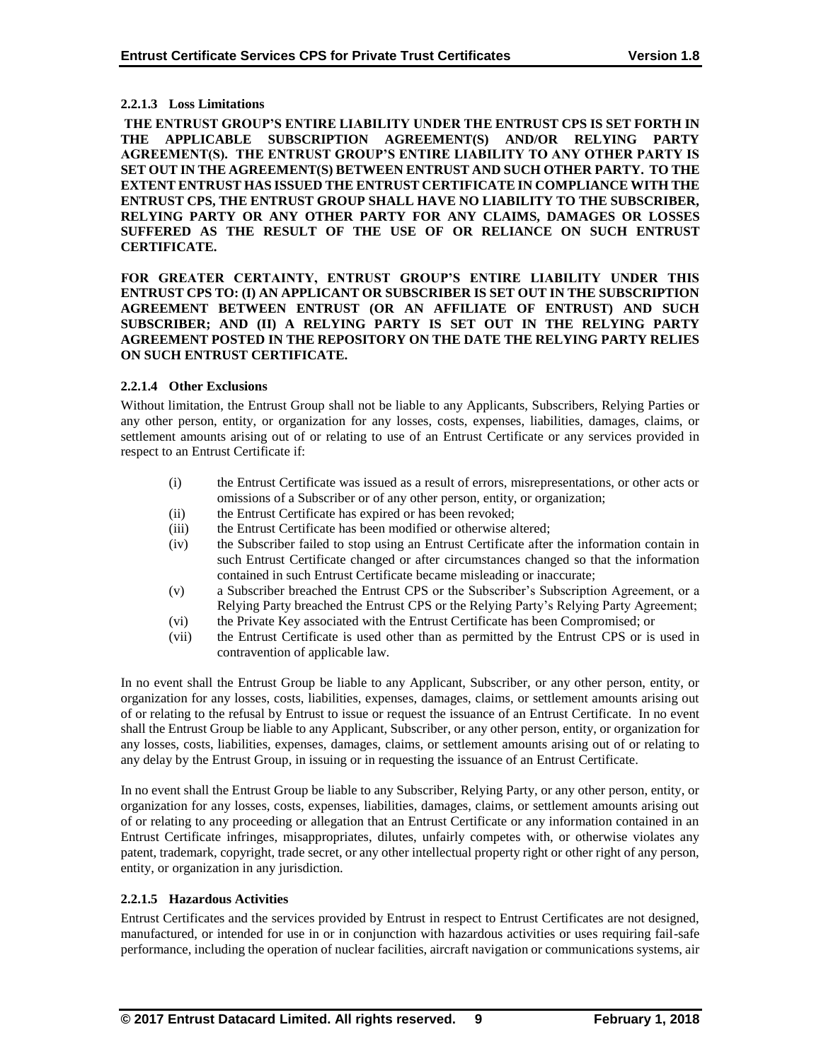#### 2.2.1.3 Loss Limitations

**THE ENTRUST GROUP'S ENTIRE LIABILITY UNDER THE ENTRUST CPS IS SET FORTH IN THE APPLICABLE SUBSCRIPTION AGREEMENT(S) AND/OR RELYING PARTY AGREEMENT(S). THE ENTRUST GROUP'S ENTIRE LIABILITY TO ANY OTHER PARTY IS SET OUT IN THE AGREEMENT(S) BETWEEN ENTRUST AND SUCH OTHER PARTY. TO THE EXTENT ENTRUST HAS ISSUED THE ENTRUST CERTIFICATE IN COMPLIANCE WITH THE ENTRUST CPS, THE ENTRUST GROUP SHALL HAVE NO LIABILITY TO THE SUBSCRIBER, RELYING PARTY OR ANY OTHER PARTY FOR ANY CLAIMS, DAMAGES OR LOSSES SUFFERED AS THE RESULT OF THE USE OF OR RELIANCE ON SUCH ENTRUST CERTIFICATE.**

**FOR GREATER CERTAINTY, ENTRUST GROUP'S ENTIRE LIABILITY UNDER THIS ENTRUST CPS TO: (I) AN APPLICANT OR SUBSCRIBER IS SET OUT IN THE SUBSCRIPTION AGREEMENT BETWEEN ENTRUST (OR AN AFFILIATE OF ENTRUST) AND SUCH SUBSCRIBER; AND (II) A RELYING PARTY IS SET OUT IN THE RELYING PARTY AGREEMENT POSTED IN THE REPOSITORY ON THE DATE THE RELYING PARTY RELIES ON SUCH ENTRUST CERTIFICATE.**

#### 2.2.1.4 Other Exclusions

Without limitation, the Entrust Group shall not be liable to any Applicants, Subscribers, Relying Parties or any other person, entity, or organization for any losses, costs, expenses, liabilities, damages, claims, or settlement amounts arising out of or relating to use of an Entrust Certificate or any services provided in respect to an Entrust Certificate if:

- (i) the Entrust Certificate was issued as a result of errors, misrepresentations, or other acts or omissions of a Subscriber or of any other person, entity, or organization;
- (ii) the Entrust Certificate has expired or has been revoked;
- (iii) the Entrust Certificate has been modified or otherwise altered;
- (iv) the Subscriber failed to stop using an Entrust Certificate after the information contain in such Entrust Certificate changed or after circumstances changed so that the information contained in such Entrust Certificate became misleading or inaccurate;
- (v) a Subscriber breached the Entrust CPS or the Subscriber's Subscription Agreement, or a Relying Party breached the Entrust CPS or the Relying Party's Relying Party Agreement;
- (vi) the Private Key associated with the Entrust Certificate has been Compromised; or
- (vii) the Entrust Certificate is used other than as permitted by the Entrust CPS or is used in contravention of applicable law.

In no event shall the Entrust Group be liable to any Applicant, Subscriber, or any other person, entity, or organization for any losses, costs, liabilities, expenses, damages, claims, or settlement amounts arising out of or relating to the refusal by Entrust to issue or request the issuance of an Entrust Certificate. In no event shall the Entrust Group be liable to any Applicant, Subscriber, or any other person, entity, or organization for any losses, costs, liabilities, expenses, damages, claims, or settlement amounts arising out of or relating to any delay by the Entrust Group, in issuing or in requesting the issuance of an Entrust Certificate.

In no event shall the Entrust Group be liable to any Subscriber, Relying Party, or any other person, entity, or organization for any losses, costs, expenses, liabilities, damages, claims, or settlement amounts arising out of or relating to any proceeding or allegation that an Entrust Certificate or any information contained in an Entrust Certificate infringes, misappropriates, dilutes, unfairly competes with, or otherwise violates any patent, trademark, copyright, trade secret, or any other intellectual property right or other right of any person, entity, or organization in any jurisdiction.

#### 2.2.1.5 Hazardous Activities

Entrust Certificates and the services provided by Entrust in respect to Entrust Certificates are not designed, manufactured, or intended for use in or in conjunction with hazardous activities or uses requiring fail-safe performance, including the operation of nuclear facilities, aircraft navigation or communications systems, air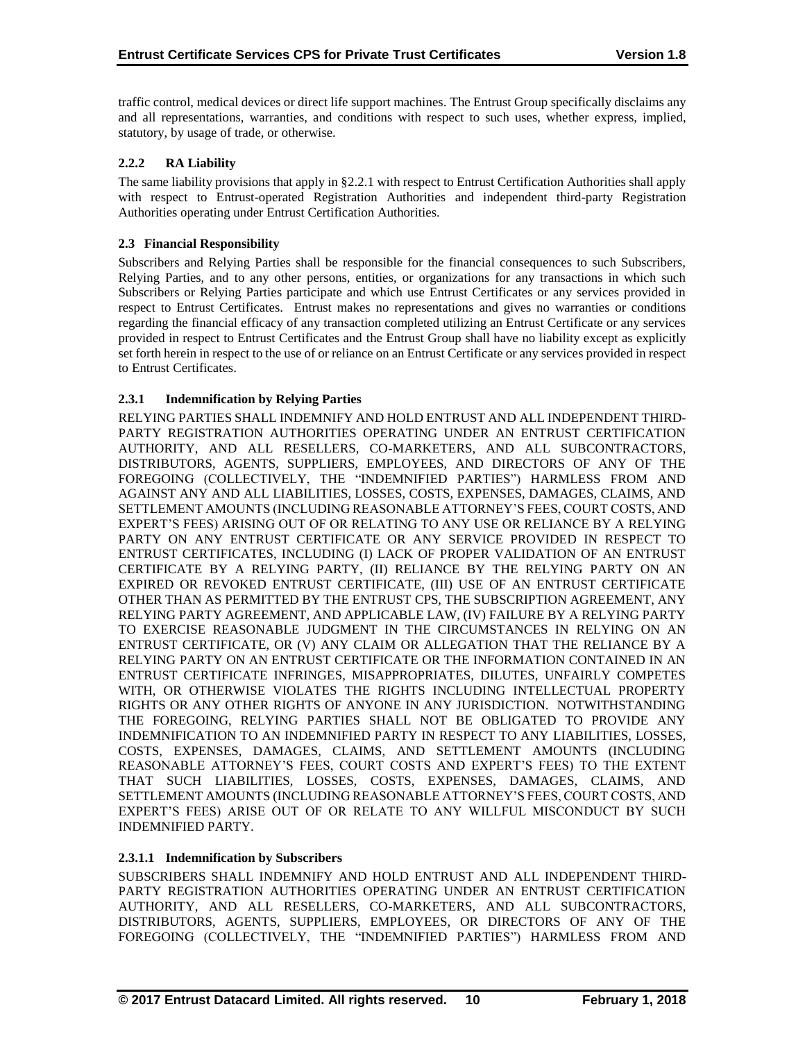traffic control, medical devices or direct life support machines. The Entrust Group specifically disclaims any and all representations, warranties, and conditions with respect to such uses, whether express, implied, statutory, by usage of trade, or otherwise.

### 2.2.2 RA Liability

The same liability provisions that apply in §2.2.1 with respect to Entrust Certification Authorities shall apply with respect to Entrust-operated Registration Authorities and independent third-party Registration Authorities operating under Entrust Certification Authorities.

## 2.3 Financial Responsibility

Subscribers and Relying Parties shall be responsible for the financial consequences to such Subscribers, Relying Parties, and to any other persons, entities, or organizations for any transactions in which such Subscribers or Relying Parties participate and which use Entrust Certificates or any services provided in respect to Entrust Certificates. Entrust makes no representations and gives no warranties or conditions regarding the financial efficacy of any transaction completed utilizing an Entrust Certificate or any services provided in respect to Entrust Certificates and the Entrust Group shall have no liability except as explicitly set forth herein in respect to the use of or reliance on an Entrust Certificate or any services provided in respect to Entrust Certificates.

### 2.3.1 Indemnification by Relying Parties

RELYING PARTIES SHALL INDEMNIFY AND HOLD ENTRUST AND ALL INDEPENDENT THIRD-PARTY REGISTRATION AUTHORITIES OPERATING UNDER AN ENTRUST CERTIFICATION AUTHORITY, AND ALL RESELLERS, CO-MARKETERS, AND ALL SUBCONTRACTORS, DISTRIBUTORS, AGENTS, SUPPLIERS, EMPLOYEES, AND DIRECTORS OF ANY OF THE FOREGOING (COLLECTIVELY, THE "INDEMNIFIED PARTIES") HARMLESS FROM AND AGAINST ANY AND ALL LIABILITIES, LOSSES, COSTS, EXPENSES, DAMAGES, CLAIMS, AND SETTLEMENT AMOUNTS (INCLUDING REASONABLE ATTORNEY'S FEES, COURT COSTS, AND EXPERT'S FEES) ARISING OUT OF OR RELATING TO ANY USE OR RELIANCE BY A RELYING PARTY ON ANY ENTRUST CERTIFICATE OR ANY SERVICE PROVIDED IN RESPECT TO ENTRUST CERTIFICATES, INCLUDING (I) LACK OF PROPER VALIDATION OF AN ENTRUST CERTIFICATE BY A RELYING PARTY, (II) RELIANCE BY THE RELYING PARTY ON AN EXPIRED OR REVOKED ENTRUST CERTIFICATE, (III) USE OF AN ENTRUST CERTIFICATE OTHER THAN AS PERMITTED BY THE ENTRUST CPS, THE SUBSCRIPTION AGREEMENT, ANY RELYING PARTY AGREEMENT, AND APPLICABLE LAW, (IV) FAILURE BY A RELYING PARTY TO EXERCISE REASONABLE JUDGMENT IN THE CIRCUMSTANCES IN RELYING ON AN ENTRUST CERTIFICATE, OR (V) ANY CLAIM OR ALLEGATION THAT THE RELIANCE BY A RELYING PARTY ON AN ENTRUST CERTIFICATE OR THE INFORMATION CONTAINED IN AN ENTRUST CERTIFICATE INFRINGES, MISAPPROPRIATES, DILUTES, UNFAIRLY COMPETES WITH, OR OTHERWISE VIOLATES THE RIGHTS INCLUDING INTELLECTUAL PROPERTY RIGHTS OR ANY OTHER RIGHTS OF ANYONE IN ANY JURISDICTION. NOTWITHSTANDING THE FOREGOING, RELYING PARTIES SHALL NOT BE OBLIGATED TO PROVIDE ANY INDEMNIFICATION TO AN INDEMNIFIED PARTY IN RESPECT TO ANY LIABILITIES, LOSSES, COSTS, EXPENSES, DAMAGES, CLAIMS, AND SETTLEMENT AMOUNTS (INCLUDING REASONABLE ATTORNEY'S FEES, COURT COSTS AND EXPERT'S FEES) TO THE EXTENT THAT SUCH LIABILITIES, LOSSES, COSTS, EXPENSES, DAMAGES, CLAIMS, AND SETTLEMENT AMOUNTS (INCLUDING REASONABLE ATTORNEY'S FEES, COURT COSTS, AND EXPERT'S FEES) ARISE OUT OF OR RELATE TO ANY WILLFUL MISCONDUCT BY SUCH INDEMNIFIED PARTY.

#### 2.3.1.1 Indemnification by Subscribers

SUBSCRIBERS SHALL INDEMNIFY AND HOLD ENTRUST AND ALL INDEPENDENT THIRD-PARTY REGISTRATION AUTHORITIES OPERATING UNDER AN ENTRUST CERTIFICATION AUTHORITY, AND ALL RESELLERS, CO-MARKETERS, AND ALL SUBCONTRACTORS, DISTRIBUTORS, AGENTS, SUPPLIERS, EMPLOYEES, OR DIRECTORS OF ANY OF THE FOREGOING (COLLECTIVELY, THE "INDEMNIFIED PARTIES") HARMLESS FROM AND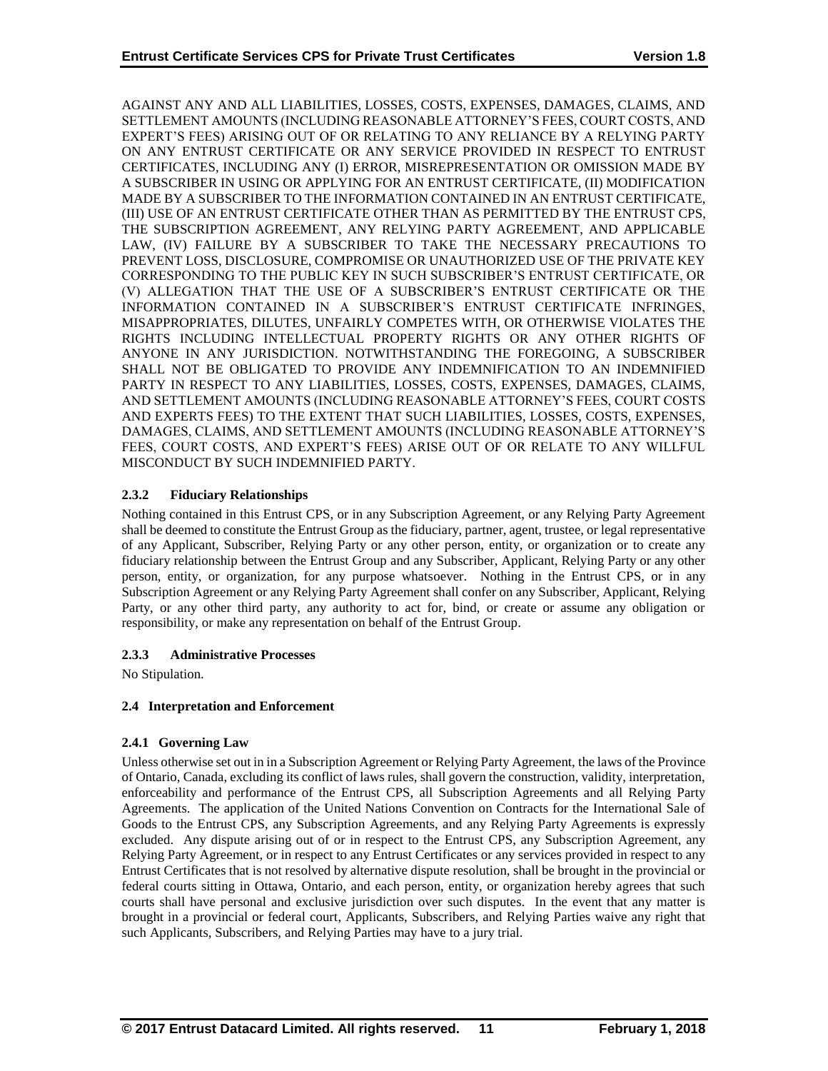AGAINST ANY AND ALL LIABILITIES, LOSSES, COSTS, EXPENSES, DAMAGES, CLAIMS, AND SETTLEMENT AMOUNTS (INCLUDING REASONABLE ATTORNEY'S FEES, COURT COSTS, AND EXPERT'S FEES) ARISING OUT OF OR RELATING TO ANY RELIANCE BY A RELYING PARTY ON ANY ENTRUST CERTIFICATE OR ANY SERVICE PROVIDED IN RESPECT TO ENTRUST CERTIFICATES, INCLUDING ANY (I) ERROR, MISREPRESENTATION OR OMISSION MADE BY A SUBSCRIBER IN USING OR APPLYING FOR AN ENTRUST CERTIFICATE, (II) MODIFICATION MADE BY A SUBSCRIBER TO THE INFORMATION CONTAINED IN AN ENTRUST CERTIFICATE, (III) USE OF AN ENTRUST CERTIFICATE OTHER THAN AS PERMITTED BY THE ENTRUST CPS, THE SUBSCRIPTION AGREEMENT, ANY RELYING PARTY AGREEMENT, AND APPLICABLE LAW, (IV) FAILURE BY A SUBSCRIBER TO TAKE THE NECESSARY PRECAUTIONS TO PREVENT LOSS, DISCLOSURE, COMPROMISE OR UNAUTHORIZED USE OF THE PRIVATE KEY CORRESPONDING TO THE PUBLIC KEY IN SUCH SUBSCRIBER'S ENTRUST CERTIFICATE, OR (V) ALLEGATION THAT THE USE OF A SUBSCRIBER'S ENTRUST CERTIFICATE OR THE INFORMATION CONTAINED IN A SUBSCRIBER'S ENTRUST CERTIFICATE INFRINGES, MISAPPROPRIATES, DILUTES, UNFAIRLY COMPETES WITH, OR OTHERWISE VIOLATES THE RIGHTS INCLUDING INTELLECTUAL PROPERTY RIGHTS OR ANY OTHER RIGHTS OF ANYONE IN ANY JURISDICTION. NOTWITHSTANDING THE FOREGOING, A SUBSCRIBER SHALL NOT BE OBLIGATED TO PROVIDE ANY INDEMNIFICATION TO AN INDEMNIFIED PARTY IN RESPECT TO ANY LIABILITIES, LOSSES, COSTS, EXPENSES, DAMAGES, CLAIMS, AND SETTLEMENT AMOUNTS (INCLUDING REASONABLE ATTORNEY'S FEES, COURT COSTS AND EXPERTS FEES) TO THE EXTENT THAT SUCH LIABILITIES, LOSSES, COSTS, EXPENSES, DAMAGES, CLAIMS, AND SETTLEMENT AMOUNTS (INCLUDING REASONABLE ATTORNEY'S FEES, COURT COSTS, AND EXPERT'S FEES) ARISE OUT OF OR RELATE TO ANY WILLFUL MISCONDUCT BY SUCH INDEMNIFIED PARTY.

### 2.3.2 Fiduciary Relationships

Nothing contained in this Entrust CPS, or in any Subscription Agreement, or any Relying Party Agreement shall be deemed to constitute the Entrust Group as the fiduciary, partner, agent, trustee, or legal representative of any Applicant, Subscriber, Relying Party or any other person, entity, or organization or to create any fiduciary relationship between the Entrust Group and any Subscriber, Applicant, Relying Party or any other person, entity, or organization, for any purpose whatsoever. Nothing in the Entrust CPS, or in any Subscription Agreement or any Relying Party Agreement shall confer on any Subscriber, Applicant, Relying Party, or any other third party, any authority to act for, bind, or create or assume any obligation or responsibility, or make any representation on behalf of the Entrust Group.

### 2.3.3 Administrative Processes

No Stipulation.

## 2.4 Interpretation and Enforcement

### 2.4.1 Governing Law

Unless otherwise set out in in a Subscription Agreement or Relying Party Agreement, the laws of the Province of Ontario, Canada, excluding its conflict of laws rules, shall govern the construction, validity, interpretation, enforceability and performance of the Entrust CPS, all Subscription Agreements and all Relying Party Agreements. The application of the United Nations Convention on Contracts for the International Sale of Goods to the Entrust CPS, any Subscription Agreements, and any Relying Party Agreements is expressly excluded. Any dispute arising out of or in respect to the Entrust CPS, any Subscription Agreement, any Relying Party Agreement, or in respect to any Entrust Certificates or any services provided in respect to any Entrust Certificates that is not resolved by alternative dispute resolution, shall be brought in the provincial or federal courts sitting in Ottawa, Ontario, and each person, entity, or organization hereby agrees that such courts shall have personal and exclusive jurisdiction over such disputes. In the event that any matter is brought in a provincial or federal court, Applicants, Subscribers, and Relying Parties waive any right that such Applicants, Subscribers, and Relying Parties may have to a jury trial.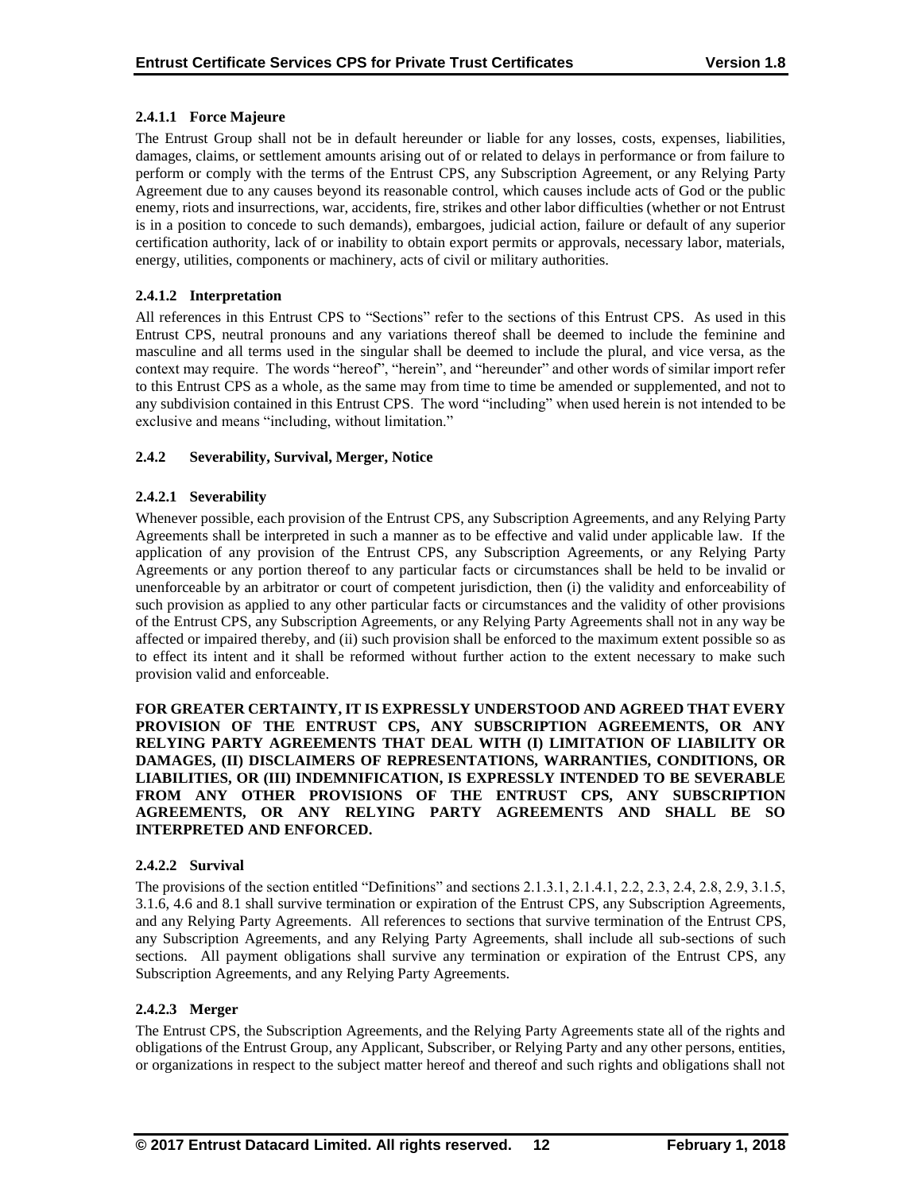#### 2.4.1.1 Force Majeure

The Entrust Group shall not be in default hereunder or liable for any losses, costs, expenses, liabilities, damages, claims, or settlement amounts arising out of or related to delays in performance or from failure to perform or comply with the terms of the Entrust CPS, any Subscription Agreement, or any Relying Party Agreement due to any causes beyond its reasonable control, which causes include acts of God or the public enemy, riots and insurrections, war, accidents, fire, strikes and other labor difficulties (whether or not Entrust is in a position to concede to such demands), embargoes, judicial action, failure or default of any superior certification authority, lack of or inability to obtain export permits or approvals, necessary labor, materials, energy, utilities, components or machinery, acts of civil or military authorities.

#### 2.4.1.2 Interpretation

All references in this Entrust CPS to "Sections" refer to the sections of this Entrust CPS. As used in this Entrust CPS, neutral pronouns and any variations thereof shall be deemed to include the feminine and masculine and all terms used in the singular shall be deemed to include the plural, and vice versa, as the context may require. The words "hereof", "herein", and "hereunder" and other words of similar import refer to this Entrust CPS as a whole, as the same may from time to time be amended or supplemented, and not to any subdivision contained in this Entrust CPS. The word "including" when used herein is not intended to be exclusive and means "including, without limitation."

### 2.4.2 Severability, Survival, Merger, Notice

#### 2.4.2.1 Severability

Whenever possible, each provision of the Entrust CPS, any Subscription Agreements, and any Relying Party Agreements shall be interpreted in such a manner as to be effective and valid under applicable law. If the application of any provision of the Entrust CPS, any Subscription Agreements, or any Relying Party Agreements or any portion thereof to any particular facts or circumstances shall be held to be invalid or unenforceable by an arbitrator or court of competent jurisdiction, then (i) the validity and enforceability of such provision as applied to any other particular facts or circumstances and the validity of other provisions of the Entrust CPS, any Subscription Agreements, or any Relying Party Agreements shall not in any way be affected or impaired thereby, and (ii) such provision shall be enforced to the maximum extent possible so as to effect its intent and it shall be reformed without further action to the extent necessary to make such provision valid and enforceable.

**FOR GREATER CERTAINTY, IT IS EXPRESSLY UNDERSTOOD AND AGREED THAT EVERY PROVISION OF THE ENTRUST CPS, ANY SUBSCRIPTION AGREEMENTS, OR ANY RELYING PARTY AGREEMENTS THAT DEAL WITH (I) LIMITATION OF LIABILITY OR DAMAGES, (II) DISCLAIMERS OF REPRESENTATIONS, WARRANTIES, CONDITIONS, OR LIABILITIES, OR (III) INDEMNIFICATION, IS EXPRESSLY INTENDED TO BE SEVERABLE FROM ANY OTHER PROVISIONS OF THE ENTRUST CPS, ANY SUBSCRIPTION AGREEMENTS, OR ANY RELYING PARTY AGREEMENTS AND SHALL BE SO INTERPRETED AND ENFORCED.**

#### 2.4.2.2 Survival

The provisions of the section entitled "Definitions" and sections 2.1.3.1, 2.1.4.1, 2.2, 2.3, 2.4, 2.8, 2.9, 3.1.5, 3.1.6, 4.6 and 8.1 shall survive termination or expiration of the Entrust CPS, any Subscription Agreements, and any Relying Party Agreements. All references to sections that survive termination of the Entrust CPS, any Subscription Agreements, and any Relying Party Agreements, shall include all sub-sections of such sections. All payment obligations shall survive any termination or expiration of the Entrust CPS, any Subscription Agreements, and any Relying Party Agreements.

#### 2.4.2.3 Merger

The Entrust CPS, the Subscription Agreements, and the Relying Party Agreements state all of the rights and obligations of the Entrust Group, any Applicant, Subscriber, or Relying Party and any other persons, entities, or organizations in respect to the subject matter hereof and thereof and such rights and obligations shall not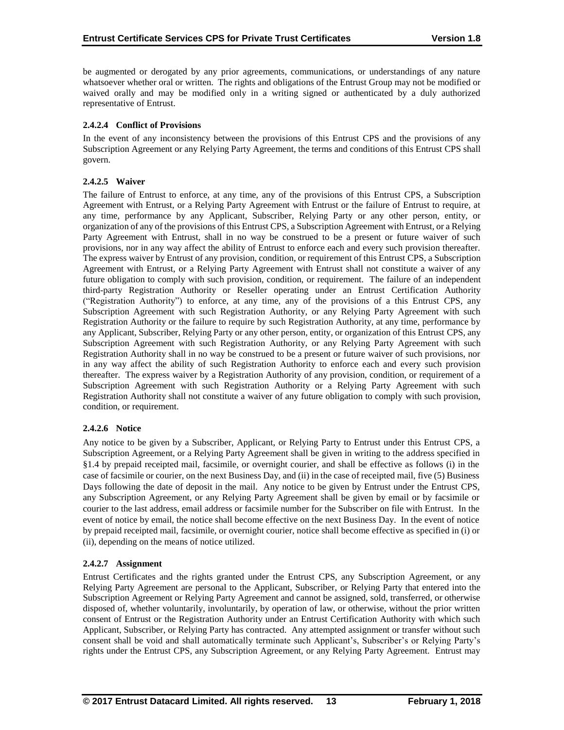be augmented or derogated by any prior agreements, communications, or understandings of any nature whatsoever whether oral or written. The rights and obligations of the Entrust Group may not be modified or waived orally and may be modified only in a writing signed or authenticated by a duly authorized representative of Entrust.

#### 2.4.2.4 Conflict of Provisions

In the event of any inconsistency between the provisions of this Entrust CPS and the provisions of any Subscription Agreement or any Relying Party Agreement, the terms and conditions of this Entrust CPS shall govern.

#### 2.4.2.5 Waiver

The failure of Entrust to enforce, at any time, any of the provisions of this Entrust CPS, a Subscription Agreement with Entrust, or a Relying Party Agreement with Entrust or the failure of Entrust to require, at any time, performance by any Applicant, Subscriber, Relying Party or any other person, entity, or organization of any of the provisions of this Entrust CPS, a Subscription Agreement with Entrust, or a Relying Party Agreement with Entrust, shall in no way be construed to be a present or future waiver of such provisions, nor in any way affect the ability of Entrust to enforce each and every such provision thereafter. The express waiver by Entrust of any provision, condition, or requirement of this Entrust CPS, a Subscription Agreement with Entrust, or a Relying Party Agreement with Entrust shall not constitute a waiver of any future obligation to comply with such provision, condition, or requirement. The failure of an independent third-party Registration Authority or Reseller operating under an Entrust Certification Authority ("Registration Authority") to enforce, at any time, any of the provisions of a this Entrust CPS, any Subscription Agreement with such Registration Authority, or any Relying Party Agreement with such Registration Authority or the failure to require by such Registration Authority, at any time, performance by any Applicant, Subscriber, Relying Party or any other person, entity, or organization of this Entrust CPS, any Subscription Agreement with such Registration Authority, or any Relying Party Agreement with such Registration Authority shall in no way be construed to be a present or future waiver of such provisions, nor in any way affect the ability of such Registration Authority to enforce each and every such provision thereafter. The express waiver by a Registration Authority of any provision, condition, or requirement of a Subscription Agreement with such Registration Authority or a Relying Party Agreement with such Registration Authority shall not constitute a waiver of any future obligation to comply with such provision, condition, or requirement.

#### 2.4.2.6 Notice

Any notice to be given by a Subscriber, Applicant, or Relying Party to Entrust under this Entrust CPS, a Subscription Agreement, or a Relying Party Agreement shall be given in writing to the address specified in §1.4 by prepaid receipted mail, facsimile, or overnight courier, and shall be effective as follows (i) in the case of facsimile or courier, on the next Business Day, and (ii) in the case of receipted mail, five (5) Business Days following the date of deposit in the mail. Any notice to be given by Entrust under the Entrust CPS, any Subscription Agreement, or any Relying Party Agreement shall be given by email or by facsimile or courier to the last address, email address or facsimile number for the Subscriber on file with Entrust. In the event of notice by email, the notice shall become effective on the next Business Day. In the event of notice by prepaid receipted mail, facsimile, or overnight courier, notice shall become effective as specified in (i) or (ii), depending on the means of notice utilized.

#### 2.4.2.7 Assignment

Entrust Certificates and the rights granted under the Entrust CPS, any Subscription Agreement, or any Relying Party Agreement are personal to the Applicant, Subscriber, or Relying Party that entered into the Subscription Agreement or Relying Party Agreement and cannot be assigned, sold, transferred, or otherwise disposed of, whether voluntarily, involuntarily, by operation of law, or otherwise, without the prior written consent of Entrust or the Registration Authority under an Entrust Certification Authority with which such Applicant, Subscriber, or Relying Party has contracted. Any attempted assignment or transfer without such consent shall be void and shall automatically terminate such Applicant's, Subscriber's or Relying Party's rights under the Entrust CPS, any Subscription Agreement, or any Relying Party Agreement. Entrust may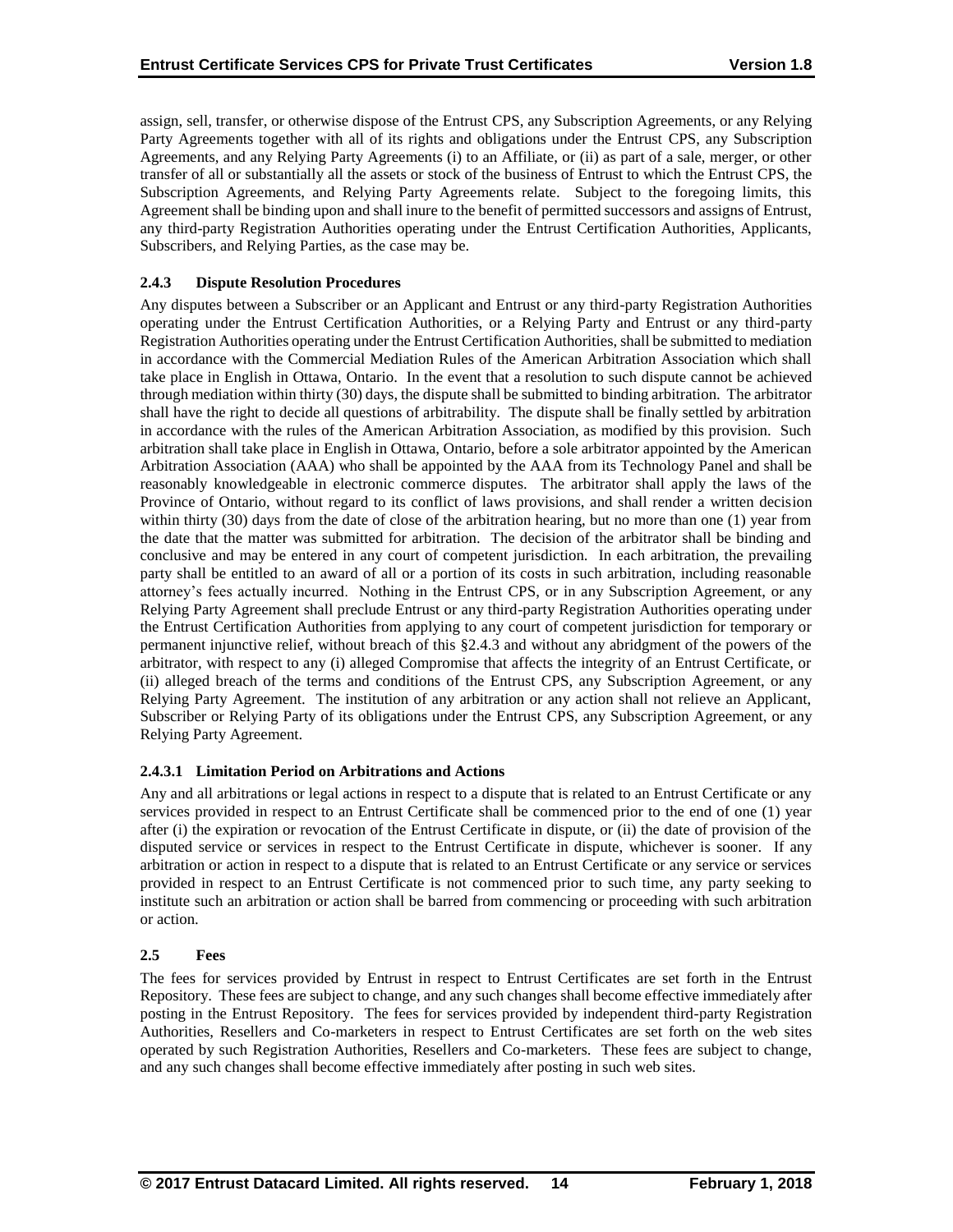assign, sell, transfer, or otherwise dispose of the Entrust CPS, any Subscription Agreements, or any Relying Party Agreements together with all of its rights and obligations under the Entrust CPS, any Subscription Agreements, and any Relying Party Agreements (i) to an Affiliate, or (ii) as part of a sale, merger, or other transfer of all or substantially all the assets or stock of the business of Entrust to which the Entrust CPS, the Subscription Agreements, and Relying Party Agreements relate. Subject to the foregoing limits, this Agreement shall be binding upon and shall inure to the benefit of permitted successors and assigns of Entrust, any third-party Registration Authorities operating under the Entrust Certification Authorities, Applicants, Subscribers, and Relying Parties, as the case may be.

### 2.4.3 Dispute Resolution Procedures

Any disputes between a Subscriber or an Applicant and Entrust or any third-party Registration Authorities operating under the Entrust Certification Authorities, or a Relying Party and Entrust or any third-party Registration Authorities operating under the Entrust Certification Authorities, shall be submitted to mediation in accordance with the Commercial Mediation Rules of the American Arbitration Association which shall take place in English in Ottawa, Ontario. In the event that a resolution to such dispute cannot be achieved through mediation within thirty (30) days, the dispute shall be submitted to binding arbitration. The arbitrator shall have the right to decide all questions of arbitrability. The dispute shall be finally settled by arbitration in accordance with the rules of the American Arbitration Association, as modified by this provision. Such arbitration shall take place in English in Ottawa, Ontario, before a sole arbitrator appointed by the American Arbitration Association (AAA) who shall be appointed by the AAA from its Technology Panel and shall be reasonably knowledgeable in electronic commerce disputes. The arbitrator shall apply the laws of the Province of Ontario, without regard to its conflict of laws provisions, and shall render a written decision within thirty (30) days from the date of close of the arbitration hearing, but no more than one (1) year from the date that the matter was submitted for arbitration. The decision of the arbitrator shall be binding and conclusive and may be entered in any court of competent jurisdiction. In each arbitration, the prevailing party shall be entitled to an award of all or a portion of its costs in such arbitration, including reasonable attorney's fees actually incurred. Nothing in the Entrust CPS, or in any Subscription Agreement, or any Relying Party Agreement shall preclude Entrust or any third-party Registration Authorities operating under the Entrust Certification Authorities from applying to any court of competent jurisdiction for temporary or permanent injunctive relief, without breach of this §2.4.3 and without any abridgment of the powers of the arbitrator, with respect to any (i) alleged Compromise that affects the integrity of an Entrust Certificate, or (ii) alleged breach of the terms and conditions of the Entrust CPS, any Subscription Agreement, or any Relying Party Agreement. The institution of any arbitration or any action shall not relieve an Applicant, Subscriber or Relying Party of its obligations under the Entrust CPS, any Subscription Agreement, or any Relying Party Agreement.

#### 2.4.3.1 Limitation Period on Arbitrations and Actions

Any and all arbitrations or legal actions in respect to a dispute that is related to an Entrust Certificate or any services provided in respect to an Entrust Certificate shall be commenced prior to the end of one (1) year after (i) the expiration or revocation of the Entrust Certificate in dispute, or (ii) the date of provision of the disputed service or services in respect to the Entrust Certificate in dispute, whichever is sooner. If any arbitration or action in respect to a dispute that is related to an Entrust Certificate or any service or services provided in respect to an Entrust Certificate is not commenced prior to such time, any party seeking to institute such an arbitration or action shall be barred from commencing or proceeding with such arbitration or action.

## 2.5 Fees

The fees for services provided by Entrust in respect to Entrust Certificates are set forth in the Entrust Repository. These fees are subject to change, and any such changes shall become effective immediately after posting in the Entrust Repository. The fees for services provided by independent third-party Registration Authorities, Resellers and Co-marketers in respect to Entrust Certificates are set forth on the web sites operated by such Registration Authorities, Resellers and Co-marketers. These fees are subject to change, and any such changes shall become effective immediately after posting in such web sites.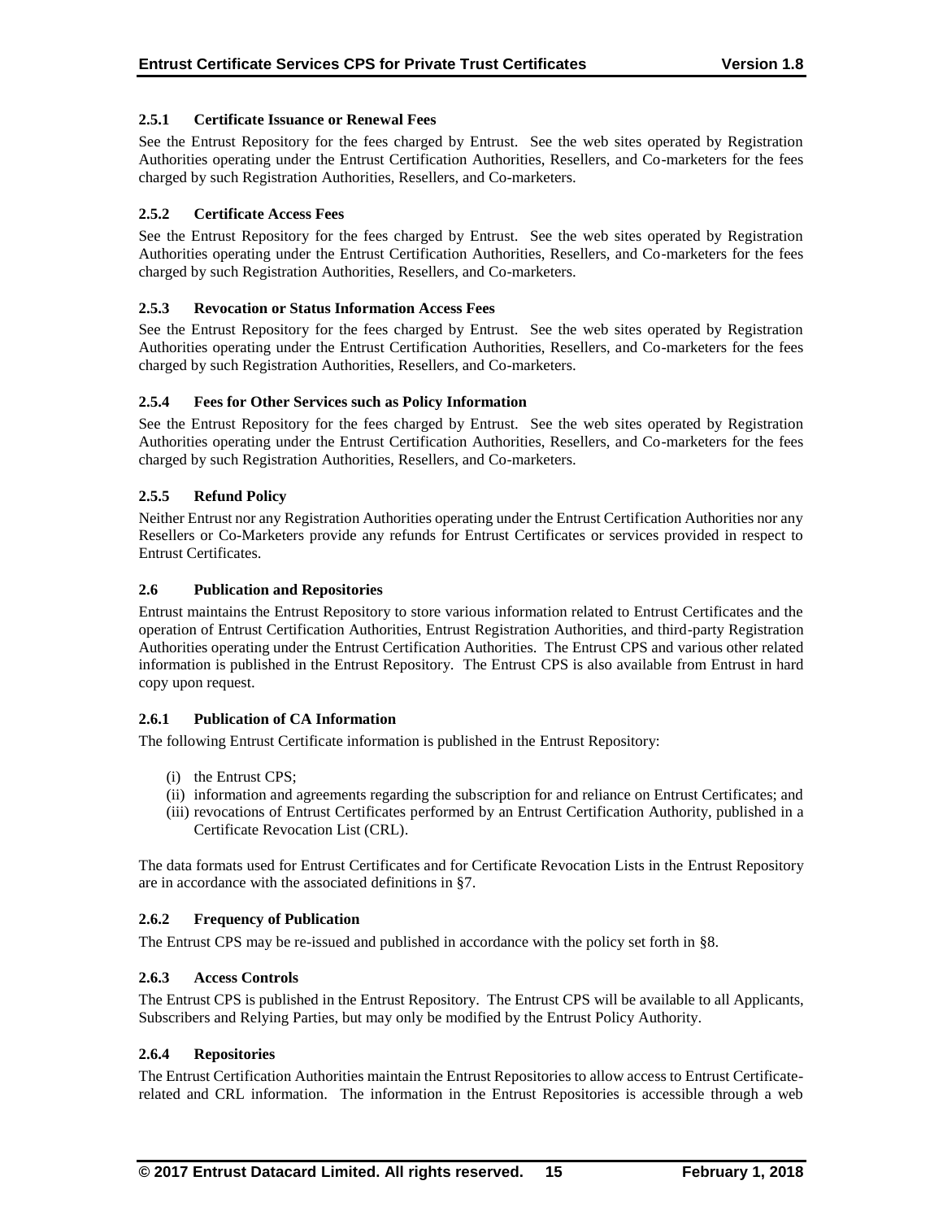### 2.5.1 Certificate Issuance or Renewal Fees

See the Entrust Repository for the fees charged by Entrust. See the web sites operated by Registration Authorities operating under the Entrust Certification Authorities, Resellers, and Co-marketers for the fees charged by such Registration Authorities, Resellers, and Co-marketers.

### 2.5.2 Certificate Access Fees

See the Entrust Repository for the fees charged by Entrust. See the web sites operated by Registration Authorities operating under the Entrust Certification Authorities, Resellers, and Co-marketers for the fees charged by such Registration Authorities, Resellers, and Co-marketers.

### 2.5.3 Revocation or Status Information Access Fees

See the Entrust Repository for the fees charged by Entrust. See the web sites operated by Registration Authorities operating under the Entrust Certification Authorities, Resellers, and Co-marketers for the fees charged by such Registration Authorities, Resellers, and Co-marketers.

### 2.5.4 Fees for Other Services such as Policy Information

See the Entrust Repository for the fees charged by Entrust. See the web sites operated by Registration Authorities operating under the Entrust Certification Authorities, Resellers, and Co-marketers for the fees charged by such Registration Authorities, Resellers, and Co-marketers.

### 2.5.5 Refund Policy

Neither Entrust nor any Registration Authorities operating under the Entrust Certification Authorities nor any Resellers or Co-Marketers provide any refunds for Entrust Certificates or services provided in respect to Entrust Certificates.

## 2.6 Publication and Repositories

Entrust maintains the Entrust Repository to store various information related to Entrust Certificates and the operation of Entrust Certification Authorities, Entrust Registration Authorities, and third-party Registration Authorities operating under the Entrust Certification Authorities. The Entrust CPS and various other related information is published in the Entrust Repository. The Entrust CPS is also available from Entrust in hard copy upon request.

### 2.6.1 Publication of CA Information

The following Entrust Certificate information is published in the Entrust Repository:

(i) the Entrust CPS;
(ii) information and agreements regarding the subscription for and reliance on Entrust Certificates; and
(iii) revocations of Entrust Certificates performed by an Entrust Certification Authority, published in a Certificate Revocation List (CRL).

The data formats used for Entrust Certificates and for Certificate Revocation Lists in the Entrust Repository are in accordance with the associated definitions in §7.

### 2.6.2 Frequency of Publication

The Entrust CPS may be re-issued and published in accordance with the policy set forth in §8.

### 2.6.3 Access Controls

The Entrust CPS is published in the Entrust Repository. The Entrust CPS will be available to all Applicants, Subscribers and Relying Parties, but may only be modified by the Entrust Policy Authority.

### 2.6.4 Repositories

The Entrust Certification Authorities maintain the Entrust Repositories to allow access to Entrust Certificate-related and CRL information. The information in the Entrust Repositories is accessible through a web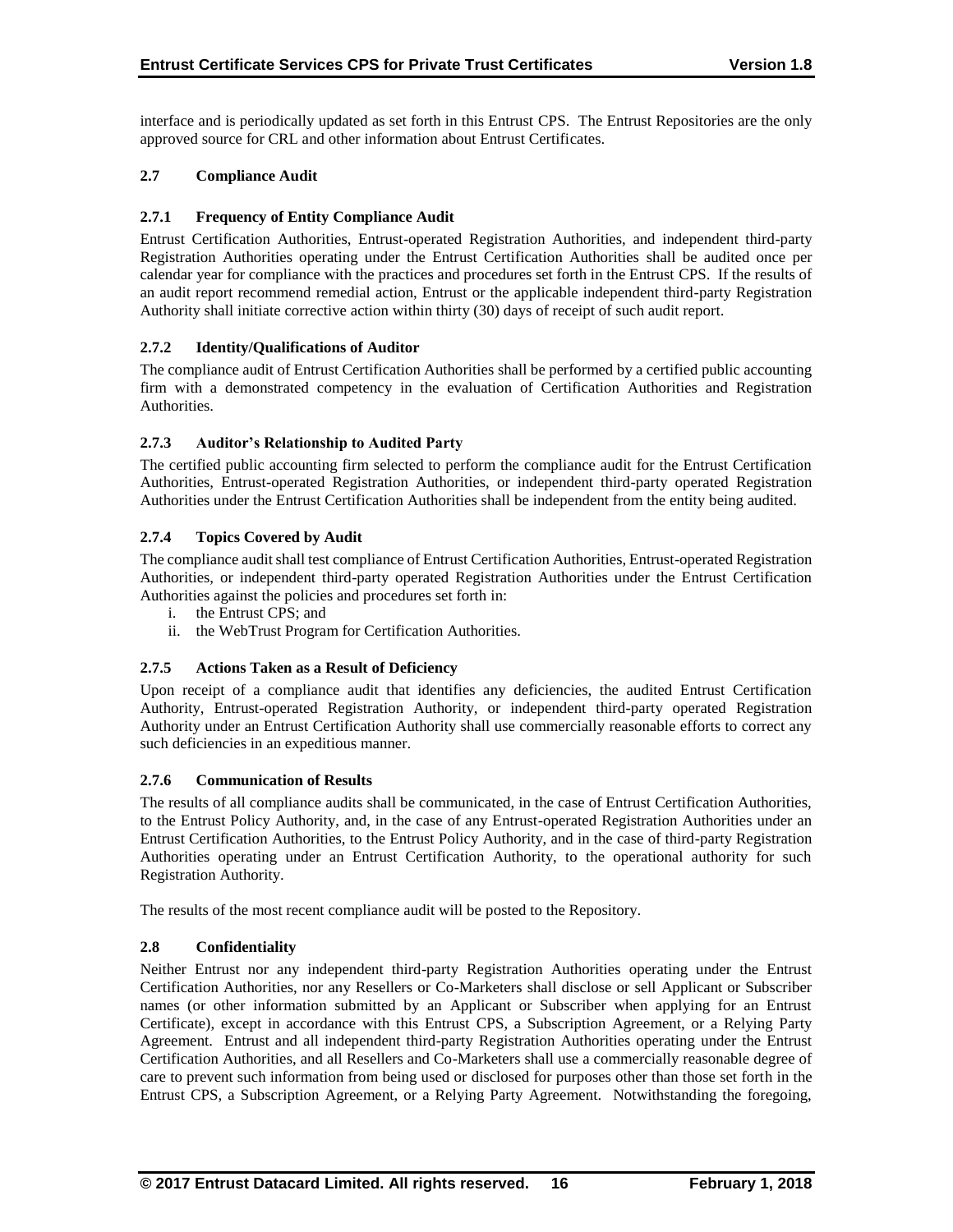interface and is periodically updated as set forth in this Entrust CPS. The Entrust Repositories are the only approved source for CRL and other information about Entrust Certificates.

### 2.7 Compliance Audit

#### 2.7.1 Frequency of Entity Compliance Audit

Entrust Certification Authorities, Entrust-operated Registration Authorities, and independent third-party Registration Authorities operating under the Entrust Certification Authorities shall be audited once per calendar year for compliance with the practices and procedures set forth in the Entrust CPS. If the results of an audit report recommend remedial action, Entrust or the applicable independent third-party Registration Authority shall initiate corrective action within thirty (30) days of receipt of such audit report.

#### 2.7.2 Identity/Qualifications of Auditor

The compliance audit of Entrust Certification Authorities shall be performed by a certified public accounting firm with a demonstrated competency in the evaluation of Certification Authorities and Registration Authorities.

#### 2.7.3 Auditor's Relationship to Audited Party

The certified public accounting firm selected to perform the compliance audit for the Entrust Certification Authorities, Entrust-operated Registration Authorities, or independent third-party operated Registration Authorities under the Entrust Certification Authorities shall be independent from the entity being audited.

#### 2.7.4 Topics Covered by Audit

The compliance audit shall test compliance of Entrust Certification Authorities, Entrust-operated Registration Authorities, or independent third-party operated Registration Authorities under the Entrust Certification Authorities against the policies and procedures set forth in:

i. the Entrust CPS; and
ii. the WebTrust Program for Certification Authorities.

#### 2.7.5 Actions Taken as a Result of Deficiency

Upon receipt of a compliance audit that identifies any deficiencies, the audited Entrust Certification Authority, Entrust-operated Registration Authority, or independent third-party operated Registration Authority under an Entrust Certification Authority shall use commercially reasonable efforts to correct any such deficiencies in an expeditious manner.

#### 2.7.6 Communication of Results

The results of all compliance audits shall be communicated, in the case of Entrust Certification Authorities, to the Entrust Policy Authority, and, in the case of any Entrust-operated Registration Authorities under an Entrust Certification Authorities, to the Entrust Policy Authority, and in the case of third-party Registration Authorities operating under an Entrust Certification Authority, to the operational authority for such Registration Authority.

The results of the most recent compliance audit will be posted to the Repository.

### 2.8 Confidentiality

Neither Entrust nor any independent third-party Registration Authorities operating under the Entrust Certification Authorities, nor any Resellers or Co-Marketers shall disclose or sell Applicant or Subscriber names (or other information submitted by an Applicant or Subscriber when applying for an Entrust Certificate), except in accordance with this Entrust CPS, a Subscription Agreement, or a Relying Party Agreement. Entrust and all independent third-party Registration Authorities operating under the Entrust Certification Authorities, and all Resellers and Co-Marketers shall use a commercially reasonable degree of care to prevent such information from being used or disclosed for purposes other than those set forth in the Entrust CPS, a Subscription Agreement, or a Relying Party Agreement. Notwithstanding the foregoing,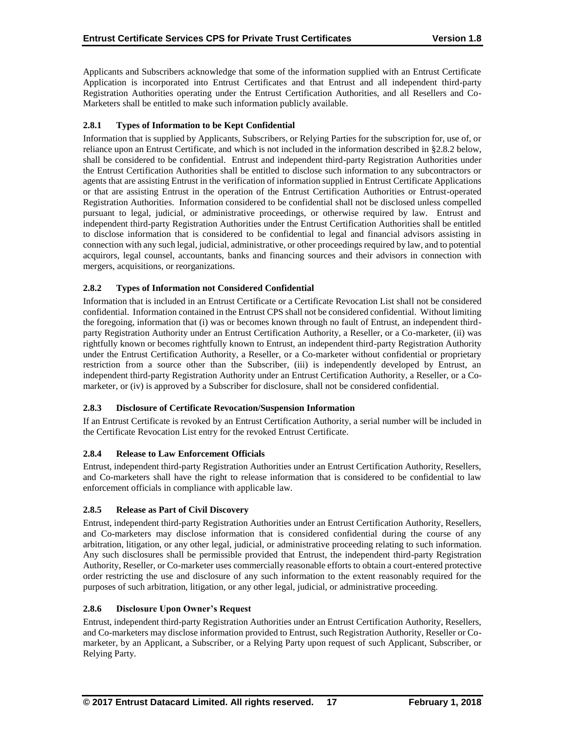Applicants and Subscribers acknowledge that some of the information supplied with an Entrust Certificate Application is incorporated into Entrust Certificates and that Entrust and all independent third-party Registration Authorities operating under the Entrust Certification Authorities, and all Resellers and Co-Marketers shall be entitled to make such information publicly available.

### 2.8.1 Types of Information to be Kept Confidential

Information that is supplied by Applicants, Subscribers, or Relying Parties for the subscription for, use of, or reliance upon an Entrust Certificate, and which is not included in the information described in §2.8.2 below, shall be considered to be confidential. Entrust and independent third-party Registration Authorities under the Entrust Certification Authorities shall be entitled to disclose such information to any subcontractors or agents that are assisting Entrust in the verification of information supplied in Entrust Certificate Applications or that are assisting Entrust in the operation of the Entrust Certification Authorities or Entrust-operated Registration Authorities. Information considered to be confidential shall not be disclosed unless compelled pursuant to legal, judicial, or administrative proceedings, or otherwise required by law. Entrust and independent third-party Registration Authorities under the Entrust Certification Authorities shall be entitled to disclose information that is considered to be confidential to legal and financial advisors assisting in connection with any such legal, judicial, administrative, or other proceedings required by law, and to potential acquirors, legal counsel, accountants, banks and financing sources and their advisors in connection with mergers, acquisitions, or reorganizations.

### 2.8.2 Types of Information not Considered Confidential

Information that is included in an Entrust Certificate or a Certificate Revocation List shall not be considered confidential. Information contained in the Entrust CPS shall not be considered confidential. Without limiting the foregoing, information that (i) was or becomes known through no fault of Entrust, an independent third-party Registration Authority under an Entrust Certification Authority, a Reseller, or a Co-marketer, (ii) was rightfully known or becomes rightfully known to Entrust, an independent third-party Registration Authority under the Entrust Certification Authority, a Reseller, or a Co-marketer without confidential or proprietary restriction from a source other than the Subscriber, (iii) is independently developed by Entrust, an independent third-party Registration Authority under an Entrust Certification Authority, a Reseller, or a Co-marketer, or (iv) is approved by a Subscriber for disclosure, shall not be considered confidential.

### 2.8.3 Disclosure of Certificate Revocation/Suspension Information

If an Entrust Certificate is revoked by an Entrust Certification Authority, a serial number will be included in the Certificate Revocation List entry for the revoked Entrust Certificate.

### 2.8.4 Release to Law Enforcement Officials

Entrust, independent third-party Registration Authorities under an Entrust Certification Authority, Resellers, and Co-marketers shall have the right to release information that is considered to be confidential to law enforcement officials in compliance with applicable law.

### 2.8.5 Release as Part of Civil Discovery

Entrust, independent third-party Registration Authorities under an Entrust Certification Authority, Resellers, and Co-marketers may disclose information that is considered confidential during the course of any arbitration, litigation, or any other legal, judicial, or administrative proceeding relating to such information. Any such disclosures shall be permissible provided that Entrust, the independent third-party Registration Authority, Reseller, or Co-marketer uses commercially reasonable efforts to obtain a court-entered protective order restricting the use and disclosure of any such information to the extent reasonably required for the purposes of such arbitration, litigation, or any other legal, judicial, or administrative proceeding.

### 2.8.6 Disclosure Upon Owner's Request

Entrust, independent third-party Registration Authorities under an Entrust Certification Authority, Resellers, and Co-marketers may disclose information provided to Entrust, such Registration Authority, Reseller or Co-marketer, by an Applicant, a Subscriber, or a Relying Party upon request of such Applicant, Subscriber, or Relying Party.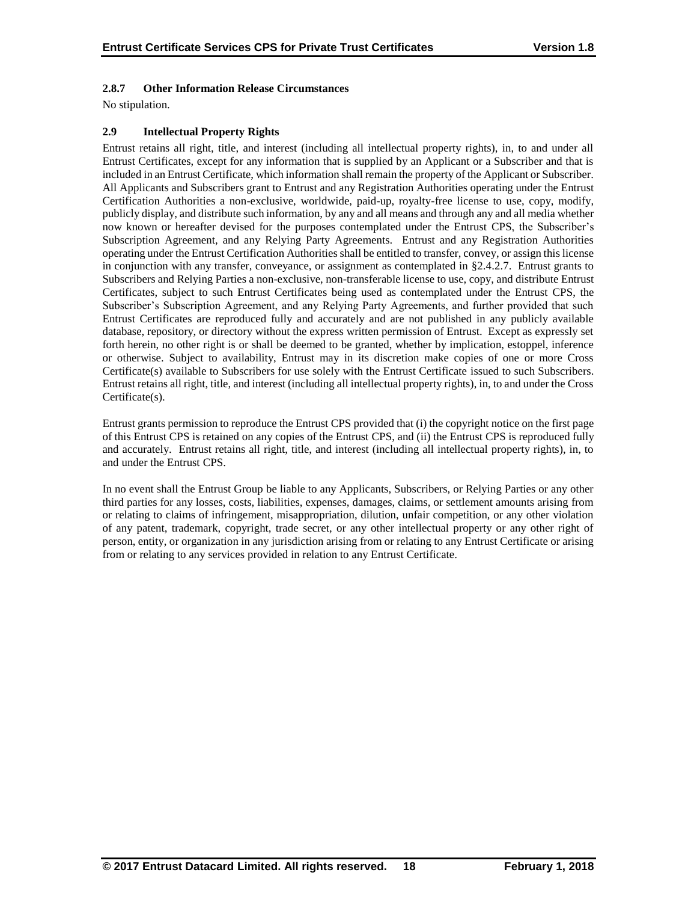### 2.8.7 Other Information Release Circumstances

No stipulation.

## 2.9 Intellectual Property Rights

Entrust retains all right, title, and interest (including all intellectual property rights), in, to and under all Entrust Certificates, except for any information that is supplied by an Applicant or a Subscriber and that is included in an Entrust Certificate, which information shall remain the property of the Applicant or Subscriber. All Applicants and Subscribers grant to Entrust and any Registration Authorities operating under the Entrust Certification Authorities a non-exclusive, worldwide, paid-up, royalty-free license to use, copy, modify, publicly display, and distribute such information, by any and all means and through any and all media whether now known or hereafter devised for the purposes contemplated under the Entrust CPS, the Subscriber's Subscription Agreement, and any Relying Party Agreements. Entrust and any Registration Authorities operating under the Entrust Certification Authorities shall be entitled to transfer, convey, or assign this license in conjunction with any transfer, conveyance, or assignment as contemplated in §2.4.2.7. Entrust grants to Subscribers and Relying Parties a non-exclusive, non-transferable license to use, copy, and distribute Entrust Certificates, subject to such Entrust Certificates being used as contemplated under the Entrust CPS, the Subscriber's Subscription Agreement, and any Relying Party Agreements, and further provided that such Entrust Certificates are reproduced fully and accurately and are not published in any publicly available database, repository, or directory without the express written permission of Entrust. Except as expressly set forth herein, no other right is or shall be deemed to be granted, whether by implication, estoppel, inference or otherwise. Subject to availability, Entrust may in its discretion make copies of one or more Cross Certificate(s) available to Subscribers for use solely with the Entrust Certificate issued to such Subscribers. Entrust retains all right, title, and interest (including all intellectual property rights), in, to and under the Cross Certificate(s).

Entrust grants permission to reproduce the Entrust CPS provided that (i) the copyright notice on the first page of this Entrust CPS is retained on any copies of the Entrust CPS, and (ii) the Entrust CPS is reproduced fully and accurately. Entrust retains all right, title, and interest (including all intellectual property rights), in, to and under the Entrust CPS.

In no event shall the Entrust Group be liable to any Applicants, Subscribers, or Relying Parties or any other third parties for any losses, costs, liabilities, expenses, damages, claims, or settlement amounts arising from or relating to claims of infringement, misappropriation, dilution, unfair competition, or any other violation of any patent, trademark, copyright, trade secret, or any other intellectual property or any other right of person, entity, or organization in any jurisdiction arising from or relating to any Entrust Certificate or arising from or relating to any services provided in relation to any Entrust Certificate.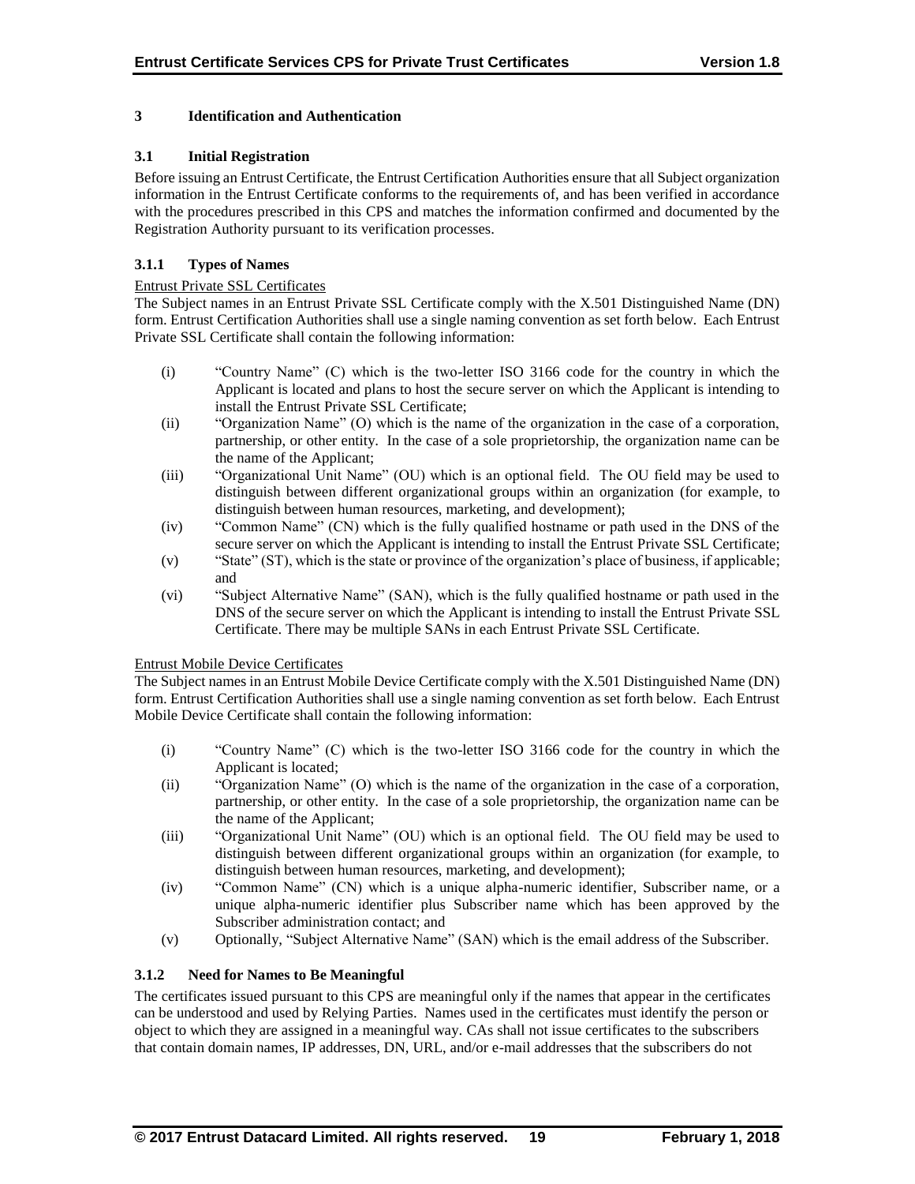# 3 Identification and Authentication

## 3.1 Initial Registration

Before issuing an Entrust Certificate, the Entrust Certification Authorities ensure that all Subject organization information in the Entrust Certificate conforms to the requirements of, and has been verified in accordance with the procedures prescribed in this CPS and matches the information confirmed and documented by the Registration Authority pursuant to its verification processes.

### 3.1.1 Types of Names

Entrust Private SSL Certificates

The Subject names in an Entrust Private SSL Certificate comply with the X.501 Distinguished Name (DN) form. Entrust Certification Authorities shall use a single naming convention as set forth below. Each Entrust Private SSL Certificate shall contain the following information:

(i) "Country Name" (C) which is the two-letter ISO 3166 code for the country in which the Applicant is located and plans to host the secure server on which the Applicant is intending to install the Entrust Private SSL Certificate;

(ii) "Organization Name" (O) which is the name of the organization in the case of a corporation, partnership, or other entity. In the case of a sole proprietorship, the organization name can be the name of the Applicant;

(iii) "Organizational Unit Name" (OU) which is an optional field. The OU field may be used to distinguish between different organizational groups within an organization (for example, to distinguish between human resources, marketing, and development);

(iv) "Common Name" (CN) which is the fully qualified hostname or path used in the DNS of the secure server on which the Applicant is intending to install the Entrust Private SSL Certificate;

(v) "State" (ST), which is the state or province of the organization's place of business, if applicable; and

(vi) "Subject Alternative Name" (SAN), which is the fully qualified hostname or path used in the DNS of the secure server on which the Applicant is intending to install the Entrust Private SSL Certificate. There may be multiple SANs in each Entrust Private SSL Certificate.

Entrust Mobile Device Certificates

The Subject names in an Entrust Mobile Device Certificate comply with the X.501 Distinguished Name (DN) form. Entrust Certification Authorities shall use a single naming convention as set forth below. Each Entrust Mobile Device Certificate shall contain the following information:

(i) "Country Name" (C) which is the two-letter ISO 3166 code for the country in which the Applicant is located;

(ii) "Organization Name" (O) which is the name of the organization in the case of a corporation, partnership, or other entity. In the case of a sole proprietorship, the organization name can be the name of the Applicant;

(iii) "Organizational Unit Name" (OU) which is an optional field. The OU field may be used to distinguish between different organizational groups within an organization (for example, to distinguish between human resources, marketing, and development);

(iv) "Common Name" (CN) which is a unique alpha-numeric identifier, Subscriber name, or a unique alpha-numeric identifier plus Subscriber name which has been approved by the Subscriber administration contact; and

(v) Optionally, "Subject Alternative Name" (SAN) which is the email address of the Subscriber.

### 3.1.2 Need for Names to Be Meaningful

The certificates issued pursuant to this CPS are meaningful only if the names that appear in the certificates can be understood and used by Relying Parties. Names used in the certificates must identify the person or object to which they are assigned in a meaningful way. CAs shall not issue certificates to the subscribers that contain domain names, IP addresses, DN, URL, and/or e-mail addresses that the subscribers do not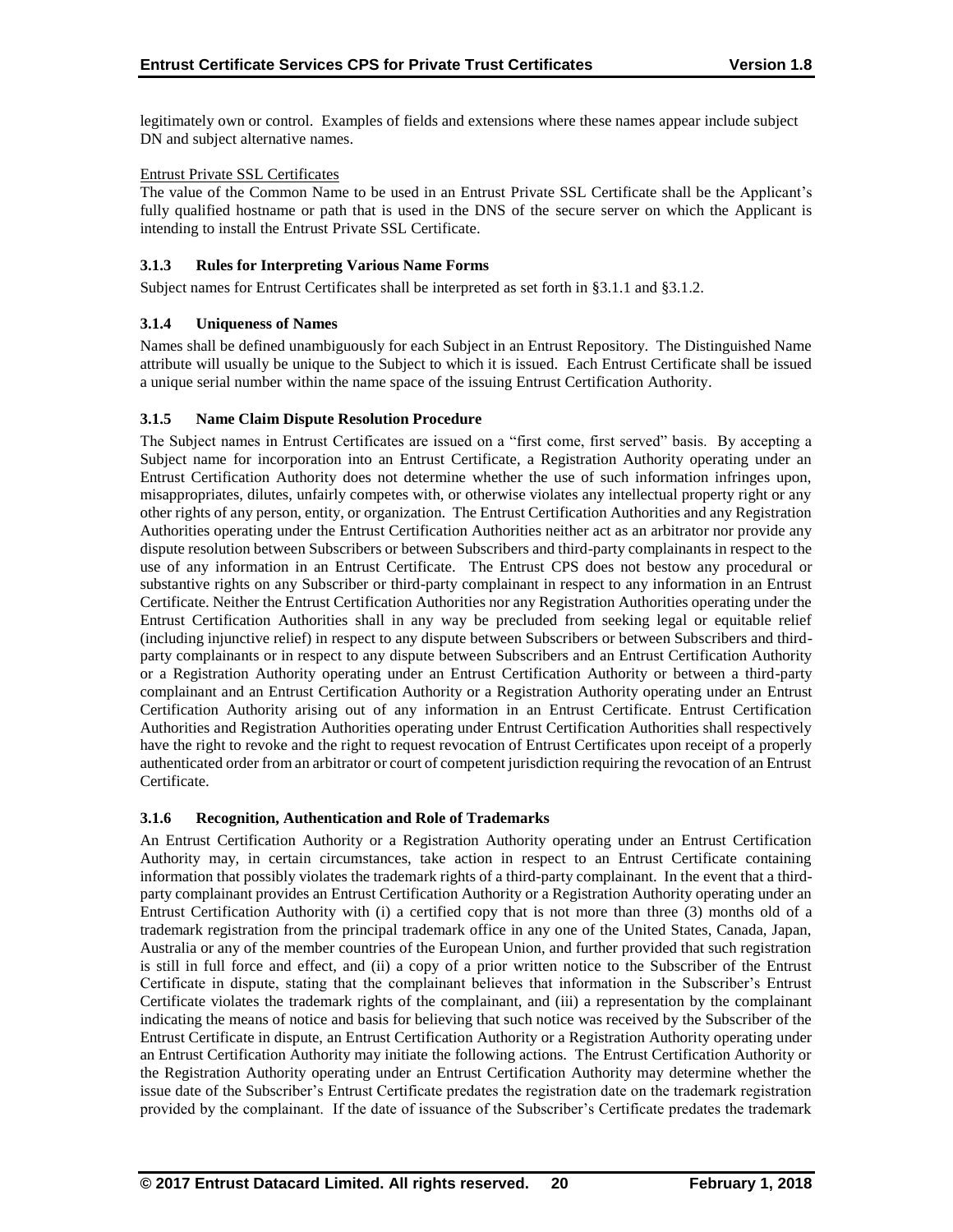legitimately own or control. Examples of fields and extensions where these names appear include subject DN and subject alternative names.

Entrust Private SSL Certificates

The value of the Common Name to be used in an Entrust Private SSL Certificate shall be the Applicant's fully qualified hostname or path that is used in the DNS of the secure server on which the Applicant is intending to install the Entrust Private SSL Certificate.

### 3.1.3 Rules for Interpreting Various Name Forms

Subject names for Entrust Certificates shall be interpreted as set forth in §3.1.1 and §3.1.2.

### 3.1.4 Uniqueness of Names

Names shall be defined unambiguously for each Subject in an Entrust Repository. The Distinguished Name attribute will usually be unique to the Subject to which it is issued. Each Entrust Certificate shall be issued a unique serial number within the name space of the issuing Entrust Certification Authority.

### 3.1.5 Name Claim Dispute Resolution Procedure

The Subject names in Entrust Certificates are issued on a "first come, first served" basis. By accepting a Subject name for incorporation into an Entrust Certificate, a Registration Authority operating under an Entrust Certification Authority does not determine whether the use of such information infringes upon, misappropriates, dilutes, unfairly competes with, or otherwise violates any intellectual property right or any other rights of any person, entity, or organization. The Entrust Certification Authorities and any Registration Authorities operating under the Entrust Certification Authorities neither act as an arbitrator nor provide any dispute resolution between Subscribers or between Subscribers and third-party complainants in respect to the use of any information in an Entrust Certificate. The Entrust CPS does not bestow any procedural or substantive rights on any Subscriber or third-party complainant in respect to any information in an Entrust Certificate. Neither the Entrust Certification Authorities nor any Registration Authorities operating under the Entrust Certification Authorities shall in any way be precluded from seeking legal or equitable relief (including injunctive relief) in respect to any dispute between Subscribers or between Subscribers and third-party complainants or in respect to any dispute between Subscribers and an Entrust Certification Authority or a Registration Authority operating under an Entrust Certification Authority or between a third-party complainant and an Entrust Certification Authority or a Registration Authority operating under an Entrust Certification Authority arising out of any information in an Entrust Certificate. Entrust Certification Authorities and Registration Authorities operating under Entrust Certification Authorities shall respectively have the right to revoke and the right to request revocation of Entrust Certificates upon receipt of a properly authenticated order from an arbitrator or court of competent jurisdiction requiring the revocation of an Entrust Certificate.

### 3.1.6 Recognition, Authentication and Role of Trademarks

An Entrust Certification Authority or a Registration Authority operating under an Entrust Certification Authority may, in certain circumstances, take action in respect to an Entrust Certificate containing information that possibly violates the trademark rights of a third-party complainant. In the event that a third-party complainant provides an Entrust Certification Authority or a Registration Authority operating under an Entrust Certification Authority with (i) a certified copy that is not more than three (3) months old of a trademark registration from the principal trademark office in any one of the United States, Canada, Japan, Australia or any of the member countries of the European Union, and further provided that such registration is still in full force and effect, and (ii) a copy of a prior written notice to the Subscriber of the Entrust Certificate in dispute, stating that the complainant believes that information in the Subscriber's Entrust Certificate violates the trademark rights of the complainant, and (iii) a representation by the complainant indicating the means of notice and basis for believing that such notice was received by the Subscriber of the Entrust Certificate in dispute, an Entrust Certification Authority or a Registration Authority operating under an Entrust Certification Authority may initiate the following actions. The Entrust Certification Authority or the Registration Authority operating under an Entrust Certification Authority may determine whether the issue date of the Subscriber's Entrust Certificate predates the registration date on the trademark registration provided by the complainant. If the date of issuance of the Subscriber's Certificate predates the trademark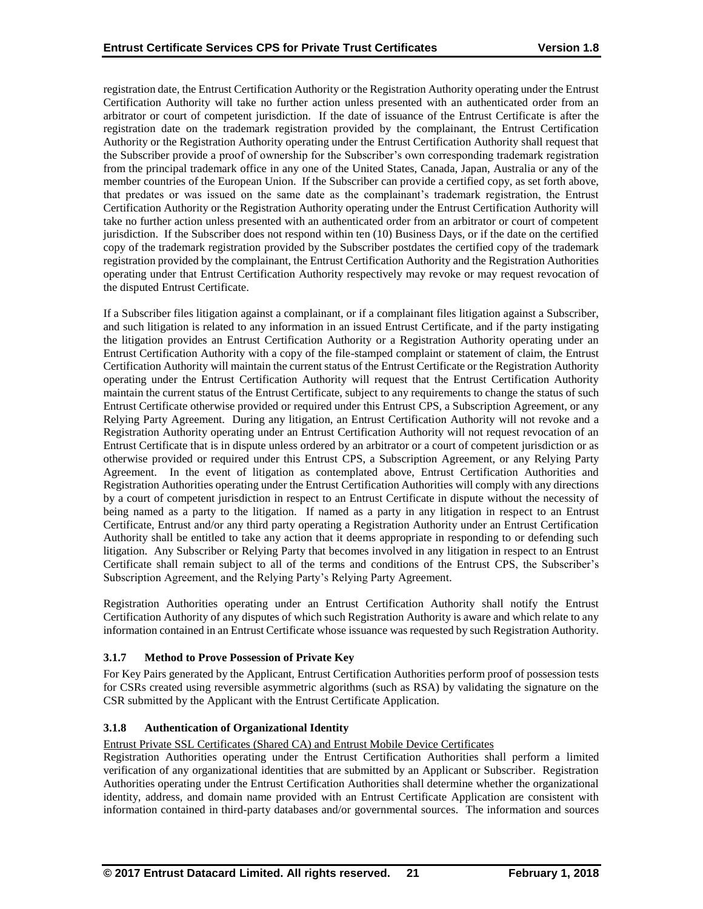registration date, the Entrust Certification Authority or the Registration Authority operating under the Entrust Certification Authority will take no further action unless presented with an authenticated order from an arbitrator or court of competent jurisdiction. If the date of issuance of the Entrust Certificate is after the registration date on the trademark registration provided by the complainant, the Entrust Certification Authority or the Registration Authority operating under the Entrust Certification Authority shall request that the Subscriber provide a proof of ownership for the Subscriber's own corresponding trademark registration from the principal trademark office in any one of the United States, Canada, Japan, Australia or any of the member countries of the European Union. If the Subscriber can provide a certified copy, as set forth above, that predates or was issued on the same date as the complainant's trademark registration, the Entrust Certification Authority or the Registration Authority operating under the Entrust Certification Authority will take no further action unless presented with an authenticated order from an arbitrator or court of competent jurisdiction. If the Subscriber does not respond within ten (10) Business Days, or if the date on the certified copy of the trademark registration provided by the Subscriber postdates the certified copy of the trademark registration provided by the complainant, the Entrust Certification Authority and the Registration Authorities operating under that Entrust Certification Authority respectively may revoke or may request revocation of the disputed Entrust Certificate.

If a Subscriber files litigation against a complainant, or if a complainant files litigation against a Subscriber, and such litigation is related to any information in an issued Entrust Certificate, and if the party instigating the litigation provides an Entrust Certification Authority or a Registration Authority operating under an Entrust Certification Authority with a copy of the file-stamped complaint or statement of claim, the Entrust Certification Authority will maintain the current status of the Entrust Certificate or the Registration Authority operating under the Entrust Certification Authority will request that the Entrust Certification Authority maintain the current status of the Entrust Certificate, subject to any requirements to change the status of such Entrust Certificate otherwise provided or required under this Entrust CPS, a Subscription Agreement, or any Relying Party Agreement. During any litigation, an Entrust Certification Authority will not revoke and a Registration Authority operating under an Entrust Certification Authority will not request revocation of an Entrust Certificate that is in dispute unless ordered by an arbitrator or a court of competent jurisdiction or as otherwise provided or required under this Entrust CPS, a Subscription Agreement, or any Relying Party Agreement. In the event of litigation as contemplated above, Entrust Certification Authorities and Registration Authorities operating under the Entrust Certification Authorities will comply with any directions by a court of competent jurisdiction in respect to an Entrust Certificate in dispute without the necessity of being named as a party to the litigation. If named as a party in any litigation in respect to an Entrust Certificate, Entrust and/or any third party operating a Registration Authority under an Entrust Certification Authority shall be entitled to take any action that it deems appropriate in responding to or defending such litigation. Any Subscriber or Relying Party that becomes involved in any litigation in respect to an Entrust Certificate shall remain subject to all of the terms and conditions of the Entrust CPS, the Subscriber's Subscription Agreement, and the Relying Party's Relying Party Agreement.

Registration Authorities operating under an Entrust Certification Authority shall notify the Entrust Certification Authority of any disputes of which such Registration Authority is aware and which relate to any information contained in an Entrust Certificate whose issuance was requested by such Registration Authority.

### 3.1.7 Method to Prove Possession of Private Key

For Key Pairs generated by the Applicant, Entrust Certification Authorities perform proof of possession tests for CSRs created using reversible asymmetric algorithms (such as RSA) by validating the signature on the CSR submitted by the Applicant with the Entrust Certificate Application.

### 3.1.8 Authentication of Organizational Identity

Entrust Private SSL Certificates (Shared CA) and Entrust Mobile Device Certificates

Registration Authorities operating under the Entrust Certification Authorities shall perform a limited verification of any organizational identities that are submitted by an Applicant or Subscriber. Registration Authorities operating under the Entrust Certification Authorities shall determine whether the organizational identity, address, and domain name provided with an Entrust Certificate Application are consistent with information contained in third-party databases and/or governmental sources. The information and sources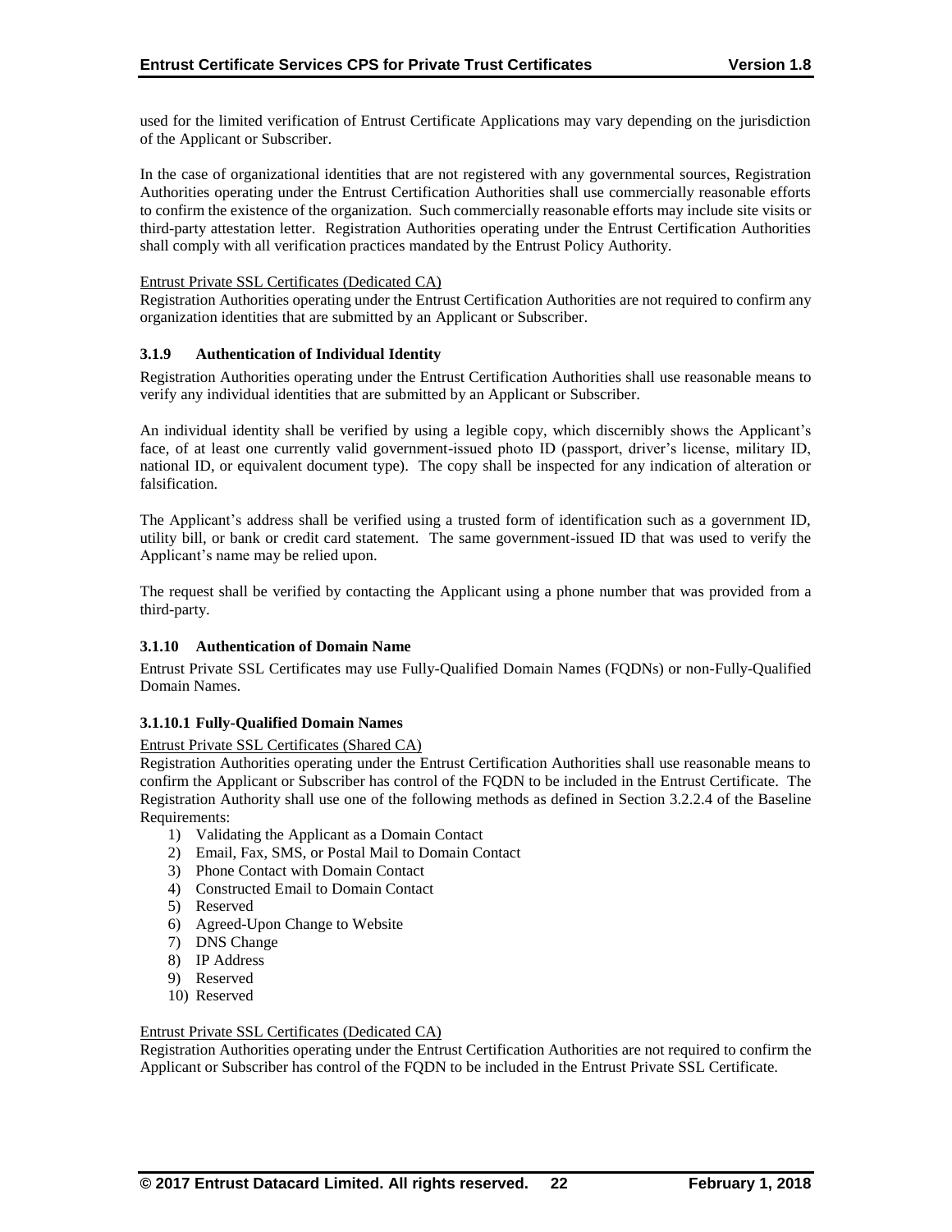used for the limited verification of Entrust Certificate Applications may vary depending on the jurisdiction of the Applicant or Subscriber.

In the case of organizational identities that are not registered with any governmental sources, Registration Authorities operating under the Entrust Certification Authorities shall use commercially reasonable efforts to confirm the existence of the organization. Such commercially reasonable efforts may include site visits or third-party attestation letter. Registration Authorities operating under the Entrust Certification Authorities shall comply with all verification practices mandated by the Entrust Policy Authority.

Entrust Private SSL Certificates (Dedicated CA)
Registration Authorities operating under the Entrust Certification Authorities are not required to confirm any organization identities that are submitted by an Applicant or Subscriber.

### 3.1.9 Authentication of Individual Identity

Registration Authorities operating under the Entrust Certification Authorities shall use reasonable means to verify any individual identities that are submitted by an Applicant or Subscriber.

An individual identity shall be verified by using a legible copy, which discernibly shows the Applicant's face, of at least one currently valid government-issued photo ID (passport, driver's license, military ID, national ID, or equivalent document type). The copy shall be inspected for any indication of alteration or falsification.

The Applicant's address shall be verified using a trusted form of identification such as a government ID, utility bill, or bank or credit card statement. The same government-issued ID that was used to verify the Applicant's name may be relied upon.

The request shall be verified by contacting the Applicant using a phone number that was provided from a third-party.

### 3.1.10 Authentication of Domain Name

Entrust Private SSL Certificates may use Fully-Qualified Domain Names (FQDNs) or non-Fully-Qualified Domain Names.

#### 3.1.10.1 Fully-Qualified Domain Names

Entrust Private SSL Certificates (Shared CA)
Registration Authorities operating under the Entrust Certification Authorities shall use reasonable means to confirm the Applicant or Subscriber has control of the FQDN to be included in the Entrust Certificate. The Registration Authority shall use one of the following methods as defined in Section 3.2.2.4 of the Baseline Requirements:

1) Validating the Applicant as a Domain Contact
2) Email, Fax, SMS, or Postal Mail to Domain Contact
3) Phone Contact with Domain Contact
4) Constructed Email to Domain Contact
5) Reserved
6) Agreed-Upon Change to Website
7) DNS Change
8) IP Address
9) Reserved
10) Reserved

Entrust Private SSL Certificates (Dedicated CA)
Registration Authorities operating under the Entrust Certification Authorities are not required to confirm the Applicant or Subscriber has control of the FQDN to be included in the Entrust Private SSL Certificate.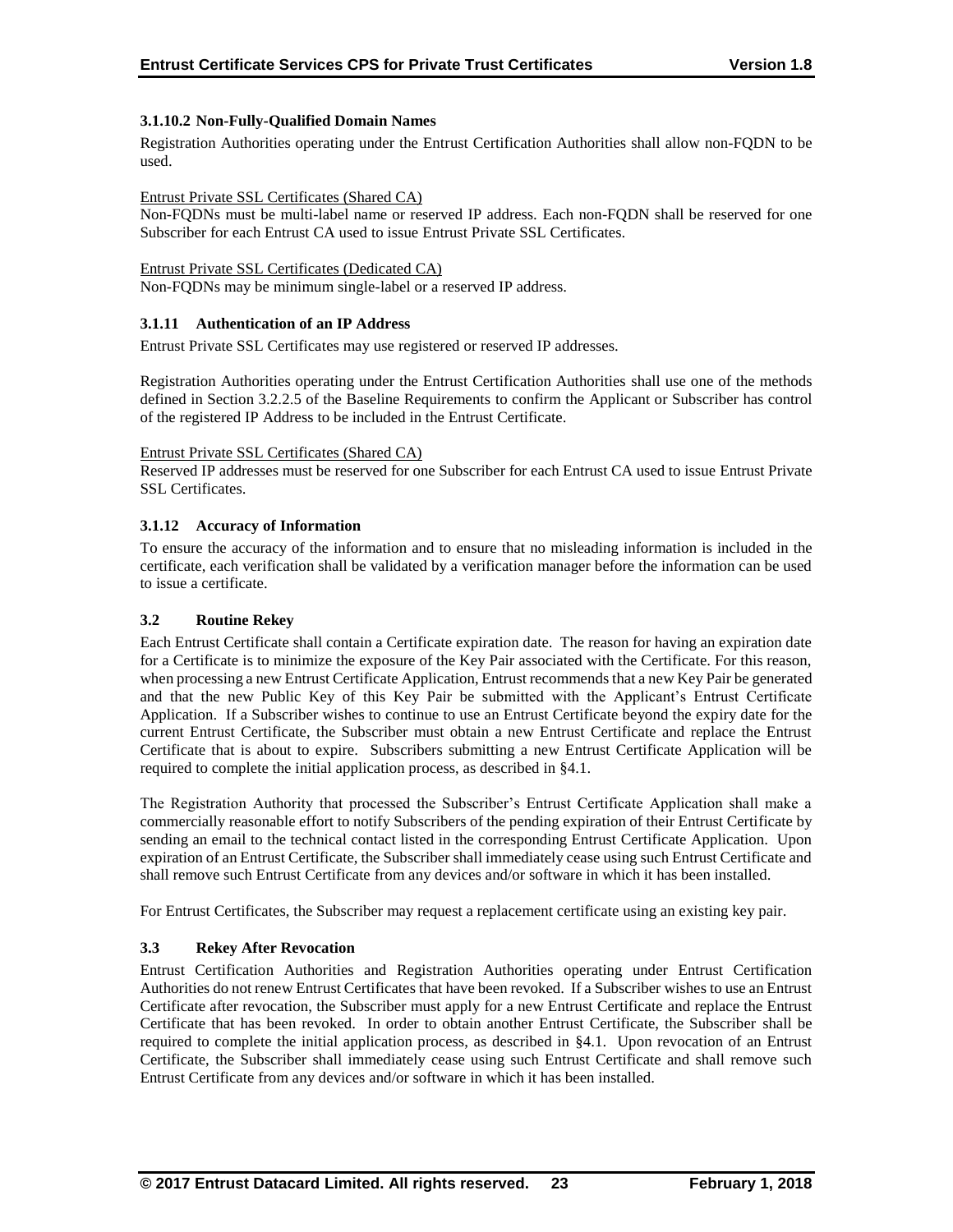#### 3.1.10.2 Non-Fully-Qualified Domain Names

Registration Authorities operating under the Entrust Certification Authorities shall allow non-FQDN to be used.

Entrust Private SSL Certificates (Shared CA)
Non-FQDNs must be multi-label name or reserved IP address. Each non-FQDN shall be reserved for one Subscriber for each Entrust CA used to issue Entrust Private SSL Certificates.

Entrust Private SSL Certificates (Dedicated CA)
Non-FQDNs may be minimum single-label or a reserved IP address.

### 3.1.11 Authentication of an IP Address

Entrust Private SSL Certificates may use registered or reserved IP addresses.

Registration Authorities operating under the Entrust Certification Authorities shall use one of the methods defined in Section 3.2.2.5 of the Baseline Requirements to confirm the Applicant or Subscriber has control of the registered IP Address to be included in the Entrust Certificate.

Entrust Private SSL Certificates (Shared CA)
Reserved IP addresses must be reserved for one Subscriber for each Entrust CA used to issue Entrust Private SSL Certificates.

### 3.1.12 Accuracy of Information

To ensure the accuracy of the information and to ensure that no misleading information is included in the certificate, each verification shall be validated by a verification manager before the information can be used to issue a certificate.

## 3.2 Routine Rekey

Each Entrust Certificate shall contain a Certificate expiration date. The reason for having an expiration date for a Certificate is to minimize the exposure of the Key Pair associated with the Certificate. For this reason, when processing a new Entrust Certificate Application, Entrust recommends that a new Key Pair be generated and that the new Public Key of this Key Pair be submitted with the Applicant's Entrust Certificate Application. If a Subscriber wishes to continue to use an Entrust Certificate beyond the expiry date for the current Entrust Certificate, the Subscriber must obtain a new Entrust Certificate and replace the Entrust Certificate that is about to expire. Subscribers submitting a new Entrust Certificate Application will be required to complete the initial application process, as described in §4.1.

The Registration Authority that processed the Subscriber's Entrust Certificate Application shall make a commercially reasonable effort to notify Subscribers of the pending expiration of their Entrust Certificate by sending an email to the technical contact listed in the corresponding Entrust Certificate Application. Upon expiration of an Entrust Certificate, the Subscriber shall immediately cease using such Entrust Certificate and shall remove such Entrust Certificate from any devices and/or software in which it has been installed.

For Entrust Certificates, the Subscriber may request a replacement certificate using an existing key pair.

## 3.3 Rekey After Revocation

Entrust Certification Authorities and Registration Authorities operating under Entrust Certification Authorities do not renew Entrust Certificates that have been revoked. If a Subscriber wishes to use an Entrust Certificate after revocation, the Subscriber must apply for a new Entrust Certificate and replace the Entrust Certificate that has been revoked. In order to obtain another Entrust Certificate, the Subscriber shall be required to complete the initial application process, as described in §4.1. Upon revocation of an Entrust Certificate, the Subscriber shall immediately cease using such Entrust Certificate and shall remove such Entrust Certificate from any devices and/or software in which it has been installed.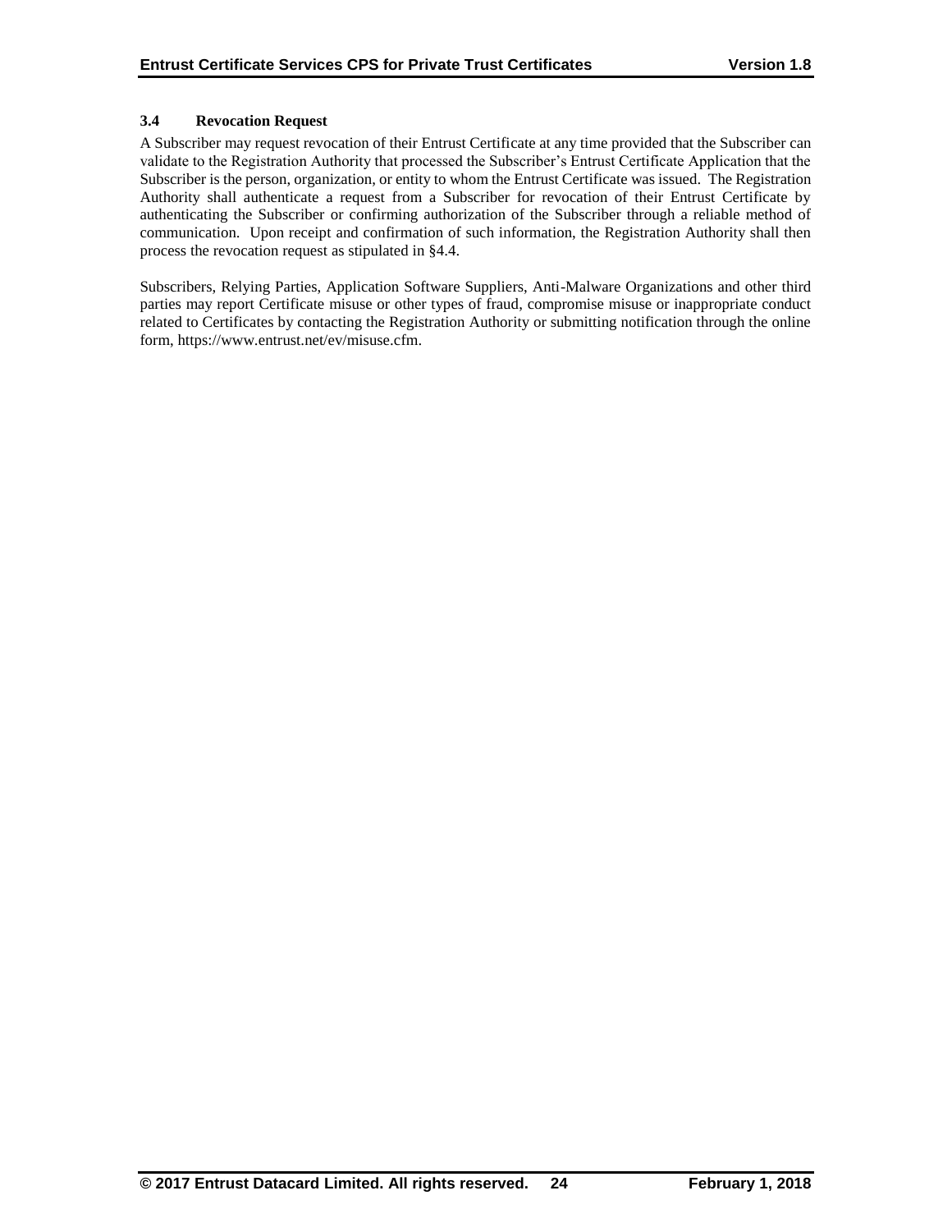### 3.4 Revocation Request

A Subscriber may request revocation of their Entrust Certificate at any time provided that the Subscriber can validate to the Registration Authority that processed the Subscriber's Entrust Certificate Application that the Subscriber is the person, organization, or entity to whom the Entrust Certificate was issued. The Registration Authority shall authenticate a request from a Subscriber for revocation of their Entrust Certificate by authenticating the Subscriber or confirming authorization of the Subscriber through a reliable method of communication. Upon receipt and confirmation of such information, the Registration Authority shall then process the revocation request as stipulated in §4.4.

Subscribers, Relying Parties, Application Software Suppliers, Anti-Malware Organizations and other third parties may report Certificate misuse or other types of fraud, compromise misuse or inappropriate conduct related to Certificates by contacting the Registration Authority or submitting notification through the online form, https://www.entrust.net/ev/misuse.cfm.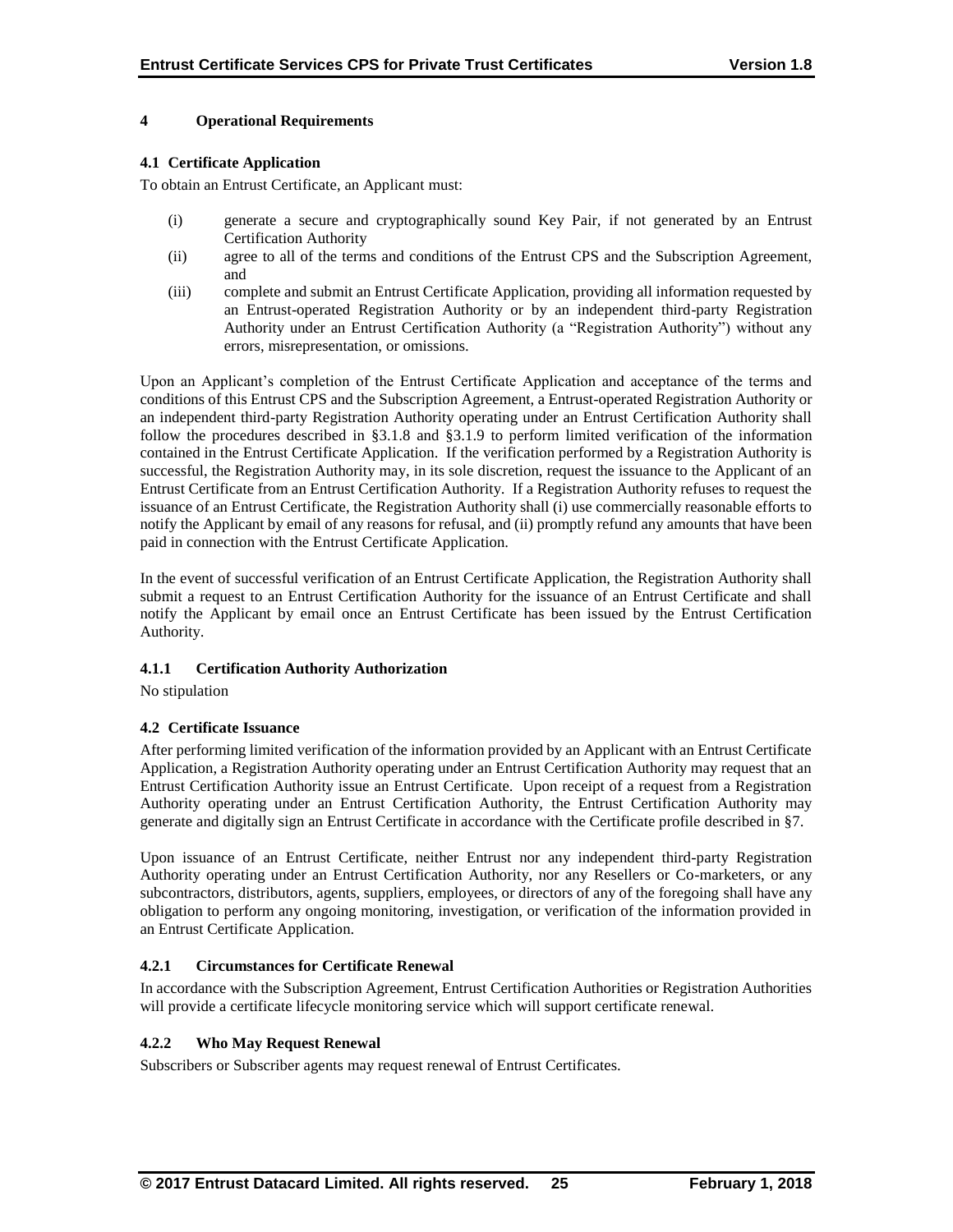# 4 Operational Requirements

## 4.1 Certificate Application

To obtain an Entrust Certificate, an Applicant must:

(i) generate a secure and cryptographically sound Key Pair, if not generated by an Entrust Certification Authority

(ii) agree to all of the terms and conditions of the Entrust CPS and the Subscription Agreement, and

(iii) complete and submit an Entrust Certificate Application, providing all information requested by an Entrust-operated Registration Authority or by an independent third-party Registration Authority under an Entrust Certification Authority (a "Registration Authority") without any errors, misrepresentation, or omissions.

Upon an Applicant's completion of the Entrust Certificate Application and acceptance of the terms and conditions of this Entrust CPS and the Subscription Agreement, a Entrust-operated Registration Authority or an independent third-party Registration Authority operating under an Entrust Certification Authority shall follow the procedures described in §3.1.8 and §3.1.9 to perform limited verification of the information contained in the Entrust Certificate Application. If the verification performed by a Registration Authority is successful, the Registration Authority may, in its sole discretion, request the issuance to the Applicant of an Entrust Certificate from an Entrust Certification Authority. If a Registration Authority refuses to request the issuance of an Entrust Certificate, the Registration Authority shall (i) use commercially reasonable efforts to notify the Applicant by email of any reasons for refusal, and (ii) promptly refund any amounts that have been paid in connection with the Entrust Certificate Application.

In the event of successful verification of an Entrust Certificate Application, the Registration Authority shall submit a request to an Entrust Certification Authority for the issuance of an Entrust Certificate and shall notify the Applicant by email once an Entrust Certificate has been issued by the Entrust Certification Authority.

### 4.1.1 Certification Authority Authorization

No stipulation

## 4.2 Certificate Issuance

After performing limited verification of the information provided by an Applicant with an Entrust Certificate Application, a Registration Authority operating under an Entrust Certification Authority may request that an Entrust Certification Authority issue an Entrust Certificate. Upon receipt of a request from a Registration Authority operating under an Entrust Certification Authority, the Entrust Certification Authority may generate and digitally sign an Entrust Certificate in accordance with the Certificate profile described in §7.

Upon issuance of an Entrust Certificate, neither Entrust nor any independent third-party Registration Authority operating under an Entrust Certification Authority, nor any Resellers or Co-marketers, or any subcontractors, distributors, agents, suppliers, employees, or directors of any of the foregoing shall have any obligation to perform any ongoing monitoring, investigation, or verification of the information provided in an Entrust Certificate Application.

### 4.2.1 Circumstances for Certificate Renewal

In accordance with the Subscription Agreement, Entrust Certification Authorities or Registration Authorities will provide a certificate lifecycle monitoring service which will support certificate renewal.

### 4.2.2 Who May Request Renewal

Subscribers or Subscriber agents may request renewal of Entrust Certificates.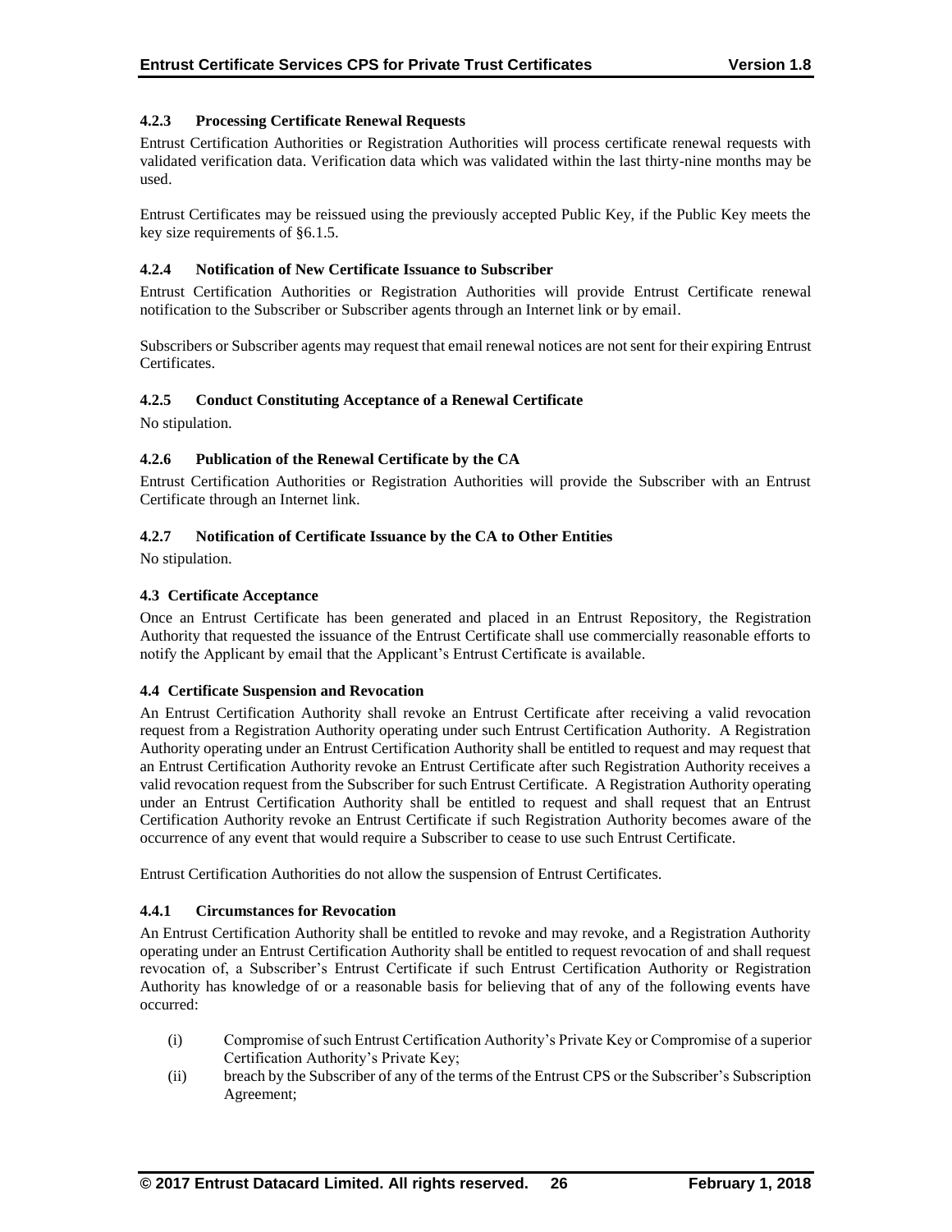#### 4.2.3 Processing Certificate Renewal Requests

Entrust Certification Authorities or Registration Authorities will process certificate renewal requests with validated verification data. Verification data which was validated within the last thirty-nine months may be used.

Entrust Certificates may be reissued using the previously accepted Public Key, if the Public Key meets the key size requirements of §6.1.5.

#### 4.2.4 Notification of New Certificate Issuance to Subscriber

Entrust Certification Authorities or Registration Authorities will provide Entrust Certificate renewal notification to the Subscriber or Subscriber agents through an Internet link or by email.

Subscribers or Subscriber agents may request that email renewal notices are not sent for their expiring Entrust Certificates.

#### 4.2.5 Conduct Constituting Acceptance of a Renewal Certificate

No stipulation.

#### 4.2.6 Publication of the Renewal Certificate by the CA

Entrust Certification Authorities or Registration Authorities will provide the Subscriber with an Entrust Certificate through an Internet link.

#### 4.2.7 Notification of Certificate Issuance by the CA to Other Entities

No stipulation.

### 4.3 Certificate Acceptance

Once an Entrust Certificate has been generated and placed in an Entrust Repository, the Registration Authority that requested the issuance of the Entrust Certificate shall use commercially reasonable efforts to notify the Applicant by email that the Applicant's Entrust Certificate is available.

### 4.4 Certificate Suspension and Revocation

An Entrust Certification Authority shall revoke an Entrust Certificate after receiving a valid revocation request from a Registration Authority operating under such Entrust Certification Authority. A Registration Authority operating under an Entrust Certification Authority shall be entitled to request and may request that an Entrust Certification Authority revoke an Entrust Certificate after such Registration Authority receives a valid revocation request from the Subscriber for such Entrust Certificate. A Registration Authority operating under an Entrust Certification Authority shall be entitled to request and shall request that an Entrust Certification Authority revoke an Entrust Certificate if such Registration Authority becomes aware of the occurrence of any event that would require a Subscriber to cease to use such Entrust Certificate.

Entrust Certification Authorities do not allow the suspension of Entrust Certificates.

#### 4.4.1 Circumstances for Revocation

An Entrust Certification Authority shall be entitled to revoke and may revoke, and a Registration Authority operating under an Entrust Certification Authority shall be entitled to request revocation of and shall request revocation of, a Subscriber's Entrust Certificate if such Entrust Certification Authority or Registration Authority has knowledge of or a reasonable basis for believing that of any of the following events have occurred:

(i) Compromise of such Entrust Certification Authority's Private Key or Compromise of a superior Certification Authority's Private Key;

(ii) breach by the Subscriber of any of the terms of the Entrust CPS or the Subscriber's Subscription Agreement;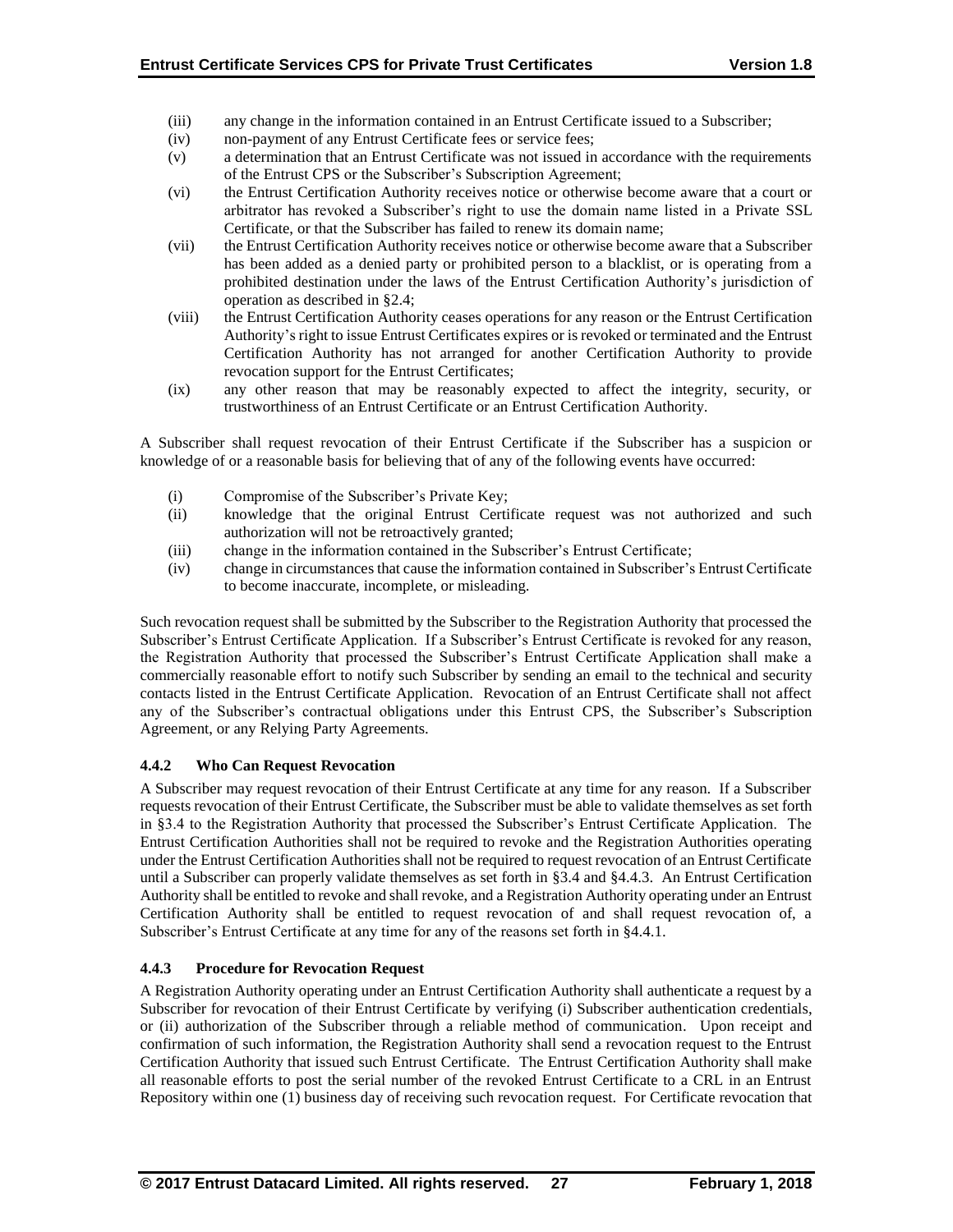(iii) any change in the information contained in an Entrust Certificate issued to a Subscriber;
(iv) non-payment of any Entrust Certificate fees or service fees;
(v) a determination that an Entrust Certificate was not issued in accordance with the requirements of the Entrust CPS or the Subscriber's Subscription Agreement;
(vi) the Entrust Certification Authority receives notice or otherwise become aware that a court or arbitrator has revoked a Subscriber's right to use the domain name listed in a Private SSL Certificate, or that the Subscriber has failed to renew its domain name;
(vii) the Entrust Certification Authority receives notice or otherwise become aware that a Subscriber has been added as a denied party or prohibited person to a blacklist, or is operating from a prohibited destination under the laws of the Entrust Certification Authority's jurisdiction of operation as described in §2.4;
(viii) the Entrust Certification Authority ceases operations for any reason or the Entrust Certification Authority's right to issue Entrust Certificates expires or is revoked or terminated and the Entrust Certification Authority has not arranged for another Certification Authority to provide revocation support for the Entrust Certificates;
(ix) any other reason that may be reasonably expected to affect the integrity, security, or trustworthiness of an Entrust Certificate or an Entrust Certification Authority.

A Subscriber shall request revocation of their Entrust Certificate if the Subscriber has a suspicion or knowledge of or a reasonable basis for believing that of any of the following events have occurred:

(i) Compromise of the Subscriber's Private Key;
(ii) knowledge that the original Entrust Certificate request was not authorized and such authorization will not be retroactively granted;
(iii) change in the information contained in the Subscriber's Entrust Certificate;
(iv) change in circumstances that cause the information contained in Subscriber's Entrust Certificate to become inaccurate, incomplete, or misleading.

Such revocation request shall be submitted by the Subscriber to the Registration Authority that processed the Subscriber's Entrust Certificate Application. If a Subscriber's Entrust Certificate is revoked for any reason, the Registration Authority that processed the Subscriber's Entrust Certificate Application shall make a commercially reasonable effort to notify such Subscriber by sending an email to the technical and security contacts listed in the Entrust Certificate Application. Revocation of an Entrust Certificate shall not affect any of the Subscriber's contractual obligations under this Entrust CPS, the Subscriber's Subscription Agreement, or any Relying Party Agreements.

### 4.4.2 Who Can Request Revocation

A Subscriber may request revocation of their Entrust Certificate at any time for any reason. If a Subscriber requests revocation of their Entrust Certificate, the Subscriber must be able to validate themselves as set forth in §3.4 to the Registration Authority that processed the Subscriber's Entrust Certificate Application. The Entrust Certification Authorities shall not be required to revoke and the Registration Authorities operating under the Entrust Certification Authorities shall not be required to request revocation of an Entrust Certificate until a Subscriber can properly validate themselves as set forth in §3.4 and §4.4.3. An Entrust Certification Authority shall be entitled to revoke and shall revoke, and a Registration Authority operating under an Entrust Certification Authority shall be entitled to request revocation of and shall request revocation of, a Subscriber's Entrust Certificate at any time for any of the reasons set forth in §4.4.1.

### 4.4.3 Procedure for Revocation Request

A Registration Authority operating under an Entrust Certification Authority shall authenticate a request by a Subscriber for revocation of their Entrust Certificate by verifying (i) Subscriber authentication credentials, or (ii) authorization of the Subscriber through a reliable method of communication. Upon receipt and confirmation of such information, the Registration Authority shall send a revocation request to the Entrust Certification Authority that issued such Entrust Certificate. The Entrust Certification Authority shall make all reasonable efforts to post the serial number of the revoked Entrust Certificate to a CRL in an Entrust Repository within one (1) business day of receiving such revocation request. For Certificate revocation that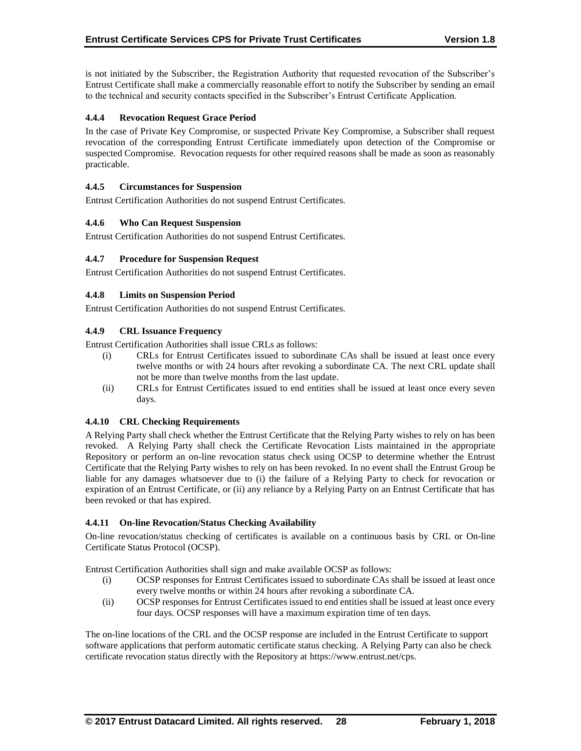is not initiated by the Subscriber, the Registration Authority that requested revocation of the Subscriber's Entrust Certificate shall make a commercially reasonable effort to notify the Subscriber by sending an email to the technical and security contacts specified in the Subscriber's Entrust Certificate Application.

### 4.4.4 Revocation Request Grace Period

In the case of Private Key Compromise, or suspected Private Key Compromise, a Subscriber shall request revocation of the corresponding Entrust Certificate immediately upon detection of the Compromise or suspected Compromise. Revocation requests for other required reasons shall be made as soon as reasonably practicable.

### 4.4.5 Circumstances for Suspension

Entrust Certification Authorities do not suspend Entrust Certificates.

### 4.4.6 Who Can Request Suspension

Entrust Certification Authorities do not suspend Entrust Certificates.

### 4.4.7 Procedure for Suspension Request

Entrust Certification Authorities do not suspend Entrust Certificates.

### 4.4.8 Limits on Suspension Period

Entrust Certification Authorities do not suspend Entrust Certificates.

### 4.4.9 CRL Issuance Frequency

Entrust Certification Authorities shall issue CRLs as follows:

(i) CRLs for Entrust Certificates issued to subordinate CAs shall be issued at least once every twelve months or with 24 hours after revoking a subordinate CA. The next CRL update shall not be more than twelve months from the last update.

(ii) CRLs for Entrust Certificates issued to end entities shall be issued at least once every seven days.

### 4.4.10 CRL Checking Requirements

A Relying Party shall check whether the Entrust Certificate that the Relying Party wishes to rely on has been revoked. A Relying Party shall check the Certificate Revocation Lists maintained in the appropriate Repository or perform an on-line revocation status check using OCSP to determine whether the Entrust Certificate that the Relying Party wishes to rely on has been revoked. In no event shall the Entrust Group be liable for any damages whatsoever due to (i) the failure of a Relying Party to check for revocation or expiration of an Entrust Certificate, or (ii) any reliance by a Relying Party on an Entrust Certificate that has been revoked or that has expired.

### 4.4.11 On-line Revocation/Status Checking Availability

On-line revocation/status checking of certificates is available on a continuous basis by CRL or On-line Certificate Status Protocol (OCSP).

Entrust Certification Authorities shall sign and make available OCSP as follows:

(i) OCSP responses for Entrust Certificates issued to subordinate CAs shall be issued at least once every twelve months or within 24 hours after revoking a subordinate CA.

(ii) OCSP responses for Entrust Certificates issued to end entities shall be issued at least once every four days. OCSP responses will have a maximum expiration time of ten days.

The on-line locations of the CRL and the OCSP response are included in the Entrust Certificate to support software applications that perform automatic certificate status checking. A Relying Party can also be check certificate revocation status directly with the Repository at https://www.entrust.net/cps.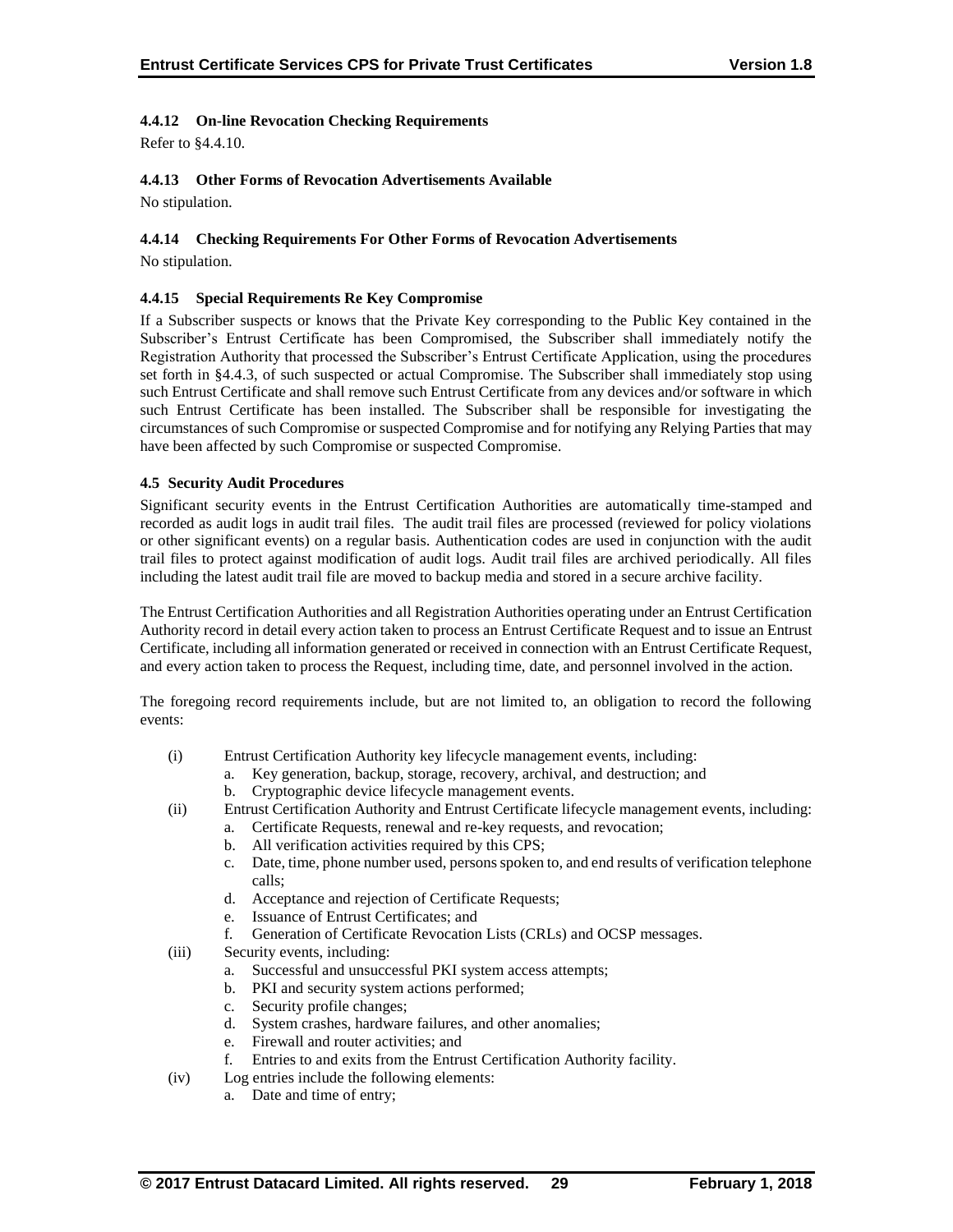#### 4.4.12 On-line Revocation Checking Requirements

Refer to §4.4.10.

#### 4.4.13 Other Forms of Revocation Advertisements Available

No stipulation.

#### 4.4.14 Checking Requirements For Other Forms of Revocation Advertisements

No stipulation.

#### 4.4.15 Special Requirements Re Key Compromise

If a Subscriber suspects or knows that the Private Key corresponding to the Public Key contained in the Subscriber's Entrust Certificate has been Compromised, the Subscriber shall immediately notify the Registration Authority that processed the Subscriber's Entrust Certificate Application, using the procedures set forth in §4.4.3, of such suspected or actual Compromise. The Subscriber shall immediately stop using such Entrust Certificate and shall remove such Entrust Certificate from any devices and/or software in which such Entrust Certificate has been installed. The Subscriber shall be responsible for investigating the circumstances of such Compromise or suspected Compromise and for notifying any Relying Parties that may have been affected by such Compromise or suspected Compromise.

### 4.5 Security Audit Procedures

Significant security events in the Entrust Certification Authorities are automatically time-stamped and recorded as audit logs in audit trail files. The audit trail files are processed (reviewed for policy violations or other significant events) on a regular basis. Authentication codes are used in conjunction with the audit trail files to protect against modification of audit logs. Audit trail files are archived periodically. All files including the latest audit trail file are moved to backup media and stored in a secure archive facility.

The Entrust Certification Authorities and all Registration Authorities operating under an Entrust Certification Authority record in detail every action taken to process an Entrust Certificate Request and to issue an Entrust Certificate, including all information generated or received in connection with an Entrust Certificate Request, and every action taken to process the Request, including time, date, and personnel involved in the action.

The foregoing record requirements include, but are not limited to, an obligation to record the following events:

(i) Entrust Certification Authority key lifecycle management events, including:
   a. Key generation, backup, storage, recovery, archival, and destruction; and
   b. Cryptographic device lifecycle management events.

(ii) Entrust Certification Authority and Entrust Certificate lifecycle management events, including:
   a. Certificate Requests, renewal and re-key requests, and revocation;
   b. All verification activities required by this CPS;
   c. Date, time, phone number used, persons spoken to, and end results of verification telephone calls;
   d. Acceptance and rejection of Certificate Requests;
   e. Issuance of Entrust Certificates; and
   f. Generation of Certificate Revocation Lists (CRLs) and OCSP messages.

(iii) Security events, including:
   a. Successful and unsuccessful PKI system access attempts;
   b. PKI and security system actions performed;
   c. Security profile changes;
   d. System crashes, hardware failures, and other anomalies;
   e. Firewall and router activities; and
   f. Entries to and exits from the Entrust Certification Authority facility.

(iv) Log entries include the following elements:
   a. Date and time of entry;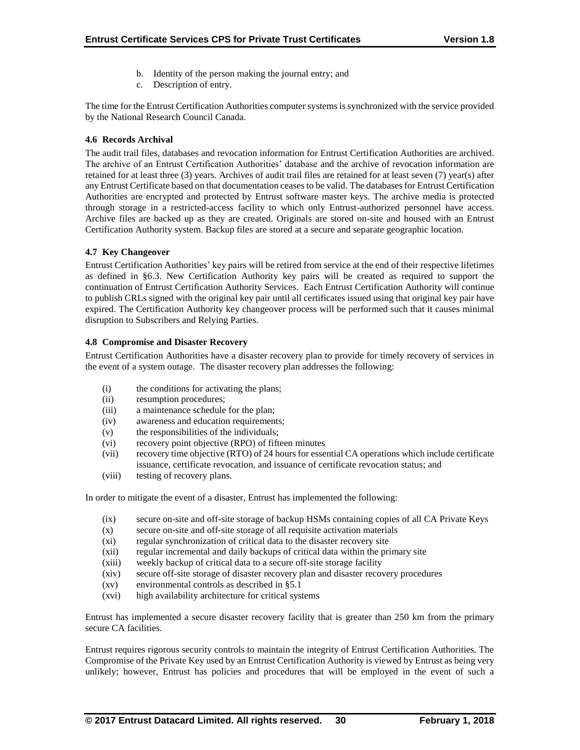b. Identity of the person making the journal entry; and
c. Description of entry.

The time for the Entrust Certification Authorities computer systems is synchronized with the service provided by the National Research Council Canada.

### 4.6 Records Archival

The audit trail files, databases and revocation information for Entrust Certification Authorities are archived. The archive of an Entrust Certification Authorities' database and the archive of revocation information are retained for at least three (3) years. Archives of audit trail files are retained for at least seven (7) year(s) after any Entrust Certificate based on that documentation ceases to be valid. The databases for Entrust Certification Authorities are encrypted and protected by Entrust software master keys. The archive media is protected through storage in a restricted-access facility to which only Entrust-authorized personnel have access. Archive files are backed up as they are created. Originals are stored on-site and housed with an Entrust Certification Authority system. Backup files are stored at a secure and separate geographic location.

### 4.7 Key Changeover

Entrust Certification Authorities' key pairs will be retired from service at the end of their respective lifetimes as defined in §6.3. New Certification Authority key pairs will be created as required to support the continuation of Entrust Certification Authority Services. Each Entrust Certification Authority will continue to publish CRLs signed with the original key pair until all certificates issued using that original key pair have expired. The Certification Authority key changeover process will be performed such that it causes minimal disruption to Subscribers and Relying Parties.

### 4.8 Compromise and Disaster Recovery

Entrust Certification Authorities have a disaster recovery plan to provide for timely recovery of services in the event of a system outage. The disaster recovery plan addresses the following:

(i) the conditions for activating the plans;
(ii) resumption procedures;
(iii) a maintenance schedule for the plan;
(iv) awareness and education requirements;
(v) the responsibilities of the individuals;
(vi) recovery point objective (RPO) of fifteen minutes
(vii) recovery time objective (RTO) of 24 hours for essential CA operations which include certificate issuance, certificate revocation, and issuance of certificate revocation status; and
(viii) testing of recovery plans.

In order to mitigate the event of a disaster, Entrust has implemented the following:

(ix) secure on-site and off-site storage of backup HSMs containing copies of all CA Private Keys
(x) secure on-site and off-site storage of all requisite activation materials
(xi) regular synchronization of critical data to the disaster recovery site
(xii) regular incremental and daily backups of critical data within the primary site
(xiii) weekly backup of critical data to a secure off-site storage facility
(xiv) secure off-site storage of disaster recovery plan and disaster recovery procedures
(xv) environmental controls as described in §5.1
(xvi) high availability architecture for critical systems

Entrust has implemented a secure disaster recovery facility that is greater than 250 km from the primary secure CA facilities.

Entrust requires rigorous security controls to maintain the integrity of Entrust Certification Authorities. The Compromise of the Private Key used by an Entrust Certification Authority is viewed by Entrust as being very unlikely; however, Entrust has policies and procedures that will be employed in the event of such a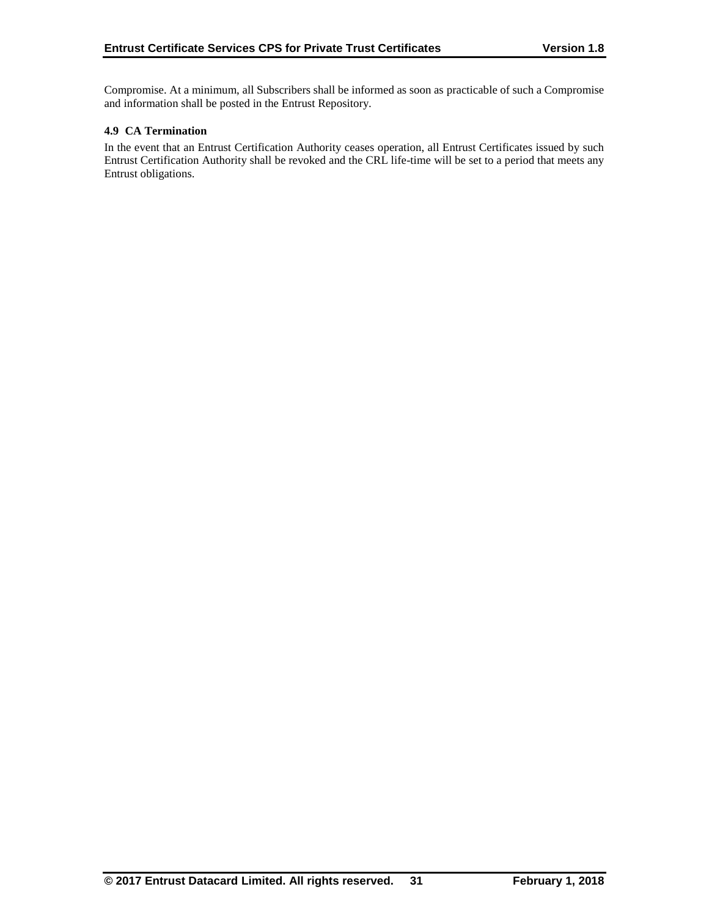Compromise. At a minimum, all Subscribers shall be informed as soon as practicable of such a Compromise and information shall be posted in the Entrust Repository.

### 4.9 CA Termination

In the event that an Entrust Certification Authority ceases operation, all Entrust Certificates issued by such Entrust Certification Authority shall be revoked and the CRL life-time will be set to a period that meets any Entrust obligations.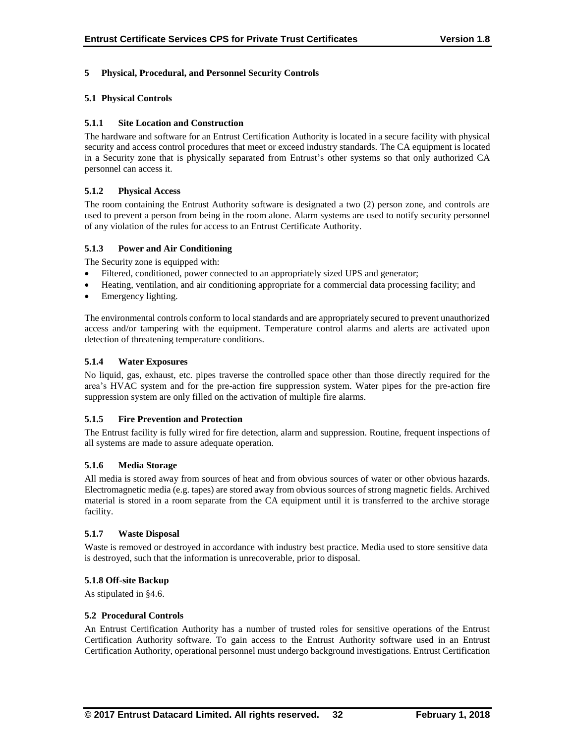# 5 Physical, Procedural, and Personnel Security Controls

## 5.1 Physical Controls

### 5.1.1 Site Location and Construction

The hardware and software for an Entrust Certification Authority is located in a secure facility with physical security and access control procedures that meet or exceed industry standards. The CA equipment is located in a Security zone that is physically separated from Entrust's other systems so that only authorized CA personnel can access it.

### 5.1.2 Physical Access

The room containing the Entrust Authority software is designated a two (2) person zone, and controls are used to prevent a person from being in the room alone. Alarm systems are used to notify security personnel of any violation of the rules for access to an Entrust Certificate Authority.

### 5.1.3 Power and Air Conditioning

The Security zone is equipped with:

- Filtered, conditioned, power connected to an appropriately sized UPS and generator;
- Heating, ventilation, and air conditioning appropriate for a commercial data processing facility; and
- Emergency lighting.

The environmental controls conform to local standards and are appropriately secured to prevent unauthorized access and/or tampering with the equipment. Temperature control alarms and alerts are activated upon detection of threatening temperature conditions.

### 5.1.4 Water Exposures

No liquid, gas, exhaust, etc. pipes traverse the controlled space other than those directly required for the area's HVAC system and for the pre-action fire suppression system. Water pipes for the pre-action fire suppression system are only filled on the activation of multiple fire alarms.

### 5.1.5 Fire Prevention and Protection

The Entrust facility is fully wired for fire detection, alarm and suppression. Routine, frequent inspections of all systems are made to assure adequate operation.

### 5.1.6 Media Storage

All media is stored away from sources of heat and from obvious sources of water or other obvious hazards. Electromagnetic media (e.g. tapes) are stored away from obvious sources of strong magnetic fields. Archived material is stored in a room separate from the CA equipment until it is transferred to the archive storage facility.

### 5.1.7 Waste Disposal

Waste is removed or destroyed in accordance with industry best practice. Media used to store sensitive data is destroyed, such that the information is unrecoverable, prior to disposal.

### 5.1.8 Off-site Backup

As stipulated in §4.6.

## 5.2 Procedural Controls

An Entrust Certification Authority has a number of trusted roles for sensitive operations of the Entrust Certification Authority software. To gain access to the Entrust Authority software used in an Entrust Certification Authority, operational personnel must undergo background investigations. Entrust Certification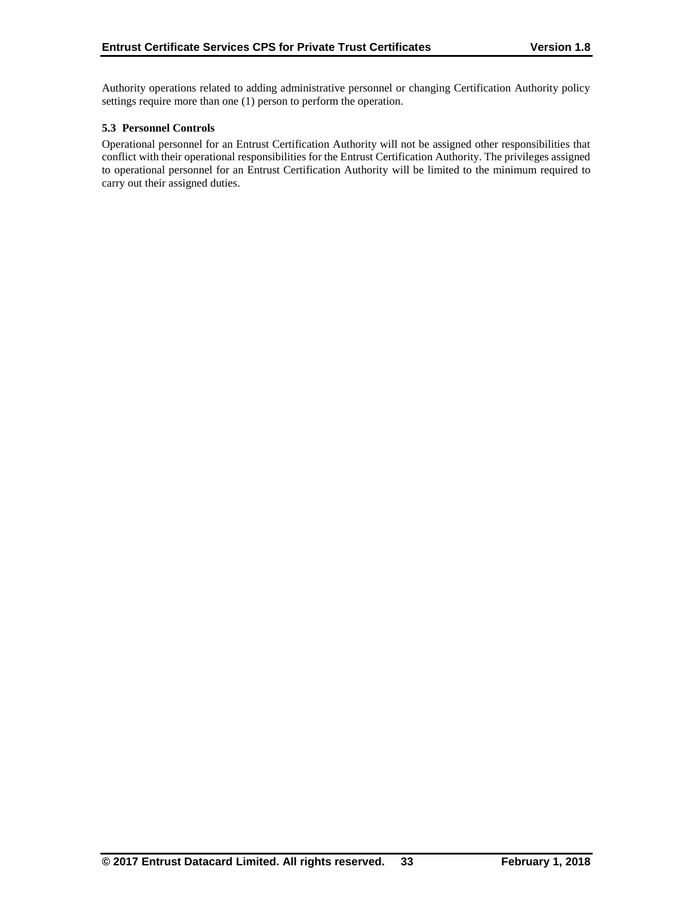Authority operations related to adding administrative personnel or changing Certification Authority policy settings require more than one (1) person to perform the operation.

### 5.3 Personnel Controls

Operational personnel for an Entrust Certification Authority will not be assigned other responsibilities that conflict with their operational responsibilities for the Entrust Certification Authority. The privileges assigned to operational personnel for an Entrust Certification Authority will be limited to the minimum required to carry out their assigned duties.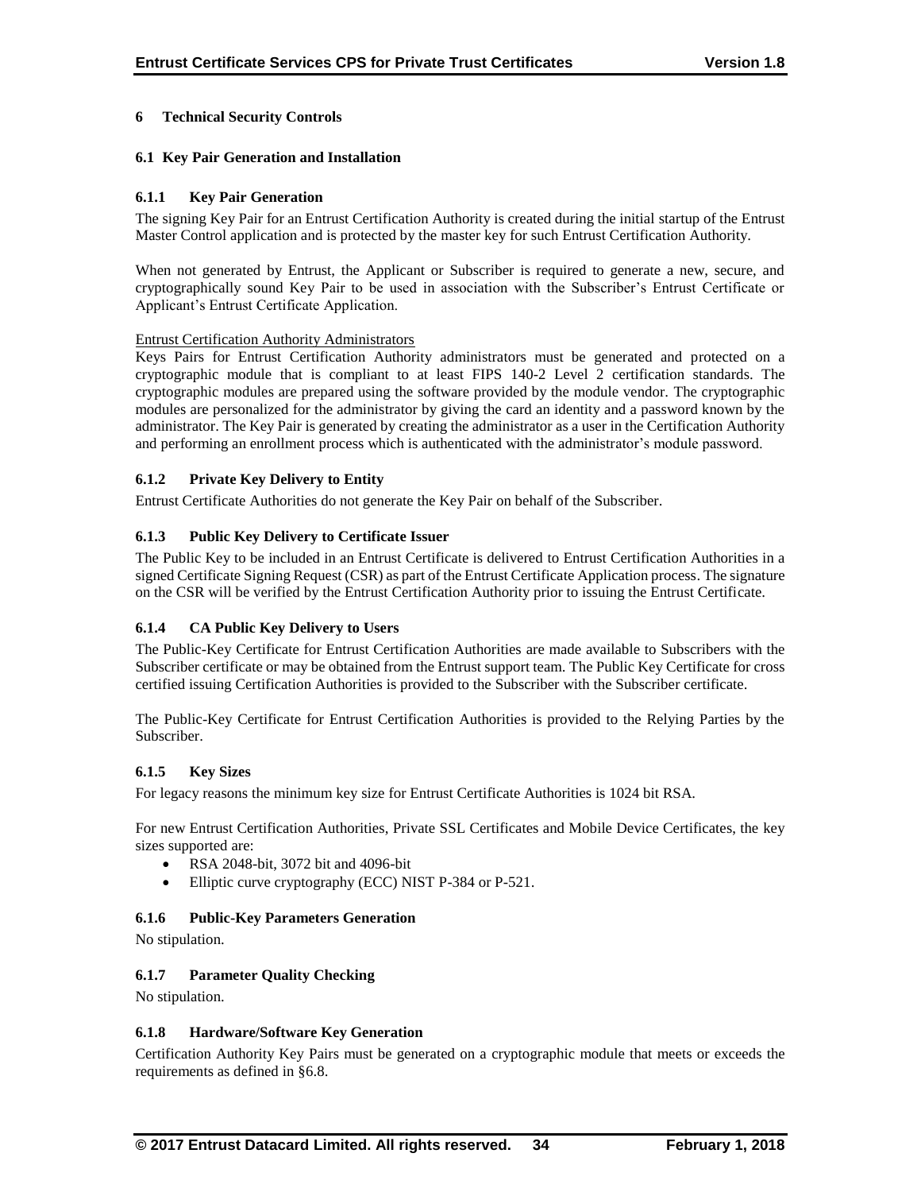## 6 Technical Security Controls

### 6.1 Key Pair Generation and Installation

#### 6.1.1 Key Pair Generation

The signing Key Pair for an Entrust Certification Authority is created during the initial startup of the Entrust Master Control application and is protected by the master key for such Entrust Certification Authority.

When not generated by Entrust, the Applicant or Subscriber is required to generate a new, secure, and cryptographically sound Key Pair to be used in association with the Subscriber's Entrust Certificate or Applicant's Entrust Certificate Application.

Entrust Certification Authority Administrators

Keys Pairs for Entrust Certification Authority administrators must be generated and protected on a cryptographic module that is compliant to at least FIPS 140-2 Level 2 certification standards. The cryptographic modules are prepared using the software provided by the module vendor. The cryptographic modules are personalized for the administrator by giving the card an identity and a password known by the administrator. The Key Pair is generated by creating the administrator as a user in the Certification Authority and performing an enrollment process which is authenticated with the administrator's module password.

#### 6.1.2 Private Key Delivery to Entity

Entrust Certificate Authorities do not generate the Key Pair on behalf of the Subscriber.

#### 6.1.3 Public Key Delivery to Certificate Issuer

The Public Key to be included in an Entrust Certificate is delivered to Entrust Certification Authorities in a signed Certificate Signing Request (CSR) as part of the Entrust Certificate Application process. The signature on the CSR will be verified by the Entrust Certification Authority prior to issuing the Entrust Certificate.

#### 6.1.4 CA Public Key Delivery to Users

The Public-Key Certificate for Entrust Certification Authorities are made available to Subscribers with the Subscriber certificate or may be obtained from the Entrust support team. The Public Key Certificate for cross certified issuing Certification Authorities is provided to the Subscriber with the Subscriber certificate.

The Public-Key Certificate for Entrust Certification Authorities is provided to the Relying Parties by the Subscriber.

#### 6.1.5 Key Sizes

For legacy reasons the minimum key size for Entrust Certificate Authorities is 1024 bit RSA.

For new Entrust Certification Authorities, Private SSL Certificates and Mobile Device Certificates, the key sizes supported are:

- RSA 2048-bit, 3072 bit and 4096-bit
- Elliptic curve cryptography (ECC) NIST P-384 or P-521.

#### 6.1.6 Public-Key Parameters Generation

No stipulation.

#### 6.1.7 Parameter Quality Checking

No stipulation.

#### 6.1.8 Hardware/Software Key Generation

Certification Authority Key Pairs must be generated on a cryptographic module that meets or exceeds the requirements as defined in §6.8.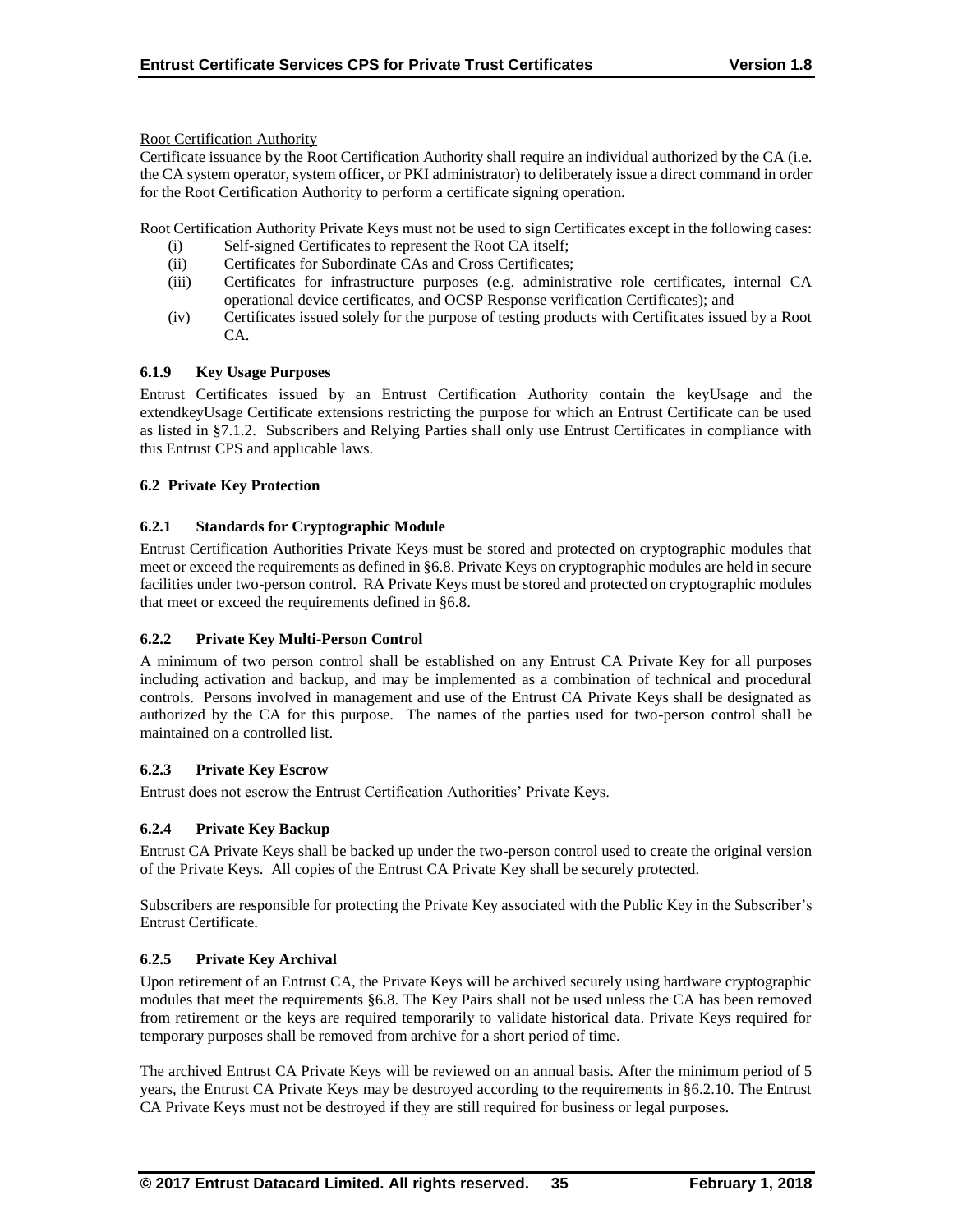Root Certification Authority

Certificate issuance by the Root Certification Authority shall require an individual authorized by the CA (i.e. the CA system operator, system officer, or PKI administrator) to deliberately issue a direct command in order for the Root Certification Authority to perform a certificate signing operation.

Root Certification Authority Private Keys must not be used to sign Certificates except in the following cases:

- (i) Self-signed Certificates to represent the Root CA itself;
- (ii) Certificates for Subordinate CAs and Cross Certificates;
- (iii) Certificates for infrastructure purposes (e.g. administrative role certificates, internal CA operational device certificates, and OCSP Response verification Certificates); and
- (iv) Certificates issued solely for the purpose of testing products with Certificates issued by a Root CA.

### 6.1.9 Key Usage Purposes

Entrust Certificates issued by an Entrust Certification Authority contain the keyUsage and the extendkeyUsage Certificate extensions restricting the purpose for which an Entrust Certificate can be used as listed in §7.1.2. Subscribers and Relying Parties shall only use Entrust Certificates in compliance with this Entrust CPS and applicable laws.

## 6.2 Private Key Protection

### 6.2.1 Standards for Cryptographic Module

Entrust Certification Authorities Private Keys must be stored and protected on cryptographic modules that meet or exceed the requirements as defined in §6.8. Private Keys on cryptographic modules are held in secure facilities under two-person control. RA Private Keys must be stored and protected on cryptographic modules that meet or exceed the requirements defined in §6.8.

### 6.2.2 Private Key Multi-Person Control

A minimum of two person control shall be established on any Entrust CA Private Key for all purposes including activation and backup, and may be implemented as a combination of technical and procedural controls. Persons involved in management and use of the Entrust CA Private Keys shall be designated as authorized by the CA for this purpose. The names of the parties used for two-person control shall be maintained on a controlled list.

### 6.2.3 Private Key Escrow

Entrust does not escrow the Entrust Certification Authorities' Private Keys.

### 6.2.4 Private Key Backup

Entrust CA Private Keys shall be backed up under the two-person control used to create the original version of the Private Keys. All copies of the Entrust CA Private Key shall be securely protected.

Subscribers are responsible for protecting the Private Key associated with the Public Key in the Subscriber's Entrust Certificate.

### 6.2.5 Private Key Archival

Upon retirement of an Entrust CA, the Private Keys will be archived securely using hardware cryptographic modules that meet the requirements §6.8. The Key Pairs shall not be used unless the CA has been removed from retirement or the keys are required temporarily to validate historical data. Private Keys required for temporary purposes shall be removed from archive for a short period of time.

The archived Entrust CA Private Keys will be reviewed on an annual basis. After the minimum period of 5 years, the Entrust CA Private Keys may be destroyed according to the requirements in §6.2.10. The Entrust CA Private Keys must not be destroyed if they are still required for business or legal purposes.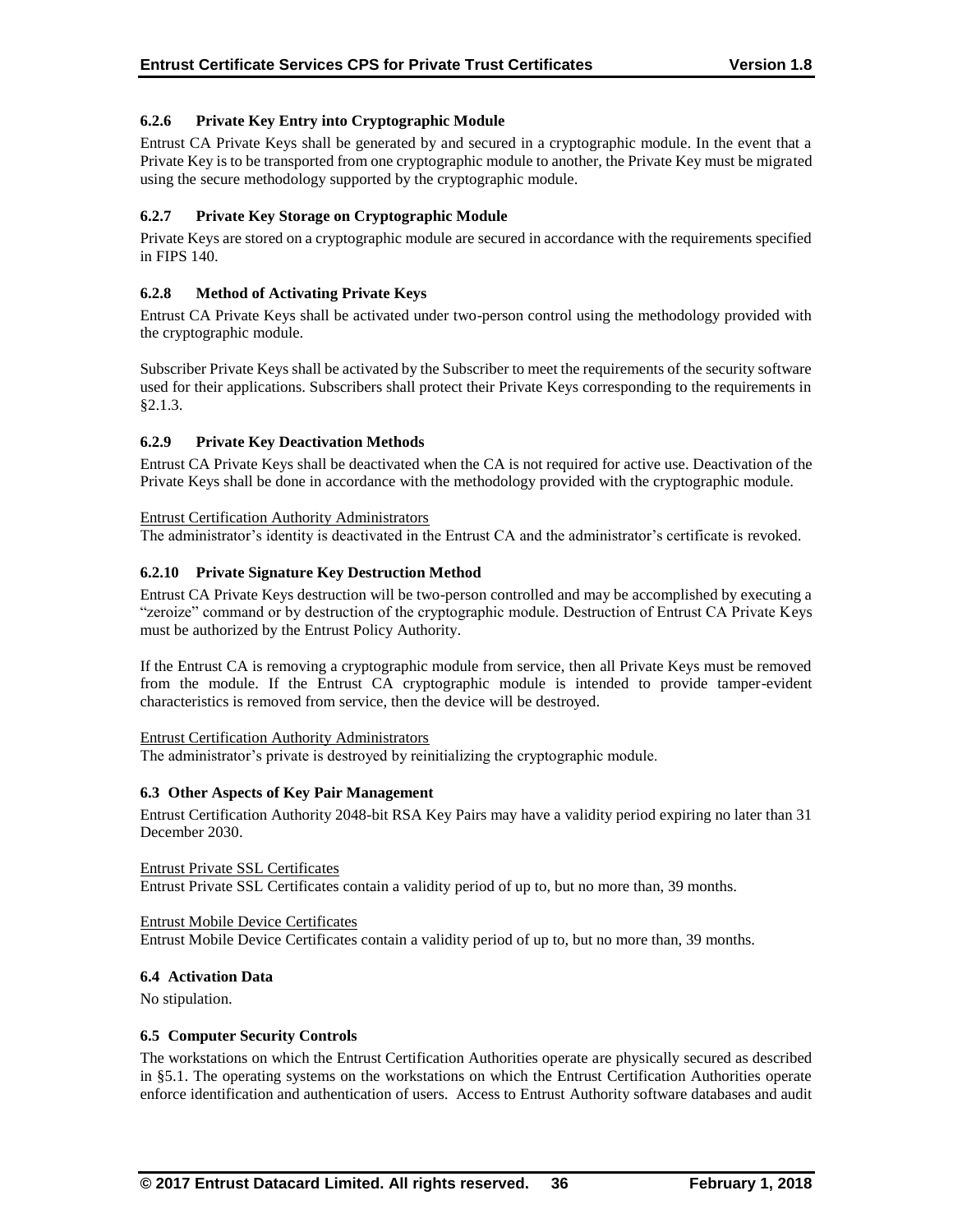#### 6.2.6 Private Key Entry into Cryptographic Module

Entrust CA Private Keys shall be generated by and secured in a cryptographic module. In the event that a Private Key is to be transported from one cryptographic module to another, the Private Key must be migrated using the secure methodology supported by the cryptographic module.

#### 6.2.7 Private Key Storage on Cryptographic Module

Private Keys are stored on a cryptographic module are secured in accordance with the requirements specified in FIPS 140.

#### 6.2.8 Method of Activating Private Keys

Entrust CA Private Keys shall be activated under two-person control using the methodology provided with the cryptographic module.

Subscriber Private Keys shall be activated by the Subscriber to meet the requirements of the security software used for their applications. Subscribers shall protect their Private Keys corresponding to the requirements in §2.1.3.

#### 6.2.9 Private Key Deactivation Methods

Entrust CA Private Keys shall be deactivated when the CA is not required for active use. Deactivation of the Private Keys shall be done in accordance with the methodology provided with the cryptographic module.

Entrust Certification Authority Administrators
The administrator's identity is deactivated in the Entrust CA and the administrator's certificate is revoked.

#### 6.2.10 Private Signature Key Destruction Method

Entrust CA Private Keys destruction will be two-person controlled and may be accomplished by executing a "zeroize" command or by destruction of the cryptographic module. Destruction of Entrust CA Private Keys must be authorized by the Entrust Policy Authority.

If the Entrust CA is removing a cryptographic module from service, then all Private Keys must be removed from the module. If the Entrust CA cryptographic module is intended to provide tamper-evident characteristics is removed from service, then the device will be destroyed.

Entrust Certification Authority Administrators
The administrator's private is destroyed by reinitializing the cryptographic module.

### 6.3 Other Aspects of Key Pair Management

Entrust Certification Authority 2048-bit RSA Key Pairs may have a validity period expiring no later than 31 December 2030.

Entrust Private SSL Certificates
Entrust Private SSL Certificates contain a validity period of up to, but no more than, 39 months.

Entrust Mobile Device Certificates
Entrust Mobile Device Certificates contain a validity period of up to, but no more than, 39 months.

### 6.4 Activation Data

No stipulation.

### 6.5 Computer Security Controls

The workstations on which the Entrust Certification Authorities operate are physically secured as described in §5.1. The operating systems on the workstations on which the Entrust Certification Authorities operate enforce identification and authentication of users. Access to Entrust Authority software databases and audit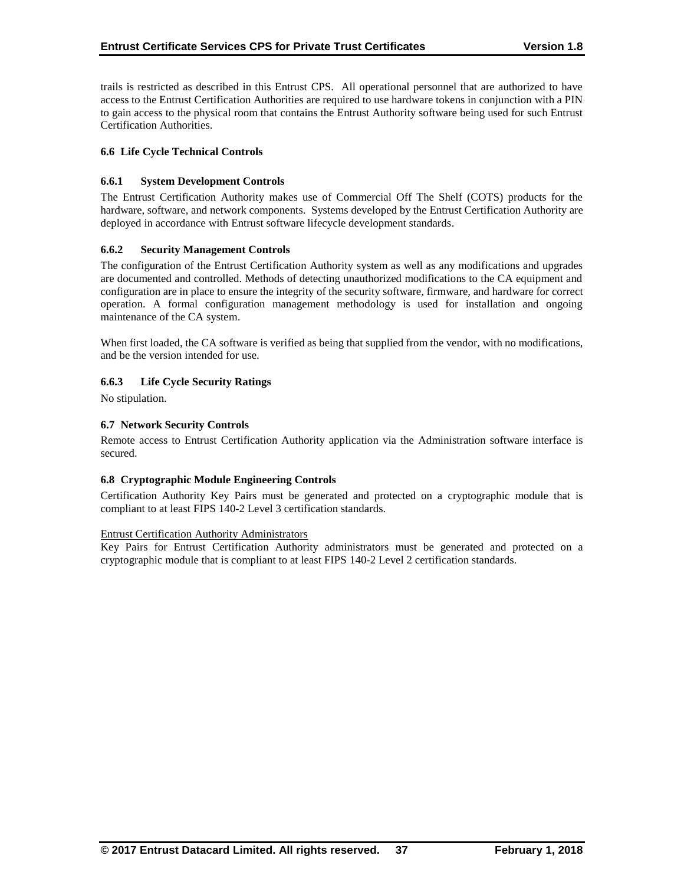trails is restricted as described in this Entrust CPS. All operational personnel that are authorized to have access to the Entrust Certification Authorities are required to use hardware tokens in conjunction with a PIN to gain access to the physical room that contains the Entrust Authority software being used for such Entrust Certification Authorities.

## 6.6 Life Cycle Technical Controls

### 6.6.1 System Development Controls

The Entrust Certification Authority makes use of Commercial Off The Shelf (COTS) products for the hardware, software, and network components. Systems developed by the Entrust Certification Authority are deployed in accordance with Entrust software lifecycle development standards.

### 6.6.2 Security Management Controls

The configuration of the Entrust Certification Authority system as well as any modifications and upgrades are documented and controlled. Methods of detecting unauthorized modifications to the CA equipment and configuration are in place to ensure the integrity of the security software, firmware, and hardware for correct operation. A formal configuration management methodology is used for installation and ongoing maintenance of the CA system.

When first loaded, the CA software is verified as being that supplied from the vendor, with no modifications, and be the version intended for use.

### 6.6.3 Life Cycle Security Ratings

No stipulation.

## 6.7 Network Security Controls

Remote access to Entrust Certification Authority application via the Administration software interface is secured.

## 6.8 Cryptographic Module Engineering Controls

Certification Authority Key Pairs must be generated and protected on a cryptographic module that is compliant to at least FIPS 140-2 Level 3 certification standards.

Entrust Certification Authority Administrators

Key Pairs for Entrust Certification Authority administrators must be generated and protected on a cryptographic module that is compliant to at least FIPS 140-2 Level 2 certification standards.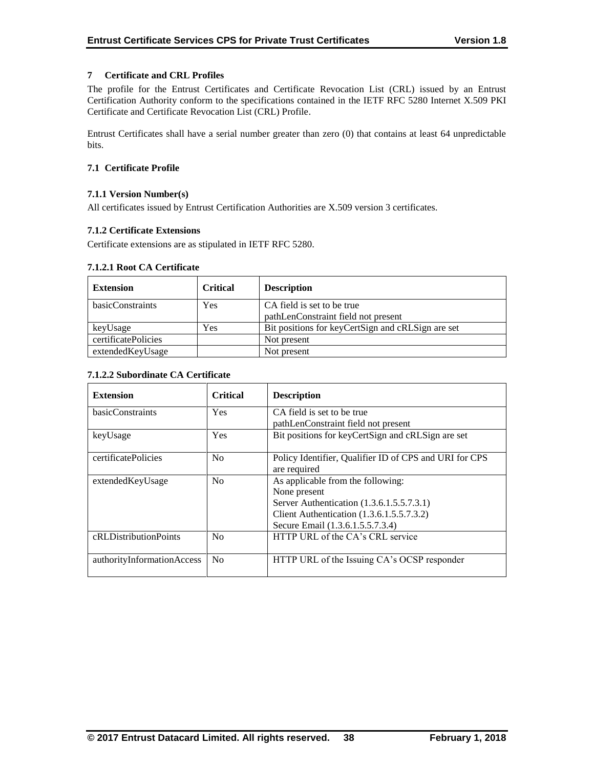# 7 Certificate and CRL Profiles

The profile for the Entrust Certificates and Certificate Revocation List (CRL) issued by an Entrust Certification Authority conform to the specifications contained in the IETF RFC 5280 Internet X.509 PKI Certificate and Certificate Revocation List (CRL) Profile.

Entrust Certificates shall have a serial number greater than zero (0) that contains at least 64 unpredictable bits.

## 7.1 Certificate Profile

### 7.1.1 Version Number(s)

All certificates issued by Entrust Certification Authorities are X.509 version 3 certificates.

### 7.1.2 Certificate Extensions

Certificate extensions are as stipulated in IETF RFC 5280.

#### 7.1.2.1 Root CA Certificate

| Extension | Critical | Description |
|---|---|---|
| basicConstraints | Yes | CA field is set to be true<br>pathLenConstraint field not present |
| keyUsage | Yes | Bit positions for keyCertSign and cRLSign are set |
| certificatePolicies | | Not present |
| extendedKeyUsage | | Not present |

#### 7.1.2.2 Subordinate CA Certificate

| Extension | Critical | Description |
|---|---|---|
| basicConstraints | Yes | CA field is set to be true<br>pathLenConstraint field not present |
| keyUsage | Yes | Bit positions for keyCertSign and cRLSign are set |
| certificatePolicies | No | Policy Identifier, Qualifier ID of CPS and URI for CPS are required |
| extendedKeyUsage | No | As applicable from the following:<br>None present<br>Server Authentication (1.3.6.1.5.5.7.3.1)<br>Client Authentication (1.3.6.1.5.5.7.3.2)<br>Secure Email (1.3.6.1.5.5.7.3.4) |
| cRLDistributionPoints | No | HTTP URL of the CA's CRL service |
| authorityInformationAccess | No | HTTP URL of the Issuing CA's OCSP responder |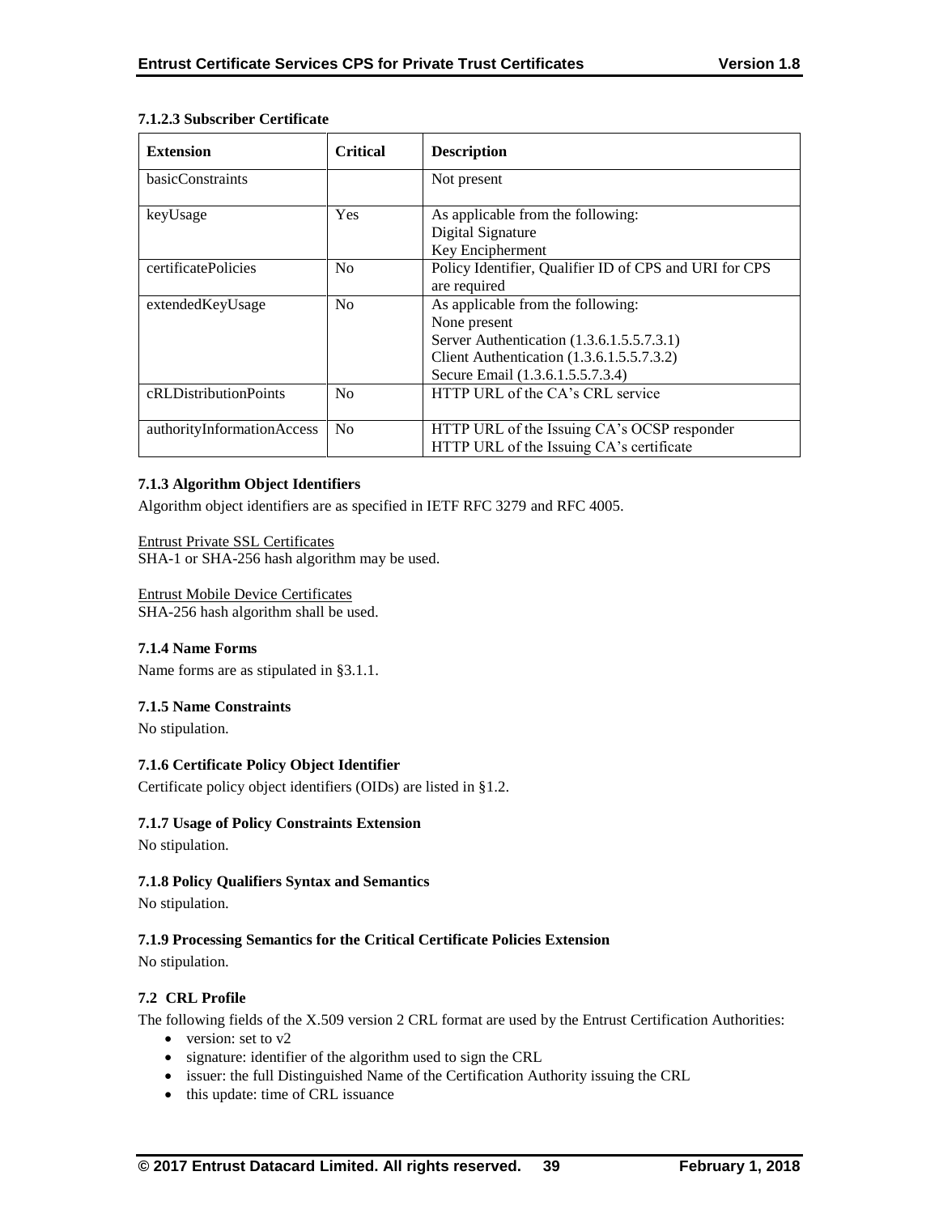#### 7.1.2.3 Subscriber Certificate

| Extension | Critical | Description |
| --- | --- | --- |
| basicConstraints | | Not present |
| keyUsage | Yes | As applicable from the following:<br>Digital Signature<br>Key Encipherment |
| certificatePolicies | No | Policy Identifier, Qualifier ID of CPS and URI for CPS are required |
| extendedKeyUsage | No | As applicable from the following:<br>None present<br>Server Authentication (1.3.6.1.5.5.7.3.1)<br>Client Authentication (1.3.6.1.5.5.7.3.2)<br>Secure Email (1.3.6.1.5.5.7.3.4) |
| cRLDistributionPoints | No | HTTP URL of the CA's CRL service |
| authorityInformationAccess | No | HTTP URL of the Issuing CA's OCSP responder<br>HTTP URL of the Issuing CA's certificate |

### 7.1.3 Algorithm Object Identifiers

Algorithm object identifiers are as specified in IETF RFC 3279 and RFC 4005.

Entrust Private SSL Certificates
SHA-1 or SHA-256 hash algorithm may be used.

Entrust Mobile Device Certificates
SHA-256 hash algorithm shall be used.

### 7.1.4 Name Forms

Name forms are as stipulated in §3.1.1.

### 7.1.5 Name Constraints

No stipulation.

### 7.1.6 Certificate Policy Object Identifier

Certificate policy object identifiers (OIDs) are listed in §1.2.

### 7.1.7 Usage of Policy Constraints Extension

No stipulation.

### 7.1.8 Policy Qualifiers Syntax and Semantics

No stipulation.

### 7.1.9 Processing Semantics for the Critical Certificate Policies Extension

No stipulation.

## 7.2 CRL Profile

The following fields of the X.509 version 2 CRL format are used by the Entrust Certification Authorities:

- version: set to v2
- signature: identifier of the algorithm used to sign the CRL
- issuer: the full Distinguished Name of the Certification Authority issuing the CRL
- this update: time of CRL issuance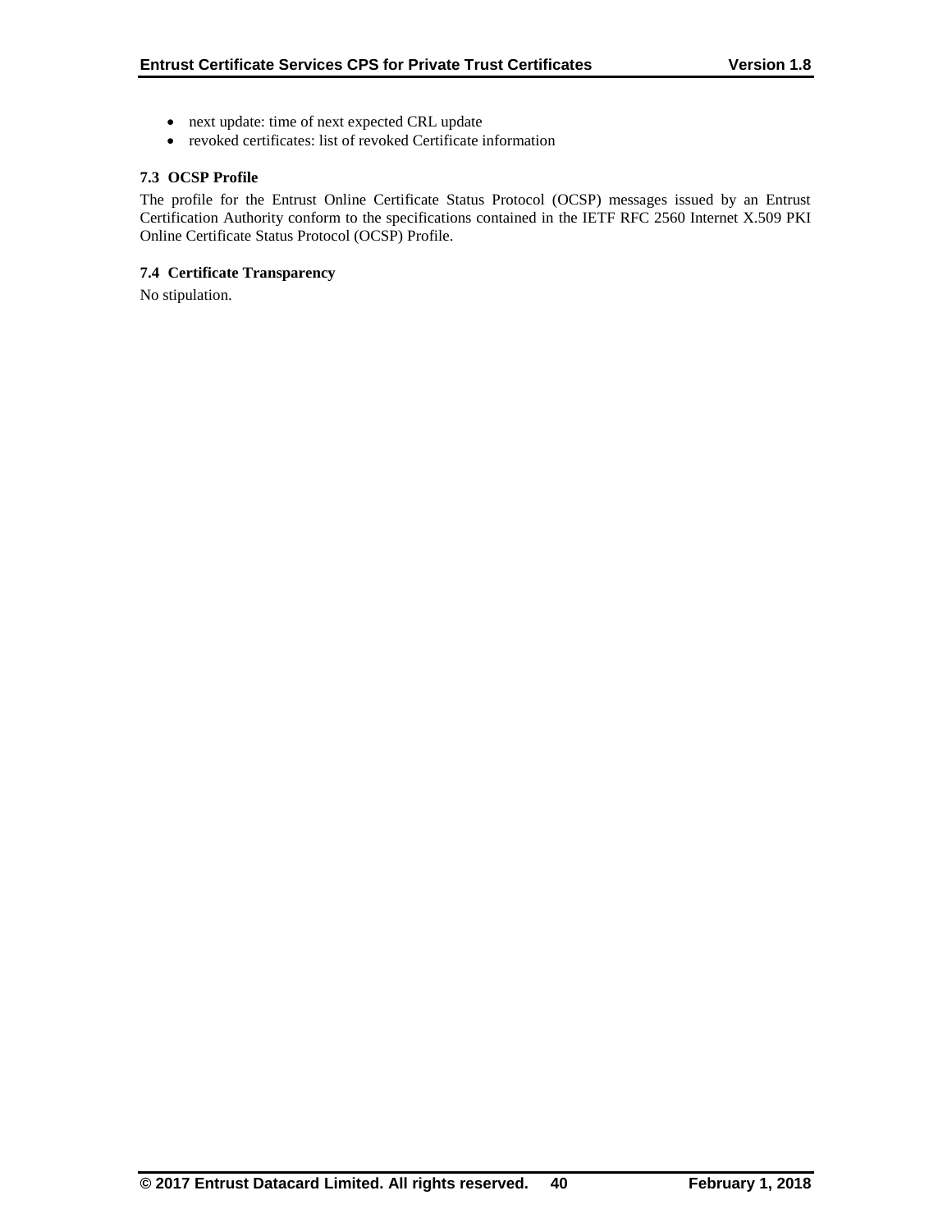- next update: time of next expected CRL update
- revoked certificates: list of revoked Certificate information

### 7.3 OCSP Profile

The profile for the Entrust Online Certificate Status Protocol (OCSP) messages issued by an Entrust Certification Authority conform to the specifications contained in the IETF RFC 2560 Internet X.509 PKI Online Certificate Status Protocol (OCSP) Profile.

### 7.4 Certificate Transparency

No stipulation.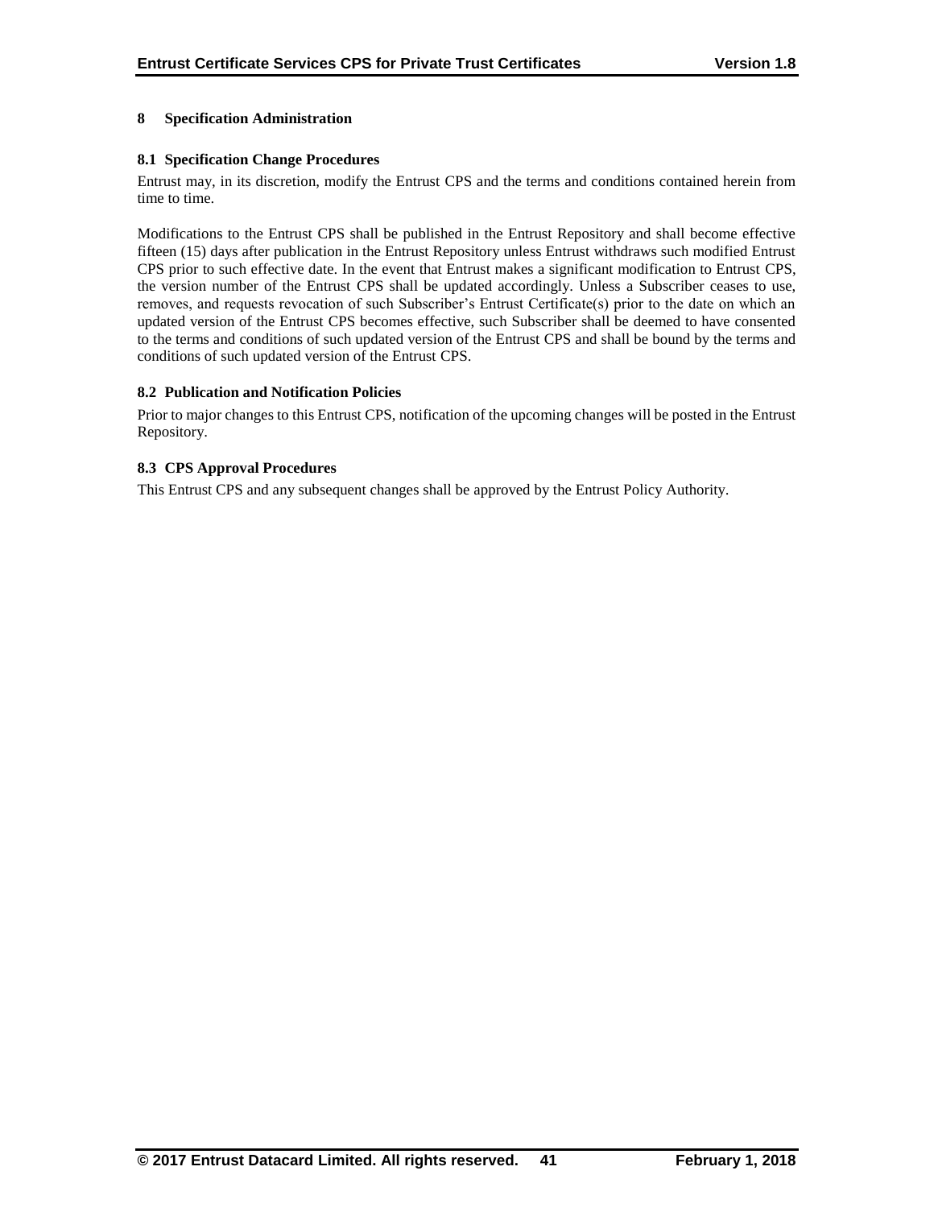# 8 Specification Administration

## 8.1 Specification Change Procedures

Entrust may, in its discretion, modify the Entrust CPS and the terms and conditions contained herein from time to time.

Modifications to the Entrust CPS shall be published in the Entrust Repository and shall become effective fifteen (15) days after publication in the Entrust Repository unless Entrust withdraws such modified Entrust CPS prior to such effective date. In the event that Entrust makes a significant modification to Entrust CPS, the version number of the Entrust CPS shall be updated accordingly. Unless a Subscriber ceases to use, removes, and requests revocation of such Subscriber's Entrust Certificate(s) prior to the date on which an updated version of the Entrust CPS becomes effective, such Subscriber shall be deemed to have consented to the terms and conditions of such updated version of the Entrust CPS and shall be bound by the terms and conditions of such updated version of the Entrust CPS.

## 8.2 Publication and Notification Policies

Prior to major changes to this Entrust CPS, notification of the upcoming changes will be posted in the Entrust Repository.

## 8.3 CPS Approval Procedures

This Entrust CPS and any subsequent changes shall be approved by the Entrust Policy Authority.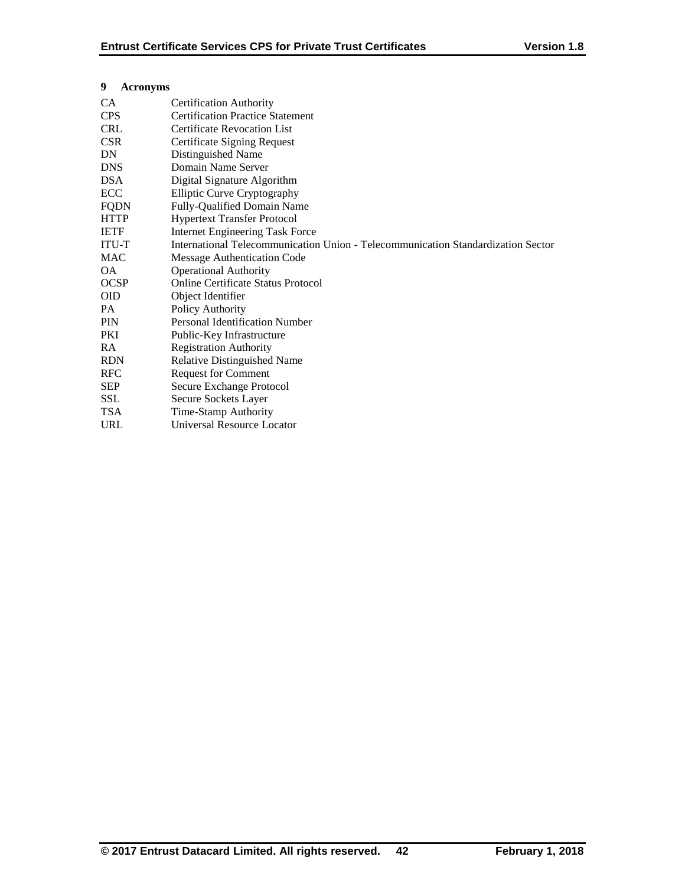# 9 Acronyms

| | |
|---|---|
| CA | Certification Authority |
| CPS | Certification Practice Statement |
| CRL | Certificate Revocation List |
| CSR | Certificate Signing Request |
| DN | Distinguished Name |
| DNS | Domain Name Server |
| DSA | Digital Signature Algorithm |
| ECC | Elliptic Curve Cryptography |
| FQDN | Fully-Qualified Domain Name |
| HTTP | Hypertext Transfer Protocol |
| IETF | Internet Engineering Task Force |
| ITU-T | International Telecommunication Union - Telecommunication Standardization Sector |
| MAC | Message Authentication Code |
| OA | Operational Authority |
| OCSP | Online Certificate Status Protocol |
| OID | Object Identifier |
| PA | Policy Authority |
| PIN | Personal Identification Number |
| PKI | Public-Key Infrastructure |
| RA | Registration Authority |
| RDN | Relative Distinguished Name |
| RFC | Request for Comment |
| SEP | Secure Exchange Protocol |
| SSL | Secure Sockets Layer |
| TSA | Time-Stamp Authority |
| URL | Universal Resource Locator |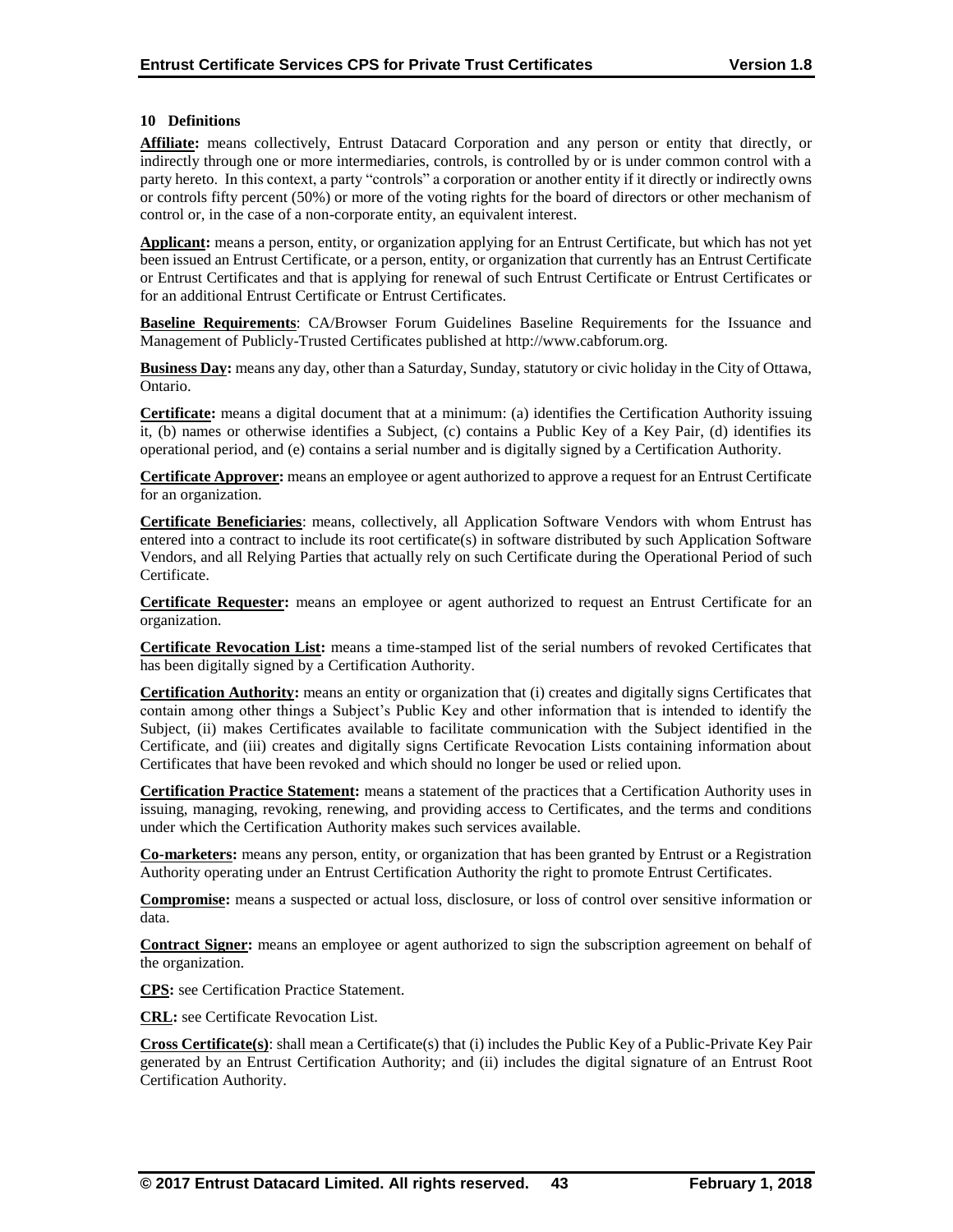# 10 Definitions

**Affiliate:** means collectively, Entrust Datacard Corporation and any person or entity that directly, or indirectly through one or more intermediaries, controls, is controlled by or is under common control with a party hereto. In this context, a party "controls" a corporation or another entity if it directly or indirectly owns or controls fifty percent (50%) or more of the voting rights for the board of directors or other mechanism of control or, in the case of a non-corporate entity, an equivalent interest.

**Applicant:** means a person, entity, or organization applying for an Entrust Certificate, but which has not yet been issued an Entrust Certificate, or a person, entity, or organization that currently has an Entrust Certificate or Entrust Certificates and that is applying for renewal of such Entrust Certificate or Entrust Certificates or for an additional Entrust Certificate or Entrust Certificates.

**Baseline Requirements**: CA/Browser Forum Guidelines Baseline Requirements for the Issuance and Management of Publicly-Trusted Certificates published at http://www.cabforum.org.

**Business Day:** means any day, other than a Saturday, Sunday, statutory or civic holiday in the City of Ottawa, Ontario.

**Certificate:** means a digital document that at a minimum: (a) identifies the Certification Authority issuing it, (b) names or otherwise identifies a Subject, (c) contains a Public Key of a Key Pair, (d) identifies its operational period, and (e) contains a serial number and is digitally signed by a Certification Authority.

**Certificate Approver:** means an employee or agent authorized to approve a request for an Entrust Certificate for an organization.

**Certificate Beneficiaries**: means, collectively, all Application Software Vendors with whom Entrust has entered into a contract to include its root certificate(s) in software distributed by such Application Software Vendors, and all Relying Parties that actually rely on such Certificate during the Operational Period of such Certificate.

**Certificate Requester:** means an employee or agent authorized to request an Entrust Certificate for an organization.

**Certificate Revocation List:** means a time-stamped list of the serial numbers of revoked Certificates that has been digitally signed by a Certification Authority.

**Certification Authority:** means an entity or organization that (i) creates and digitally signs Certificates that contain among other things a Subject's Public Key and other information that is intended to identify the Subject, (ii) makes Certificates available to facilitate communication with the Subject identified in the Certificate, and (iii) creates and digitally signs Certificate Revocation Lists containing information about Certificates that have been revoked and which should no longer be used or relied upon.

**Certification Practice Statement:** means a statement of the practices that a Certification Authority uses in issuing, managing, revoking, renewing, and providing access to Certificates, and the terms and conditions under which the Certification Authority makes such services available.

**Co-marketers:** means any person, entity, or organization that has been granted by Entrust or a Registration Authority operating under an Entrust Certification Authority the right to promote Entrust Certificates.

**Compromise:** means a suspected or actual loss, disclosure, or loss of control over sensitive information or data.

**Contract Signer:** means an employee or agent authorized to sign the subscription agreement on behalf of the organization.

**CPS:** see Certification Practice Statement.

**CRL:** see Certificate Revocation List.

**Cross Certificate(s)**: shall mean a Certificate(s) that (i) includes the Public Key of a Public-Private Key Pair generated by an Entrust Certification Authority; and (ii) includes the digital signature of an Entrust Root Certification Authority.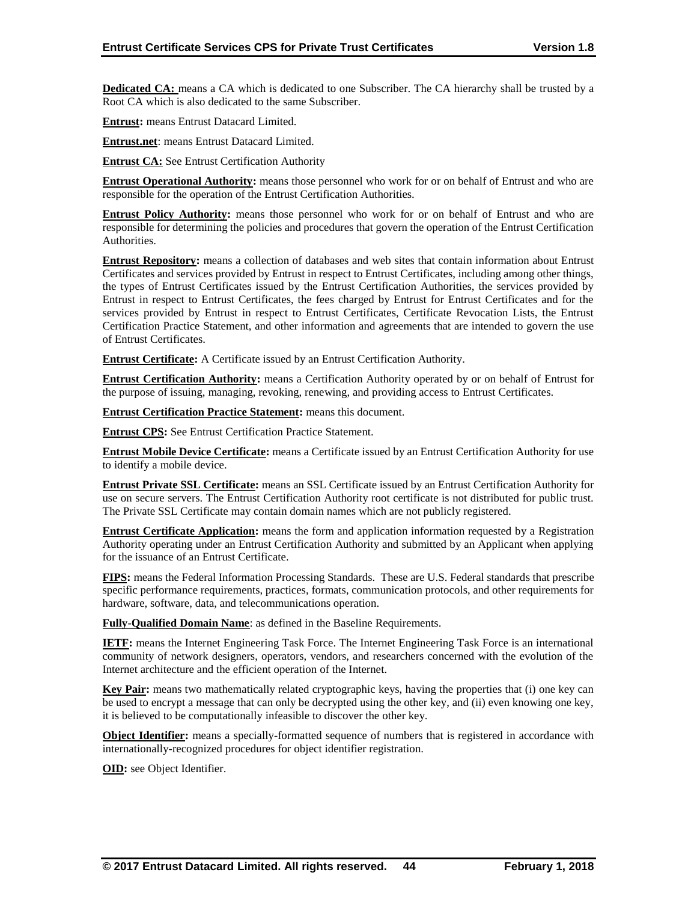**Dedicated CA:** means a CA which is dedicated to one Subscriber. The CA hierarchy shall be trusted by a Root CA which is also dedicated to the same Subscriber.

**Entrust:** means Entrust Datacard Limited.

**Entrust.net**: means Entrust Datacard Limited.

**Entrust CA:** See Entrust Certification Authority

**Entrust Operational Authority:** means those personnel who work for or on behalf of Entrust and who are responsible for the operation of the Entrust Certification Authorities.

**Entrust Policy Authority:** means those personnel who work for or on behalf of Entrust and who are responsible for determining the policies and procedures that govern the operation of the Entrust Certification Authorities.

**Entrust Repository:** means a collection of databases and web sites that contain information about Entrust Certificates and services provided by Entrust in respect to Entrust Certificates, including among other things, the types of Entrust Certificates issued by the Entrust Certification Authorities, the services provided by Entrust in respect to Entrust Certificates, the fees charged by Entrust for Entrust Certificates and for the services provided by Entrust in respect to Entrust Certificates, Certificate Revocation Lists, the Entrust Certification Practice Statement, and other information and agreements that are intended to govern the use of Entrust Certificates.

**Entrust Certificate:** A Certificate issued by an Entrust Certification Authority.

**Entrust Certification Authority:** means a Certification Authority operated by or on behalf of Entrust for the purpose of issuing, managing, revoking, renewing, and providing access to Entrust Certificates.

**Entrust Certification Practice Statement:** means this document.

**Entrust CPS:** See Entrust Certification Practice Statement.

**Entrust Mobile Device Certificate:** means a Certificate issued by an Entrust Certification Authority for use to identify a mobile device.

**Entrust Private SSL Certificate:** means an SSL Certificate issued by an Entrust Certification Authority for use on secure servers. The Entrust Certification Authority root certificate is not distributed for public trust. The Private SSL Certificate may contain domain names which are not publicly registered.

**Entrust Certificate Application:** means the form and application information requested by a Registration Authority operating under an Entrust Certification Authority and submitted by an Applicant when applying for the issuance of an Entrust Certificate.

**FIPS:** means the Federal Information Processing Standards. These are U.S. Federal standards that prescribe specific performance requirements, practices, formats, communication protocols, and other requirements for hardware, software, data, and telecommunications operation.

**Fully-Qualified Domain Name**: as defined in the Baseline Requirements.

**IETF:** means the Internet Engineering Task Force. The Internet Engineering Task Force is an international community of network designers, operators, vendors, and researchers concerned with the evolution of the Internet architecture and the efficient operation of the Internet.

**Key Pair:** means two mathematically related cryptographic keys, having the properties that (i) one key can be used to encrypt a message that can only be decrypted using the other key, and (ii) even knowing one key, it is believed to be computationally infeasible to discover the other key.

**Object Identifier:** means a specially-formatted sequence of numbers that is registered in accordance with internationally-recognized procedures for object identifier registration.

**OID:** see Object Identifier.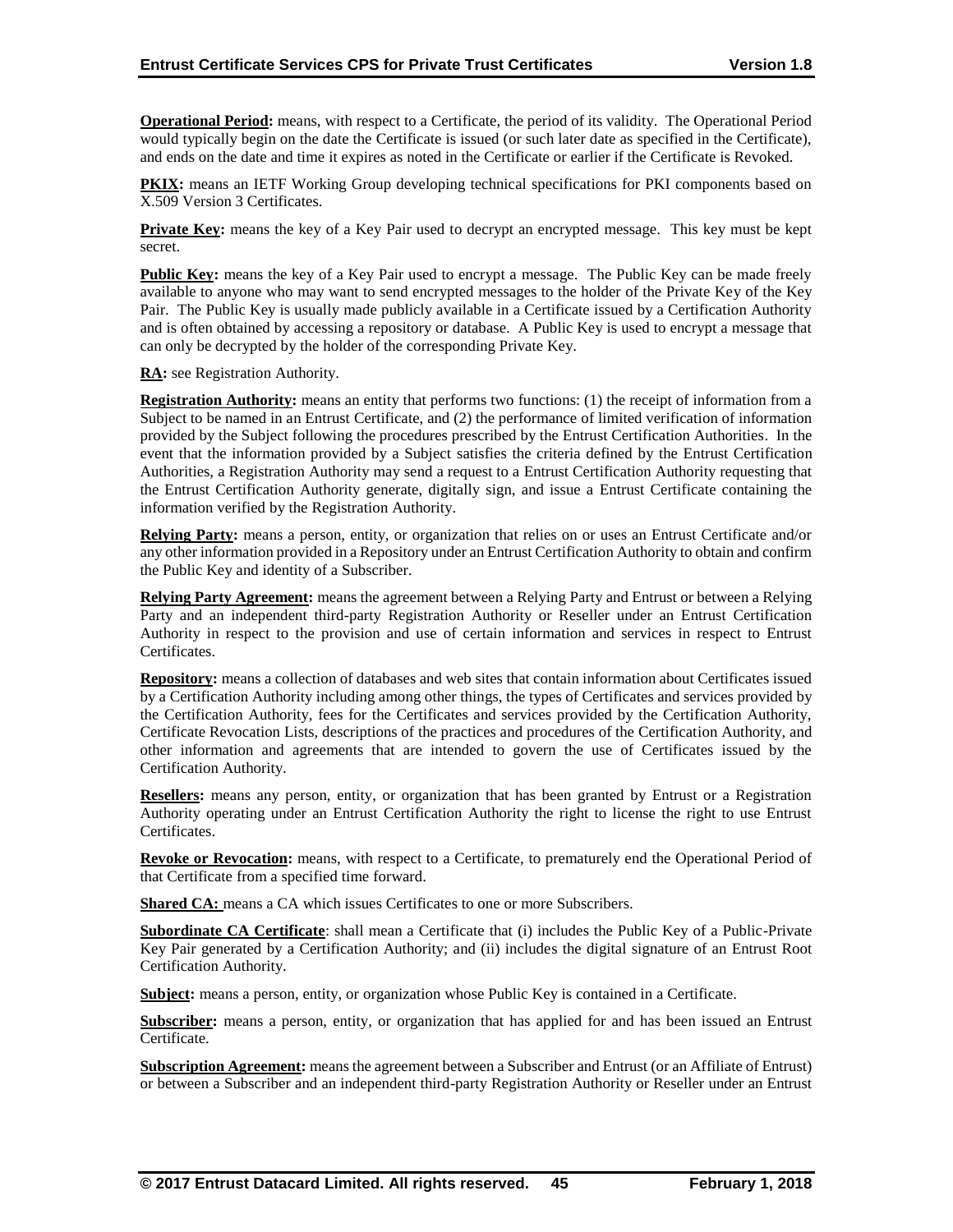**Operational Period:** means, with respect to a Certificate, the period of its validity. The Operational Period would typically begin on the date the Certificate is issued (or such later date as specified in the Certificate), and ends on the date and time it expires as noted in the Certificate or earlier if the Certificate is Revoked.

**PKIX:** means an IETF Working Group developing technical specifications for PKI components based on X.509 Version 3 Certificates.

**Private Key:** means the key of a Key Pair used to decrypt an encrypted message. This key must be kept secret.

**Public Key:** means the key of a Key Pair used to encrypt a message. The Public Key can be made freely available to anyone who may want to send encrypted messages to the holder of the Private Key of the Key Pair. The Public Key is usually made publicly available in a Certificate issued by a Certification Authority and is often obtained by accessing a repository or database. A Public Key is used to encrypt a message that can only be decrypted by the holder of the corresponding Private Key.

**RA:** see Registration Authority.

**Registration Authority:** means an entity that performs two functions: (1) the receipt of information from a Subject to be named in an Entrust Certificate, and (2) the performance of limited verification of information provided by the Subject following the procedures prescribed by the Entrust Certification Authorities. In the event that the information provided by a Subject satisfies the criteria defined by the Entrust Certification Authorities, a Registration Authority may send a request to a Entrust Certification Authority requesting that the Entrust Certification Authority generate, digitally sign, and issue a Entrust Certificate containing the information verified by the Registration Authority.

**Relying Party:** means a person, entity, or organization that relies on or uses an Entrust Certificate and/or any other information provided in a Repository under an Entrust Certification Authority to obtain and confirm the Public Key and identity of a Subscriber.

**Relying Party Agreement:** means the agreement between a Relying Party and Entrust or between a Relying Party and an independent third-party Registration Authority or Reseller under an Entrust Certification Authority in respect to the provision and use of certain information and services in respect to Entrust Certificates.

**Repository:** means a collection of databases and web sites that contain information about Certificates issued by a Certification Authority including among other things, the types of Certificates and services provided by the Certification Authority, fees for the Certificates and services provided by the Certification Authority, Certificate Revocation Lists, descriptions of the practices and procedures of the Certification Authority, and other information and agreements that are intended to govern the use of Certificates issued by the Certification Authority.

**Resellers:** means any person, entity, or organization that has been granted by Entrust or a Registration Authority operating under an Entrust Certification Authority the right to license the right to use Entrust Certificates.

**Revoke or Revocation:** means, with respect to a Certificate, to prematurely end the Operational Period of that Certificate from a specified time forward.

**Shared CA:** means a CA which issues Certificates to one or more Subscribers.

**Subordinate CA Certificate**: shall mean a Certificate that (i) includes the Public Key of a Public-Private Key Pair generated by a Certification Authority; and (ii) includes the digital signature of an Entrust Root Certification Authority.

**Subject:** means a person, entity, or organization whose Public Key is contained in a Certificate.

**Subscriber:** means a person, entity, or organization that has applied for and has been issued an Entrust Certificate.

**Subscription Agreement:** means the agreement between a Subscriber and Entrust (or an Affiliate of Entrust) or between a Subscriber and an independent third-party Registration Authority or Reseller under an Entrust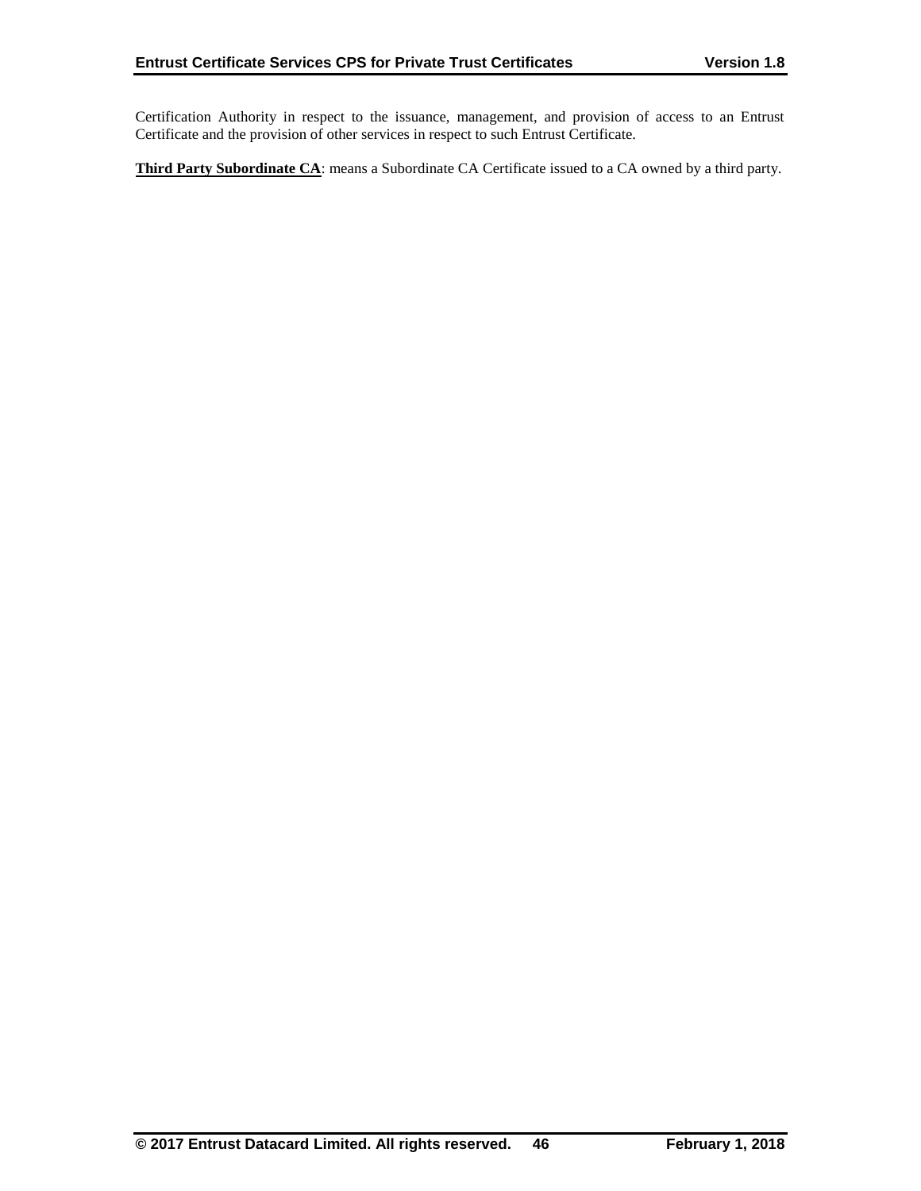Certification Authority in respect to the issuance, management, and provision of access to an Entrust Certificate and the provision of other services in respect to such Entrust Certificate.

**Third Party Subordinate CA**: means a Subordinate CA Certificate issued to a CA owned by a third party.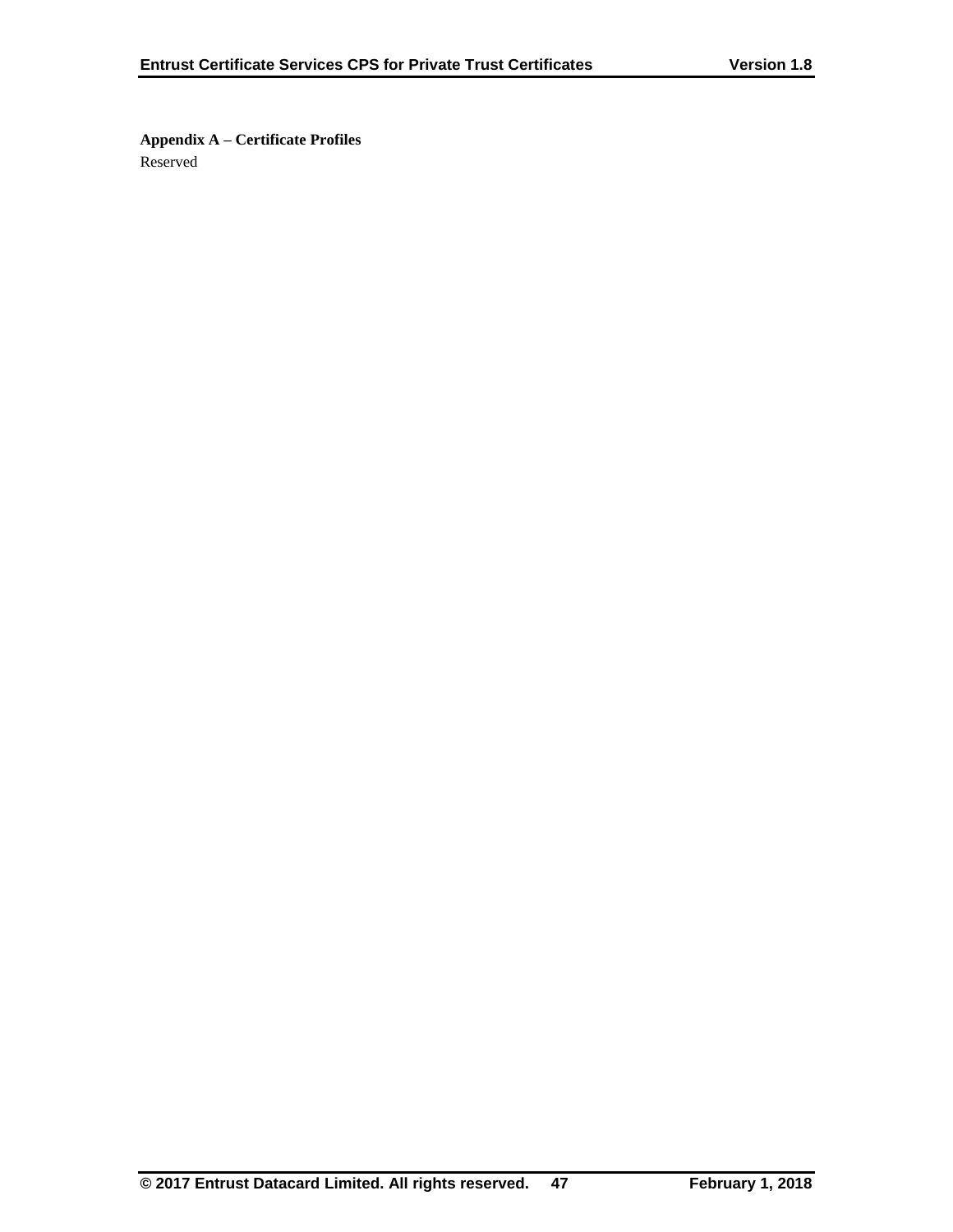**Appendix A – Certificate Profiles**

Reserved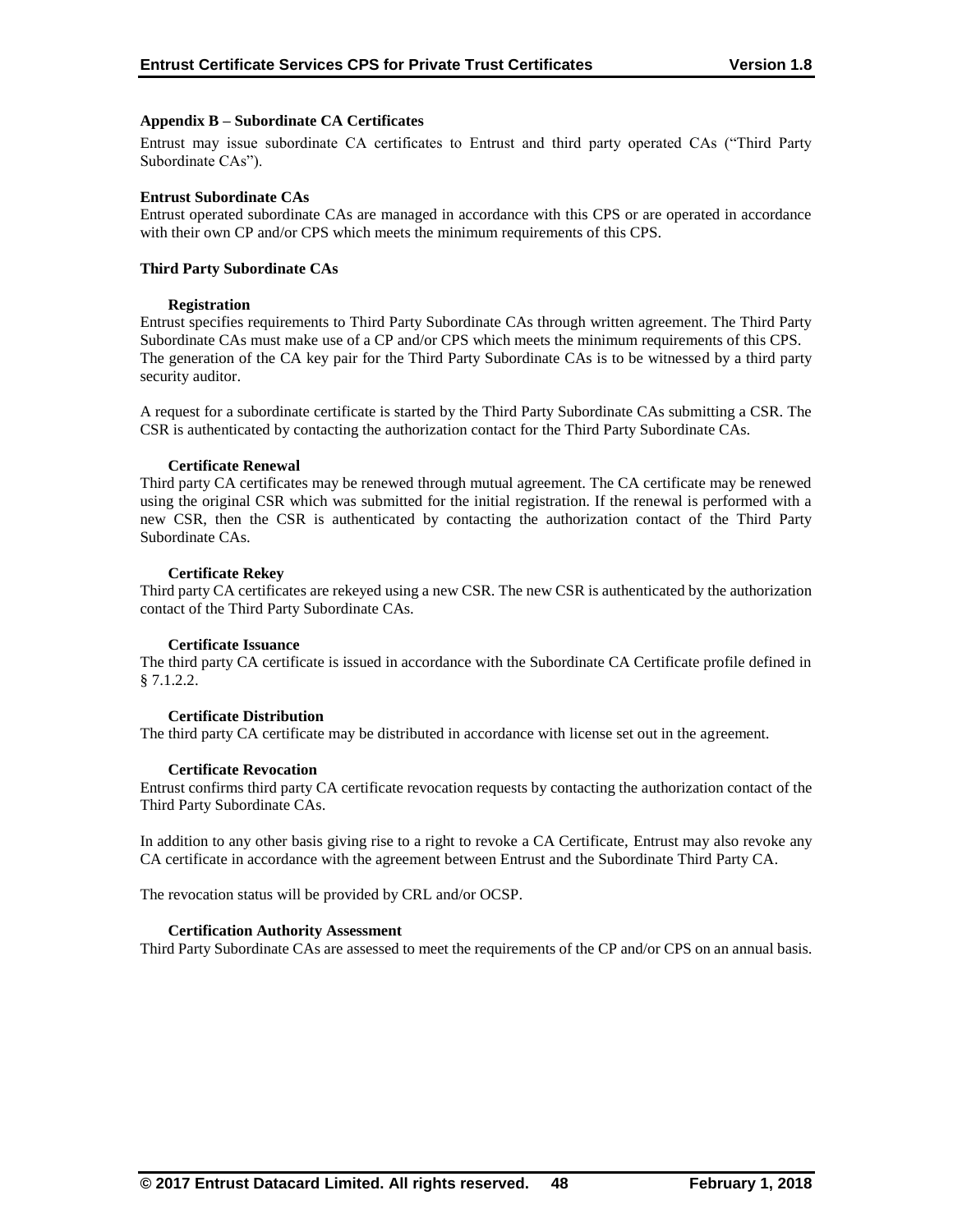## Appendix B – Subordinate CA Certificates

Entrust may issue subordinate CA certificates to Entrust and third party operated CAs ("Third Party Subordinate CAs").

### Entrust Subordinate CAs

Entrust operated subordinate CAs are managed in accordance with this CPS or are operated in accordance with their own CP and/or CPS which meets the minimum requirements of this CPS.

### Third Party Subordinate CAs

#### Registration

Entrust specifies requirements to Third Party Subordinate CAs through written agreement. The Third Party Subordinate CAs must make use of a CP and/or CPS which meets the minimum requirements of this CPS. The generation of the CA key pair for the Third Party Subordinate CAs is to be witnessed by a third party security auditor.

A request for a subordinate certificate is started by the Third Party Subordinate CAs submitting a CSR. The CSR is authenticated by contacting the authorization contact for the Third Party Subordinate CAs.

#### Certificate Renewal

Third party CA certificates may be renewed through mutual agreement. The CA certificate may be renewed using the original CSR which was submitted for the initial registration. If the renewal is performed with a new CSR, then the CSR is authenticated by contacting the authorization contact of the Third Party Subordinate CAs.

#### Certificate Rekey

Third party CA certificates are rekeyed using a new CSR. The new CSR is authenticated by the authorization contact of the Third Party Subordinate CAs.

#### Certificate Issuance

The third party CA certificate is issued in accordance with the Subordinate CA Certificate profile defined in § 7.1.2.2.

#### Certificate Distribution

The third party CA certificate may be distributed in accordance with license set out in the agreement.

#### Certificate Revocation

Entrust confirms third party CA certificate revocation requests by contacting the authorization contact of the Third Party Subordinate CAs.

In addition to any other basis giving rise to a right to revoke a CA Certificate, Entrust may also revoke any CA certificate in accordance with the agreement between Entrust and the Subordinate Third Party CA.

The revocation status will be provided by CRL and/or OCSP.

#### Certification Authority Assessment

Third Party Subordinate CAs are assessed to meet the requirements of the CP and/or CPS on an annual basis.